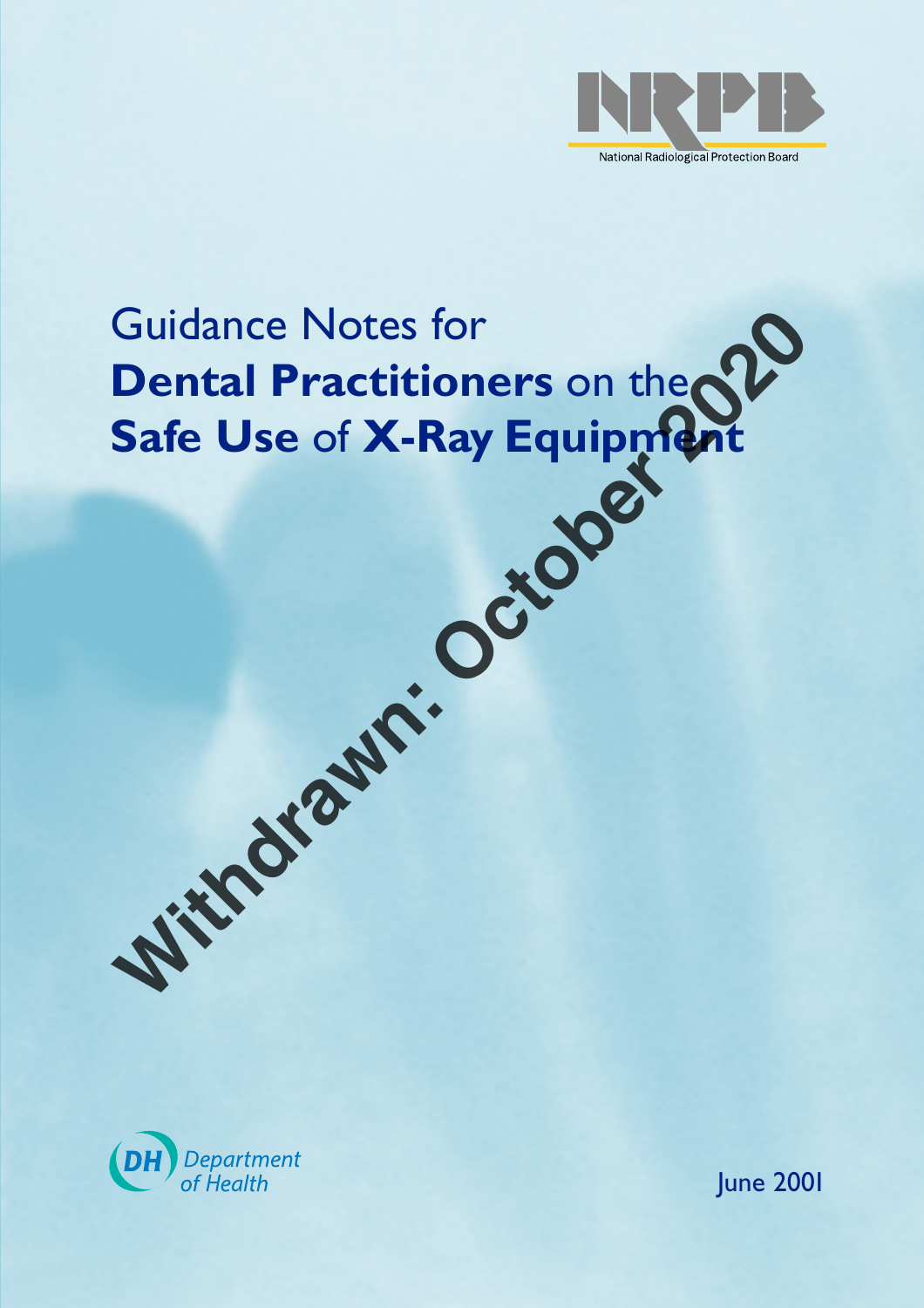NRPB

National Radiological Protection Board

# Guidance Notes for **Dental Practitioners** on the **Safe Use** of **X-Ray Equipment**

Withdrawn: October 2020

Department of Health

June 2001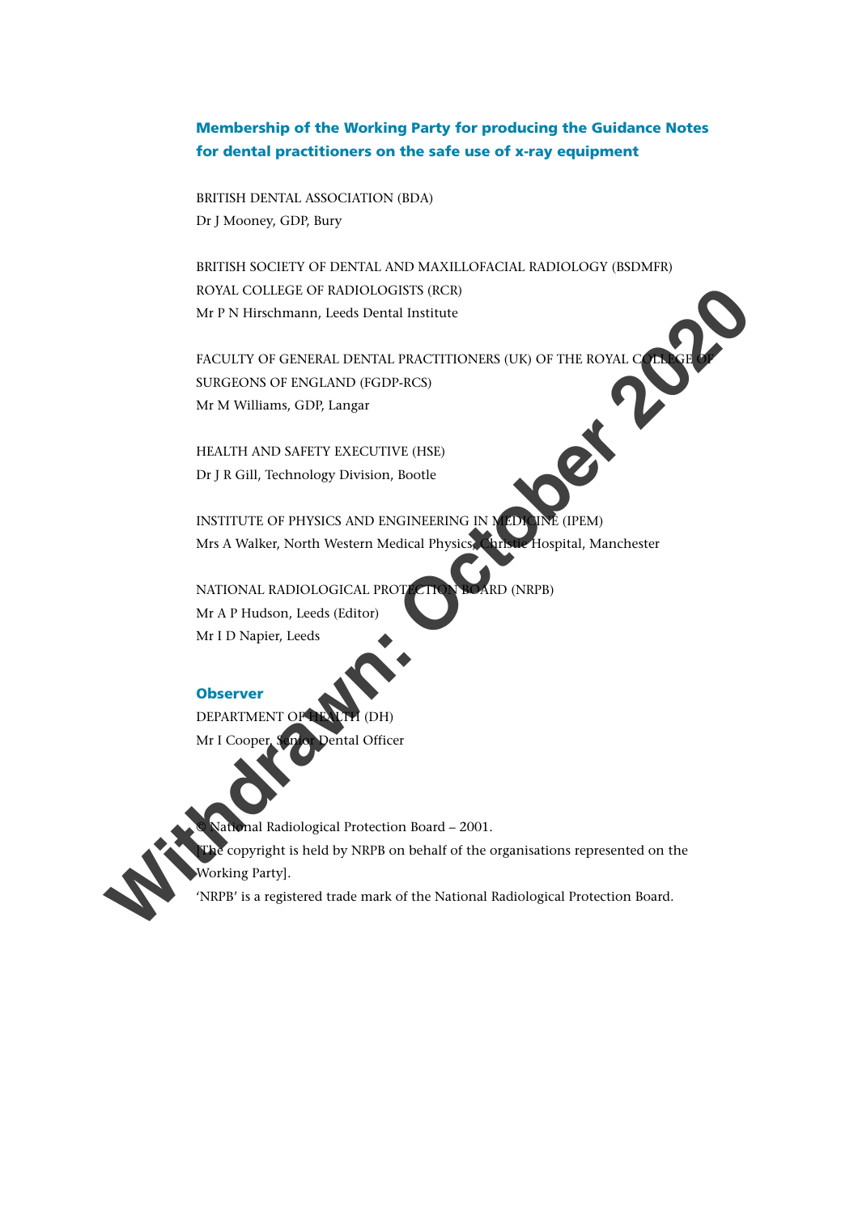## Membership of the Working Party for producing the Guidance Notes for dental practitioners on the safe use of x-ray equipment

BRITISH DENTAL ASSOCIATION (BDA)
Dr J Mooney, GDP, Bury

BRITISH SOCIETY OF DENTAL AND MAXILLOFACIAL RADIOLOGY (BSDMFR)
ROYAL COLLEGE OF RADIOLOGISTS (RCR)
Mr P N Hirschmann, Leeds Dental Institute

FACULTY OF GENERAL DENTAL PRACTITIONERS (UK) OF THE ROYAL COLLEGE OF SURGEONS OF ENGLAND (FGDP-RCS)
Mr M Williams, GDP, Langar

HEALTH AND SAFETY EXECUTIVE (HSE)
Dr J R Gill, Technology Division, Bootle

INSTITUTE OF PHYSICS AND ENGINEERING IN MEDICINE (IPEM)
Mrs A Walker, North Western Medical Physics, Christie Hospital, Manchester

NATIONAL RADIOLOGICAL PROTECTION BOARD (NRPB)
Mr A P Hudson, Leeds (Editor)
Mr I D Napier, Leeds

### Observer

DEPARTMENT OF HEALTH (DH)
Mr I Cooper, Senior Dental Officer

© National Radiological Protection Board – 2001.
[The copyright is held by NRPB on behalf of the organisations represented on the Working Party].
'NRPB' is a registered trade mark of the National Radiological Protection Board.

Withdrawn: October 2020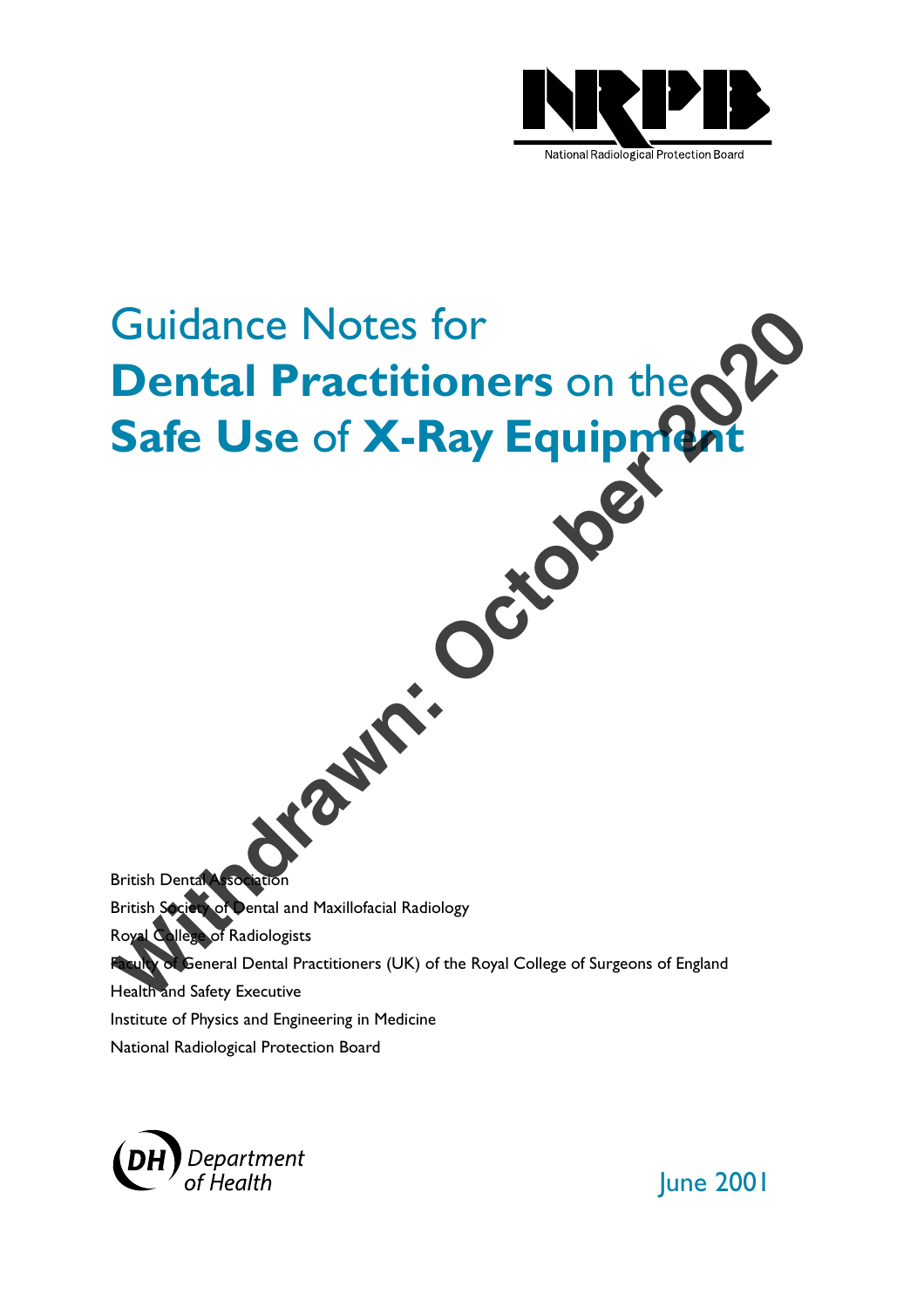National Radiological Protection Board

# Guidance Notes for **Dental Practitioners** on the **Safe Use** of **X-Ray Equipment**

Withdrawn: October 2020

British Dental Association
British Society of Dental and Maxillofacial Radiology
Royal College of Radiologists
Faculty of General Dental Practitioners (UK) of the Royal College of Surgeons of England
Health and Safety Executive
Institute of Physics and Engineering in Medicine
National Radiological Protection Board

Department of Health

June 2001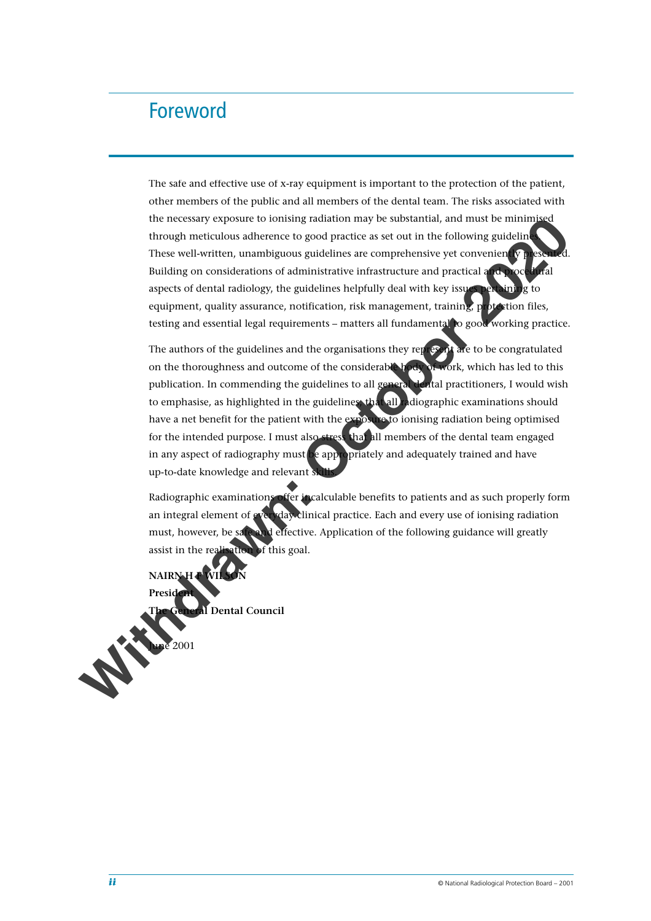# Foreword

The safe and effective use of x-ray equipment is important to the protection of the patient, other members of the public and all members of the dental team. The risks associated with the necessary exposure to ionising radiation may be substantial, and must be minimised through meticulous adherence to good practice as set out in the following guidelines. These well-written, unambiguous guidelines are comprehensive yet conveniently presented. Building on considerations of administrative infrastructure and practical and procedural aspects of dental radiology, the guidelines helpfully deal with key issues pertaining to equipment, quality assurance, notification, risk management, training, protection files, testing and essential legal requirements – matters all fundamental to good working practice.

The authors of the guidelines and the organisations they represent are to be congratulated on the thoroughness and outcome of the considerable body of work, which has led to this publication. In commending the guidelines to all general dental practitioners, I would wish to emphasise, as highlighted in the guidelines, that all radiographic examinations should have a net benefit for the patient with the exposure to ionising radiation being optimised for the intended purpose. I must also stress that all members of the dental team engaged in any aspect of radiography must be appropriately and adequately trained and have up-to-date knowledge and relevant skills.

Radiographic examinations offer incalculable benefits to patients and as such properly form an integral element of everyday clinical practice. Each and every use of ionising radiation must, however, be safe and effective. Application of the following guidance will greatly assist in the realisation of this goal.

**NAIRN H F WILSON**
**President**
**The General Dental Council**

June 2001

Withdrawn: October 2020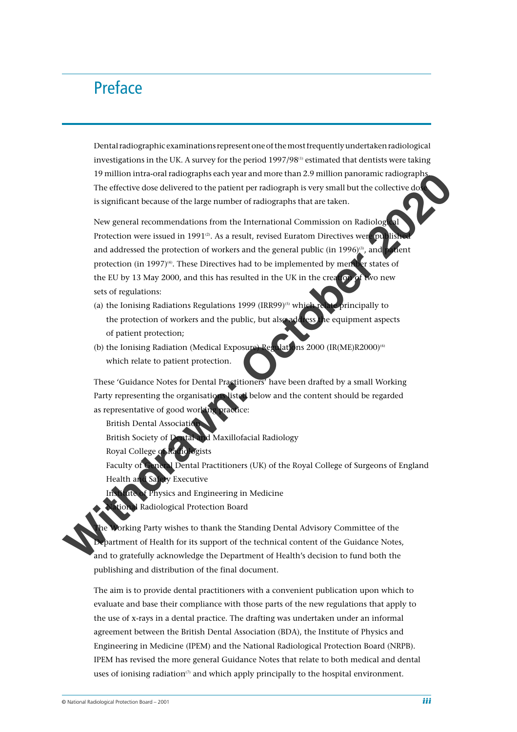# Preface

Dental radiographic examinations represent one of the most frequently undertaken radiological investigations in the UK. A survey for the period 1997/98[1] estimated that dentists were taking 19 million intra-oral radiographs each year and more than 2.9 million panoramic radiographs. The effective dose delivered to the patient per radiograph is very small but the collective dose is significant because of the large number of radiographs that are taken.

New general recommendations from the International Commission on Radiological Protection were issued in 1991[2]. As a result, revised Euratom Directives were published and addressed the protection of workers and the general public (in 1996)[3], and patient protection (in 1997)[4]. These Directives had to be implemented by member states of the EU by 13 May 2000, and this has resulted in the UK in the creation of two new sets of regulations:

(a) the Ionising Radiations Regulations 1999 (IRR99)[5] which relate principally to the protection of workers and the public, but also address the equipment aspects of patient protection;

(b) the Ionising Radiation (Medical Exposure) Regulations 2000 (IR(ME)R2000)[6] which relate to patient protection.

These 'Guidance Notes for Dental Practitioners' have been drafted by a small Working Party representing the organisations listed below and the content should be regarded as representative of good working practice:

British Dental Association
British Society of Dental and Maxillofacial Radiology
Royal College of Radiologists
Faculty of General Dental Practitioners (UK) of the Royal College of Surgeons of England
Health and Safety Executive
Institute of Physics and Engineering in Medicine
National Radiological Protection Board

The Working Party wishes to thank the Standing Dental Advisory Committee of the Department of Health for its support of the technical content of the Guidance Notes, and to gratefully acknowledge the Department of Health's decision to fund both the publishing and distribution of the final document.

The aim is to provide dental practitioners with a convenient publication upon which to evaluate and base their compliance with those parts of the new regulations that apply to the use of x-rays in a dental practice. The drafting was undertaken under an informal agreement between the British Dental Association (BDA), the Institute of Physics and Engineering in Medicine (IPEM) and the National Radiological Protection Board (NRPB). IPEM has revised the more general Guidance Notes that relate to both medical and dental uses of ionising radiation[7] and which apply principally to the hospital environment.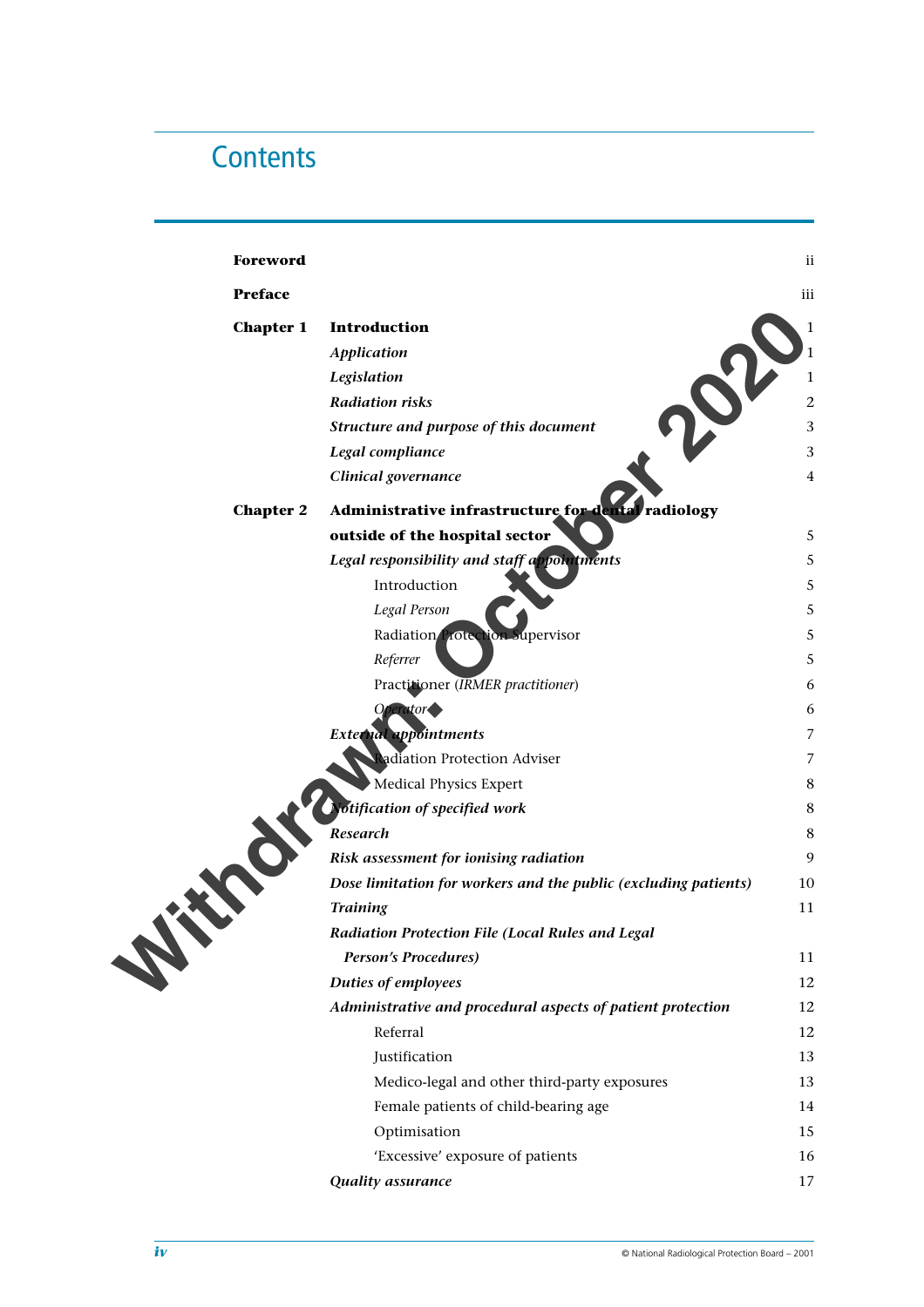# Contents

| | | |
|---|---|---|
| **Foreword** | | ii |
| **Preface** | | iii |
| **Chapter 1** | **Introduction** | 1 |
| | ***Application*** | 1 |
| | ***Legislation*** | 1 |
| | ***Radiation risks*** | 2 |
| | ***Structure and purpose of this document*** | 3 |
| | ***Legal compliance*** | 3 |
| | ***Clinical governance*** | 4 |
| **Chapter 2** | **Administrative infrastructure for dental radiology outside of the hospital sector** | 5 |
| | ***Legal responsibility and staff appointments*** | 5 |
| | Introduction | 5 |
| | *Legal Person* | 5 |
| | Radiation Protection Supervisor | 5 |
| | *Referrer* | 5 |
| | Practitioner (*IRMER practitioner*) | 6 |
| | *Operator* | 6 |
| | ***External appointments*** | 7 |
| | Radiation Protection Adviser | 7 |
| | Medical Physics Expert | 8 |
| | ***Notification of specified work*** | 8 |
| | ***Research*** | 8 |
| | ***Risk assessment for ionising radiation*** | 9 |
| | ***Dose limitation for workers and the public (excluding patients)*** | 10 |
| | ***Training*** | 11 |
| | ***Radiation Protection File (Local Rules and Legal Person's Procedures)*** | 11 |
| | ***Duties of employees*** | 12 |
| | ***Administrative and procedural aspects of patient protection*** | 12 |
| | Referral | 12 |
| | Justification | 13 |
| | Medico-legal and other third-party exposures | 13 |
| | Female patients of child-bearing age | 14 |
| | Optimisation | 15 |
| | 'Excessive' exposure of patients | 16 |
| | ***Quality assurance*** | 17 |

Withdrawn: October 2020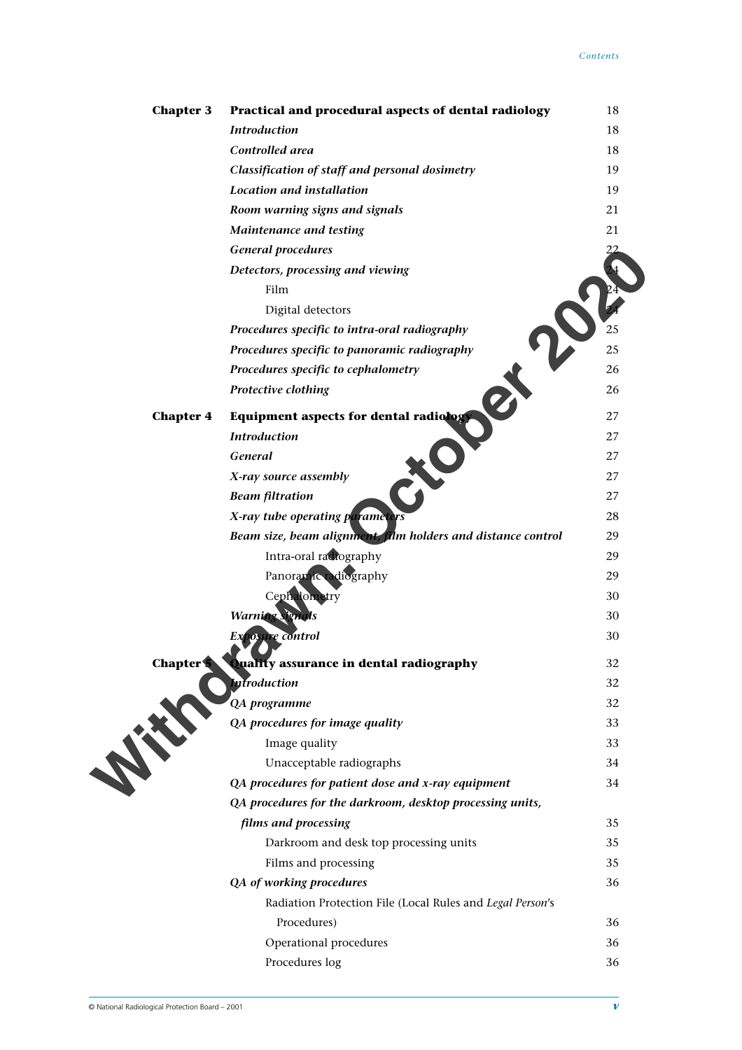| | | |
|---|---|---|
| **Chapter 3** | **Practical and procedural aspects of dental radiology** | 18 |
| | ***Introduction*** | 18 |
| | ***Controlled area*** | 18 |
| | ***Classification of staff and personal dosimetry*** | 19 |
| | ***Location and installation*** | 19 |
| | ***Room warning signs and signals*** | 21 |
| | ***Maintenance and testing*** | 21 |
| | ***General procedures*** | 22 |
| | ***Detectors, processing and viewing*** | 24 |
| | Film | 24 |
| | Digital detectors | 24 |
| | ***Procedures specific to intra-oral radiography*** | 25 |
| | ***Procedures specific to panoramic radiography*** | 25 |
| | ***Procedures specific to cephalometry*** | 26 |
| | ***Protective clothing*** | 26 |
| **Chapter 4** | **Equipment aspects for dental radiology** | 27 |
| | ***Introduction*** | 27 |
| | ***General*** | 27 |
| | ***X-ray source assembly*** | 27 |
| | ***Beam filtration*** | 27 |
| | ***X-ray tube operating parameters*** | 28 |
| | ***Beam size, beam alignment, film holders and distance control*** | 29 |
| | Intra-oral radiography | 29 |
| | Panoramic radiography | 29 |
| | Cephalometry | 30 |
| | ***Warning signals*** | 30 |
| | ***Exposure control*** | 30 |
| **Chapter 5** | **Quality assurance in dental radiography** | 32 |
| | ***Introduction*** | 32 |
| | ***QA programme*** | 32 |
| | ***QA procedures for image quality*** | 33 |
| | Image quality | 33 |
| | Unacceptable radiographs | 34 |
| | ***QA procedures for patient dose and x-ray equipment*** | 34 |
| | ***QA procedures for the darkroom, desktop processing units, films and processing*** | 35 |
| | Darkroom and desk top processing units | 35 |
| | Films and processing | 35 |
| | ***QA of working procedures*** | 36 |
| | Radiation Protection File (Local Rules and *Legal Person*'s Procedures) | 36 |
| | Operational procedures | 36 |
| | Procedures log | 36 |

Withdrawn: October 2020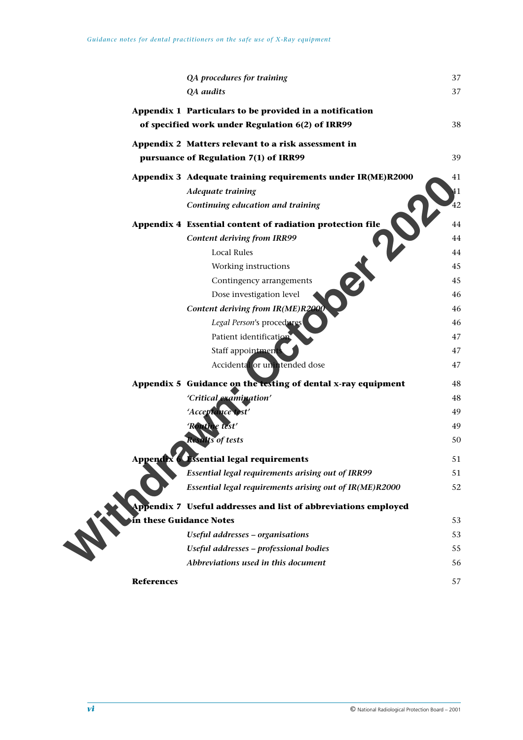| | |
|---|---|
| *QA procedures for training* | 37 |
| *QA audits* | 37 |
| **Appendix 1 Particulars to be provided in a notification of specified work under Regulation 6(2) of IRR99** | 38 |
| **Appendix 2 Matters relevant to a risk assessment in pursuance of Regulation 7(1) of IRR99** | 39 |
| **Appendix 3 Adequate training requirements under IR(ME)R2000** | 41 |
| ***Adequate training*** | 41 |
| ***Continuing education and training*** | 42 |
| **Appendix 4 Essential content of radiation protection file** | 44 |
| ***Content deriving from IRR99*** | 44 |
| Local Rules | 44 |
| Working instructions | 45 |
| Contingency arrangements | 45 |
| Dose investigation level | 46 |
| ***Content deriving from IR(ME)R2000*** | 46 |
| *Legal Person*'s procedures | 46 |
| Patient identification | 47 |
| Staff appointments | 47 |
| Accidental or unintended dose | 47 |
| **Appendix 5 Guidance on the testing of dental x-ray equipment** | 48 |
| ***'Critical examination'*** | 48 |
| ***'Acceptance test'*** | 49 |
| ***'Routine test'*** | 49 |
| ***Results of tests*** | 50 |
| **Appendix 6 Essential legal requirements** | 51 |
| ***Essential legal requirements arising out of IRR99*** | 51 |
| ***Essential legal requirements arising out of IR(ME)R2000*** | 52 |
| **Appendix 7 Useful addresses and list of abbreviations employed in these Guidance Notes** | 53 |
| ***Useful addresses – organisations*** | 53 |
| ***Useful addresses – professional bodies*** | 55 |
| ***Abbreviations used in this document*** | 56 |
| **References** | 57 |

Withdrawn: October 2020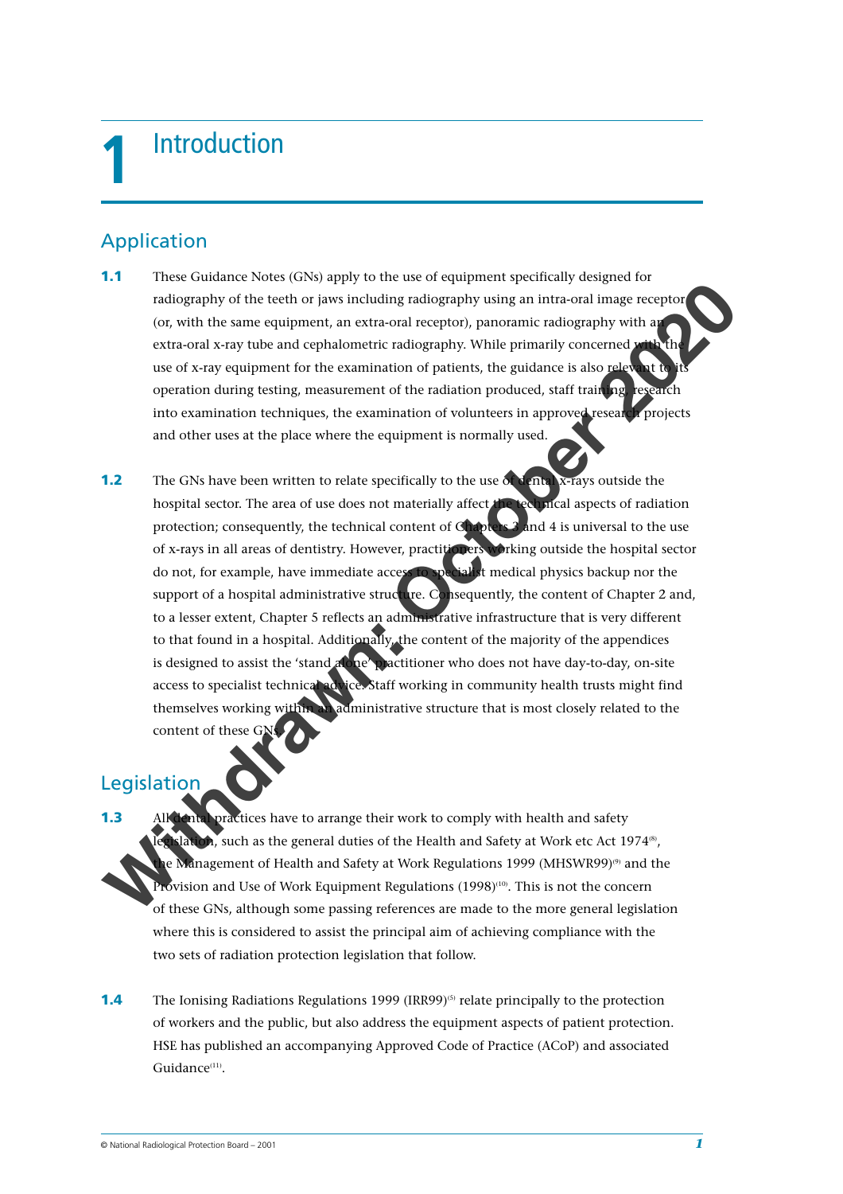# 1 Introduction

## Application

**1.1** These Guidance Notes (GNs) apply to the use of equipment specifically designed for radiography of the teeth or jaws including radiography using an intra-oral image receptor (or, with the same equipment, an extra-oral receptor), panoramic radiography with an extra-oral x-ray tube and cephalometric radiography. While primarily concerned with the use of x-ray equipment for the examination of patients, the guidance is also relevant to its operation during testing, measurement of the radiation produced, staff training, research into examination techniques, the examination of volunteers in approved research projects and other uses at the place where the equipment is normally used.

**1.2** The GNs have been written to relate specifically to the use of dental x-rays outside the hospital sector. The area of use does not materially affect the technical aspects of radiation protection; consequently, the technical content of Chapters 3 and 4 is universal to the use of x-rays in all areas of dentistry. However, practitioners working outside the hospital sector do not, for example, have immediate access to specialist medical physics backup nor the support of a hospital administrative structure. Consequently, the content of Chapter 2 and, to a lesser extent, Chapter 5 reflects an administrative infrastructure that is very different to that found in a hospital. Additionally, the content of the majority of the appendices is designed to assist the 'stand alone' practitioner who does not have day-to-day, on-site access to specialist technical advice. Staff working in community health trusts might find themselves working within an administrative structure that is most closely related to the content of these GNs.

## Legislation

**1.3** All dental practices have to arrange their work to comply with health and safety legislation, such as the general duties of the Health and Safety at Work etc Act 1974[8], the Management of Health and Safety at Work Regulations 1999 (MHSWR99)[9] and the Provision and Use of Work Equipment Regulations (1998)[10]. This is not the concern of these GNs, although some passing references are made to the more general legislation where this is considered to assist the principal aim of achieving compliance with the two sets of radiation protection legislation that follow.

**1.4** The Ionising Radiations Regulations 1999 (IRR99)[5] relate principally to the protection of workers and the public, but also address the equipment aspects of patient protection. HSE has published an accompanying Approved Code of Practice (ACoP) and associated Guidance[11].

Withdrawn: October 2020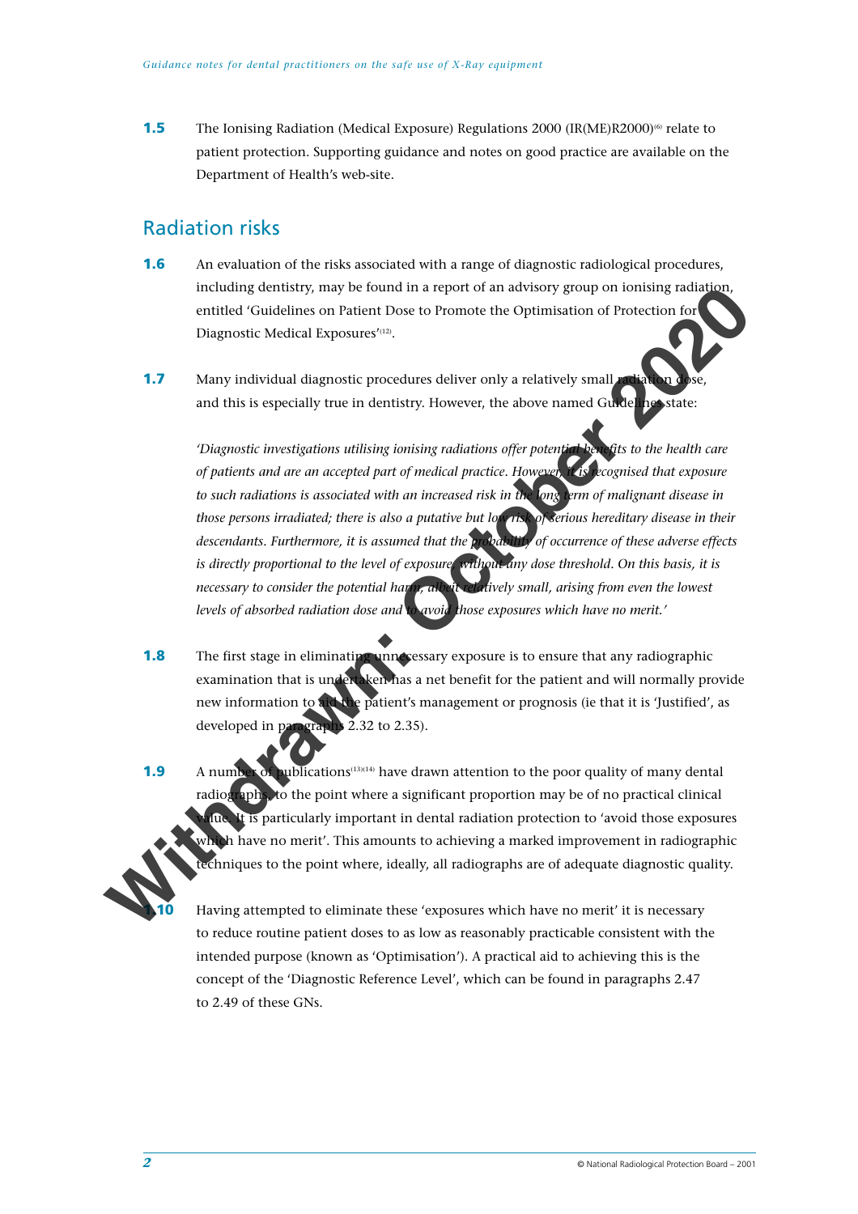**1.5** The Ionising Radiation (Medical Exposure) Regulations 2000 (IR(ME)R2000)[6] relate to patient protection. Supporting guidance and notes on good practice are available on the Department of Health's web-site.

## Radiation risks

**1.6** An evaluation of the risks associated with a range of diagnostic radiological procedures, including dentistry, may be found in a report of an advisory group on ionising radiation, entitled 'Guidelines on Patient Dose to Promote the Optimisation of Protection for Diagnostic Medical Exposures'[12].

**1.7** Many individual diagnostic procedures deliver only a relatively small radiation dose, and this is especially true in dentistry. However, the above named Guidelines state:

*'Diagnostic investigations utilising ionising radiations offer potential benefits to the health care of patients and are an accepted part of medical practice. However, it is recognised that exposure to such radiations is associated with an increased risk in the long term of malignant disease in those persons irradiated; there is also a putative but low risk of serious hereditary disease in their descendants. Furthermore, it is assumed that the probability of occurrence of these adverse effects is directly proportional to the level of exposure, without any dose threshold. On this basis, it is necessary to consider the potential harm, albeit relatively small, arising from even the lowest levels of absorbed radiation dose and to avoid those exposures which have no merit.'*

**1.8** The first stage in eliminating unnecessary exposure is to ensure that any radiographic examination that is undertaken has a net benefit for the patient and will normally provide new information to aid the patient's management or prognosis (ie that it is 'Justified', as developed in paragraphs 2.32 to 2.35).

**1.9** A number of publications[13][14] have drawn attention to the poor quality of many dental radiographs, to the point where a significant proportion may be of no practical clinical value. It is particularly important in dental radiation protection to 'avoid those exposures which have no merit'. This amounts to achieving a marked improvement in radiographic techniques to the point where, ideally, all radiographs are of adequate diagnostic quality.

**1.10** Having attempted to eliminate these 'exposures which have no merit' it is necessary to reduce routine patient doses to as low as reasonably practicable consistent with the intended purpose (known as 'Optimisation'). A practical aid to achieving this is the concept of the 'Diagnostic Reference Level', which can be found in paragraphs 2.47 to 2.49 of these GNs.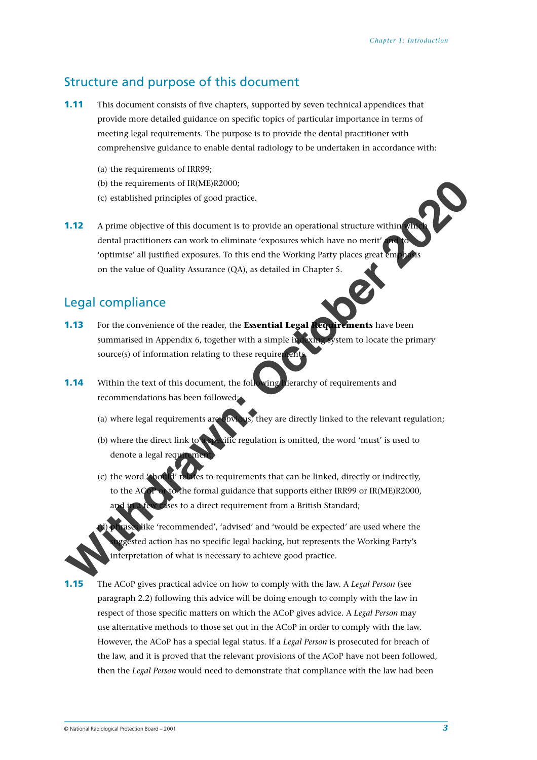## Structure and purpose of this document

**1.11** This document consists of five chapters, supported by seven technical appendices that provide more detailed guidance on specific topics of particular importance in terms of meeting legal requirements. The purpose is to provide the dental practitioner with comprehensive guidance to enable dental radiology to be undertaken in accordance with:

(a) the requirements of IRR99;

(b) the requirements of IR(ME)R2000;

(c) established principles of good practice.

**1.12** A prime objective of this document is to provide an operational structure within which dental practitioners can work to eliminate 'exposures which have no merit' and to 'optimise' all justified exposures. To this end the Working Party places great emphasis on the value of Quality Assurance (QA), as detailed in Chapter 5.

## Legal compliance

**1.13** For the convenience of the reader, the **Essential Legal Requirements** have been summarised in Appendix 6, together with a simple indexing system to locate the primary source(s) of information relating to these requirements.

**1.14** Within the text of this document, the following hierarchy of requirements and recommendations has been followed:

(a) where legal requirements are obvious, they are directly linked to the relevant regulation;

(b) where the direct link to a specific regulation is omitted, the word 'must' is used to denote a legal requirement;

(c) the word 'should' relates to requirements that can be linked, directly or indirectly, to the ACoP or to the formal guidance that supports either IRR99 or IR(ME)R2000, and in a few cases to a direct requirement from a British Standard;

(d) phrases like 'recommended', 'advised' and 'would be expected' are used where the suggested action has no specific legal backing, but represents the Working Party's interpretation of what is necessary to achieve good practice.

**1.15** The ACoP gives practical advice on how to comply with the law. A *Legal Person* (see paragraph 2.2) following this advice will be doing enough to comply with the law in respect of those specific matters on which the ACoP gives advice. A *Legal Person* may use alternative methods to those set out in the ACoP in order to comply with the law. However, the ACoP has a special legal status. If a *Legal Person* is prosecuted for breach of the law, and it is proved that the relevant provisions of the ACoP have not been followed, then the *Legal Person* would need to demonstrate that compliance with the law had been

© National Radiological Protection Board – 2001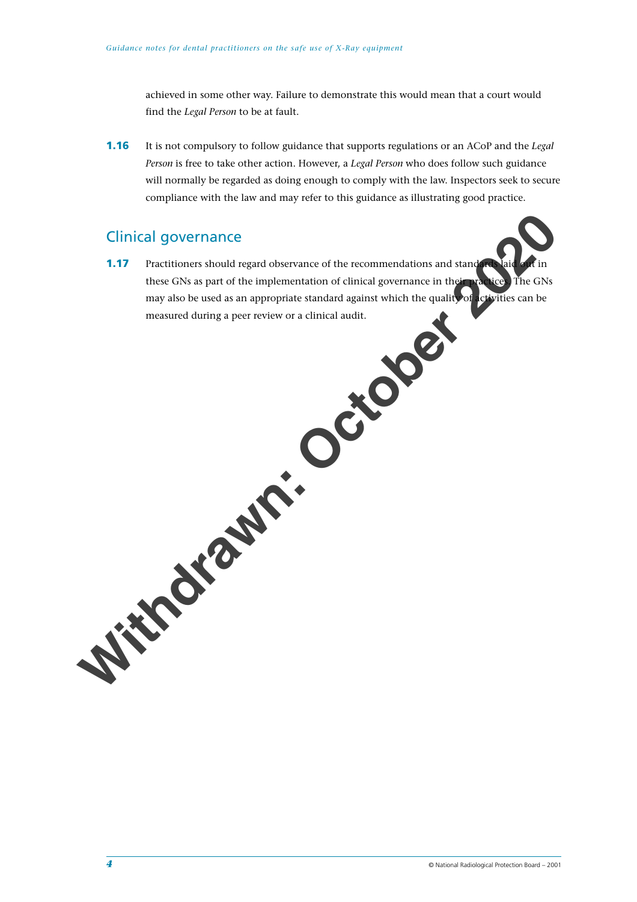achieved in some other way. Failure to demonstrate this would mean that a court would find the *Legal Person* to be at fault.

**1.16** It is not compulsory to follow guidance that supports regulations or an ACoP and the *Legal Person* is free to take other action. However, a *Legal Person* who does follow such guidance will normally be regarded as doing enough to comply with the law. Inspectors seek to secure compliance with the law and may refer to this guidance as illustrating good practice.

## Clinical governance

**1.17** Practitioners should regard observance of the recommendations and standards laid out in these GNs as part of the implementation of clinical governance in their practices. The GNs may also be used as an appropriate standard against which the quality of activities can be measured during a peer review or a clinical audit.

Withdrawn: October 2020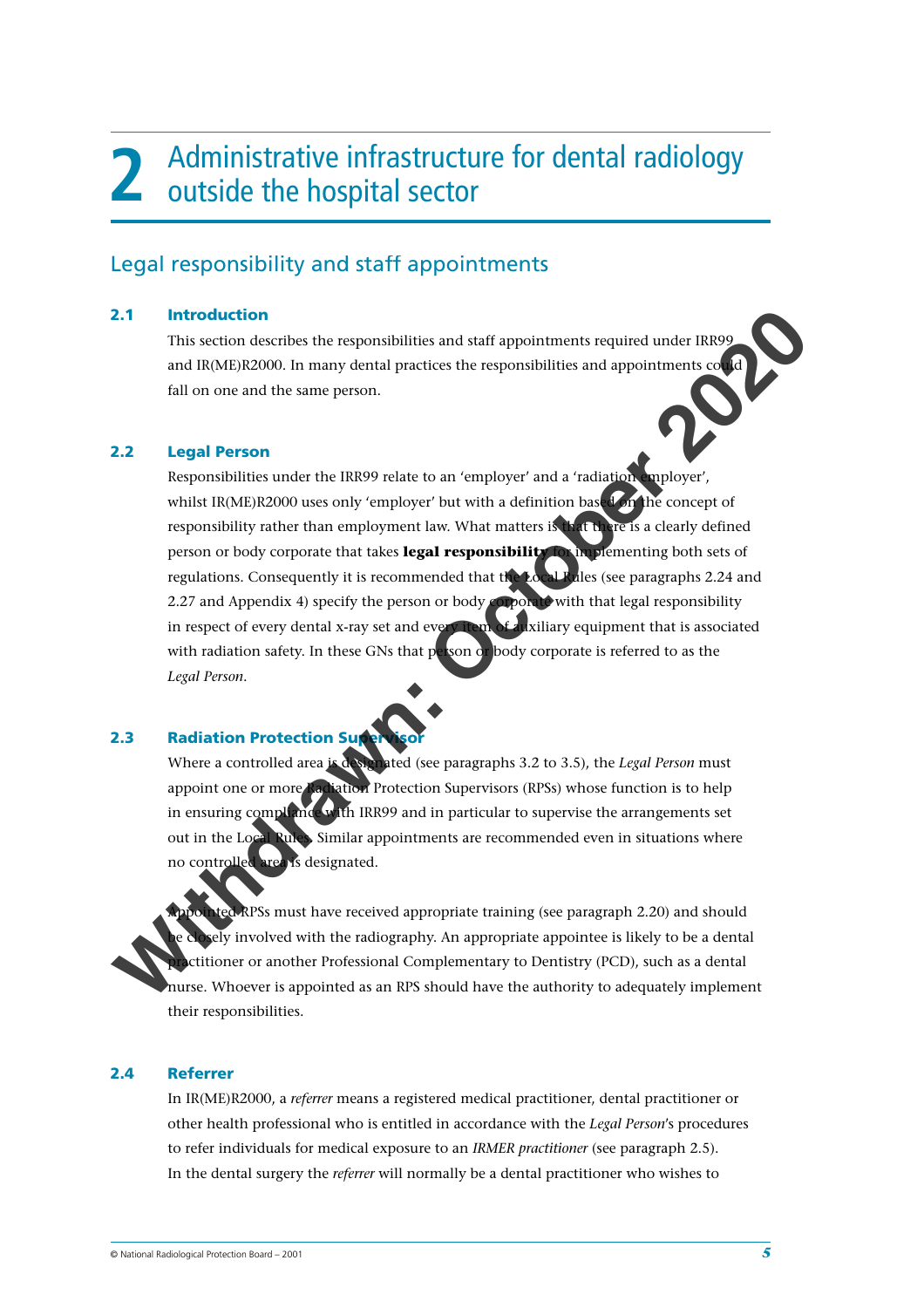# 2 Administrative infrastructure for dental radiology outside the hospital sector

## Legal responsibility and staff appointments

### 2.1 Introduction

This section describes the responsibilities and staff appointments required under IRR99 and IR(ME)R2000. In many dental practices the responsibilities and appointments could fall on one and the same person.

### 2.2 Legal Person

Responsibilities under the IRR99 relate to an 'employer' and a 'radiation employer', whilst IR(ME)R2000 uses only 'employer' but with a definition based on the concept of responsibility rather than employment law. What matters is that there is a clearly defined person or body corporate that takes **legal responsibility** for implementing both sets of regulations. Consequently it is recommended that the Local Rules (see paragraphs 2.24 and 2.27 and Appendix 4) specify the person or body corporate with that legal responsibility in respect of every dental x-ray set and every item of auxiliary equipment that is associated with radiation safety. In these GNs that person or body corporate is referred to as the *Legal Person*.

### 2.3 Radiation Protection Supervisor

Where a controlled area is designated (see paragraphs 3.2 to 3.5), the *Legal Person* must appoint one or more Radiation Protection Supervisors (RPSs) whose function is to help in ensuring compliance with IRR99 and in particular to supervise the arrangements set out in the Local Rules. Similar appointments are recommended even in situations where no controlled area is designated.

Appointed RPSs must have received appropriate training (see paragraph 2.20) and should be closely involved with the radiography. An appropriate appointee is likely to be a dental practitioner or another Professional Complementary to Dentistry (PCD), such as a dental nurse. Whoever is appointed as an RPS should have the authority to adequately implement their responsibilities.

### 2.4 Referrer

In IR(ME)R2000, a *referrer* means a registered medical practitioner, dental practitioner or other health professional who is entitled in accordance with the *Legal Person*'s procedures to refer individuals for medical exposure to an *IRMER practitioner* (see paragraph 2.5). In the dental surgery the *referrer* will normally be a dental practitioner who wishes to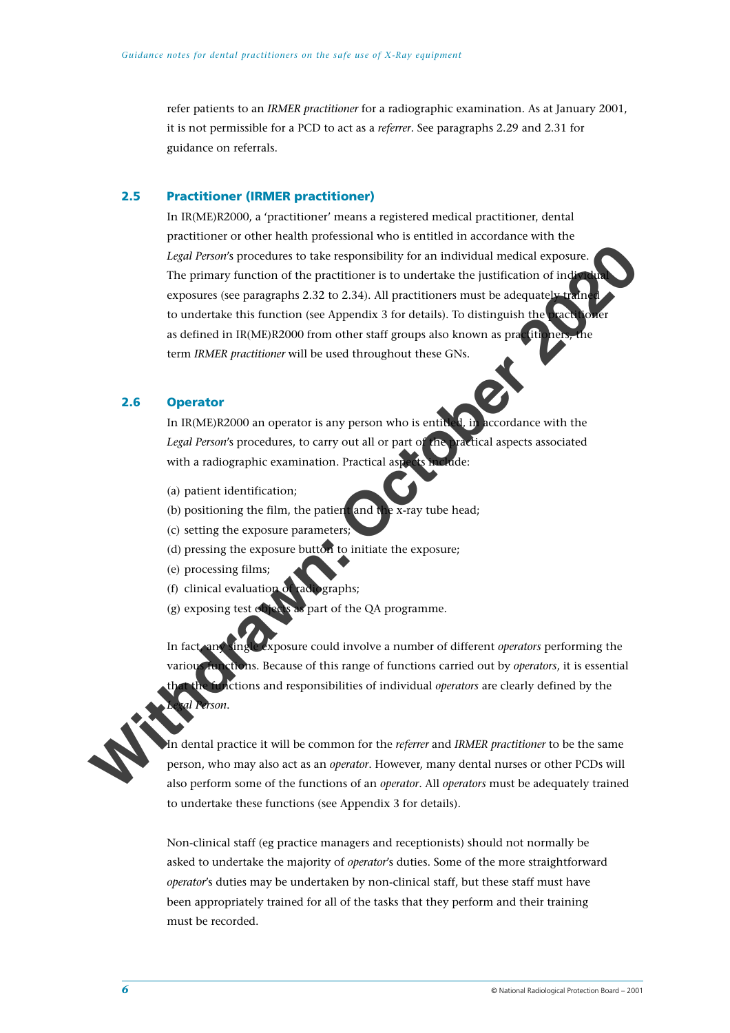refer patients to an *IRMER practitioner* for a radiographic examination. As at January 2001, it is not permissible for a PCD to act as a *referrer*. See paragraphs 2.29 and 2.31 for guidance on referrals.

## 2.5 Practitioner (IRMER practitioner)

In IR(ME)R2000, a 'practitioner' means a registered medical practitioner, dental practitioner or other health professional who is entitled in accordance with the *Legal Person*'s procedures to take responsibility for an individual medical exposure. The primary function of the practitioner is to undertake the justification of individual exposures (see paragraphs 2.32 to 2.34). All practitioners must be adequately trained to undertake this function (see Appendix 3 for details). To distinguish the practitioner as defined in IR(ME)R2000 from other staff groups also known as practitioners, the term *IRMER practitioner* will be used throughout these GNs.

## 2.6 Operator

In IR(ME)R2000 an operator is any person who is entitled, in accordance with the *Legal Person*'s procedures, to carry out all or part of the practical aspects associated with a radiographic examination. Practical aspects include:

(a) patient identification;
(b) positioning the film, the patient and the x-ray tube head;
(c) setting the exposure parameters;
(d) pressing the exposure button to initiate the exposure;
(e) processing films;
(f) clinical evaluation of radiographs;
(g) exposing test objects as part of the QA programme.

In fact, any single exposure could involve a number of different *operators* performing the various functions. Because of this range of functions carried out by *operators*, it is essential that the functions and responsibilities of individual *operators* are clearly defined by the *Legal Person*.

In dental practice it will be common for the *referrer* and *IRMER practitioner* to be the same person, who may also act as an *operator*. However, many dental nurses or other PCDs will also perform some of the functions of an *operator*. All *operators* must be adequately trained to undertake these functions (see Appendix 3 for details).

Non-clinical staff (eg practice managers and receptionists) should not normally be asked to undertake the majority of *operator*'s duties. Some of the more straightforward *operator*'s duties may be undertaken by non-clinical staff, but these staff must have been appropriately trained for all of the tasks that they perform and their training must be recorded.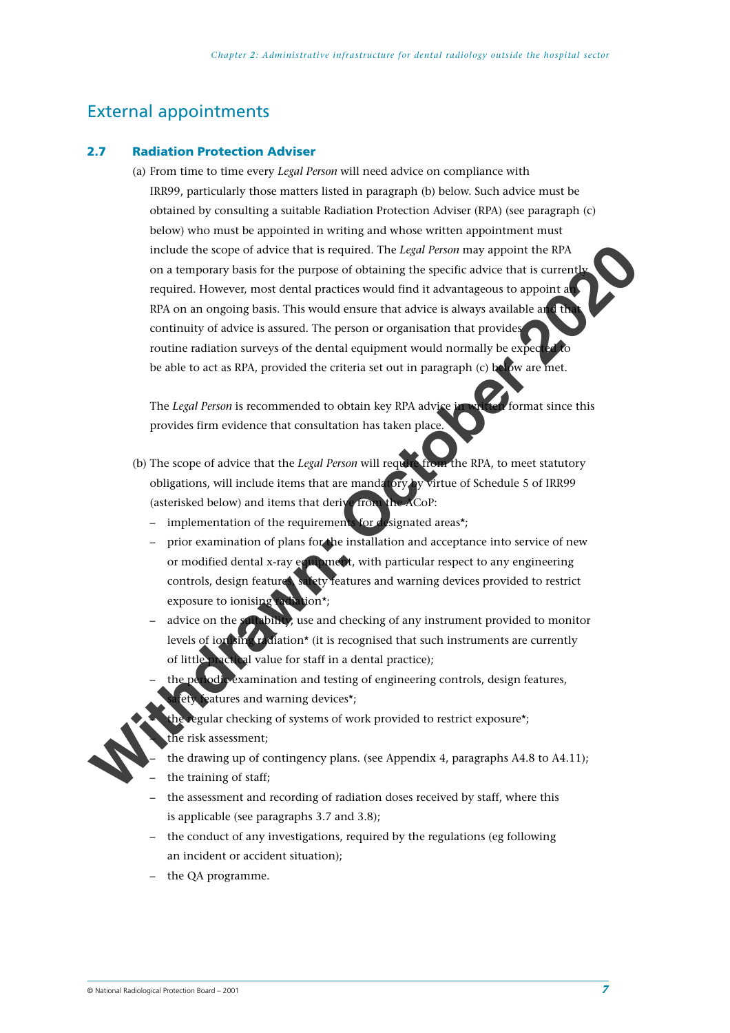## External appointments

### 2.7 Radiation Protection Adviser

(a) From time to time every *Legal Person* will need advice on compliance with IRR99, particularly those matters listed in paragraph (b) below. Such advice must be obtained by consulting a suitable Radiation Protection Adviser (RPA) (see paragraph (c) below) who must be appointed in writing and whose written appointment must include the scope of advice that is required. The *Legal Person* may appoint the RPA on a temporary basis for the purpose of obtaining the specific advice that is currently required. However, most dental practices would find it advantageous to appoint an RPA on an ongoing basis. This would ensure that advice is always available and that continuity of advice is assured. The person or organisation that provides routine radiation surveys of the dental equipment would normally be expected to be able to act as RPA, provided the criteria set out in paragraph (c) below are met.

The *Legal Person* is recommended to obtain key RPA advice in written format since this provides firm evidence that consultation has taken place.

(b) The scope of advice that the *Legal Person* will require from the RPA, to meet statutory obligations, will include items that are mandatory by virtue of Schedule 5 of IRR99 (asterisked below) and items that derive from the ACoP:

- implementation of the requirements for designated areas*;
- prior examination of plans for the installation and acceptance into service of new or modified dental x-ray equipment, with particular respect to any engineering controls, design features, safety features and warning devices provided to restrict exposure to ionising radiation*;
- advice on the suitability, use and checking of any instrument provided to monitor levels of ionising radiation* (it is recognised that such instruments are currently of little practical value for staff in a dental practice);
- the periodic examination and testing of engineering controls, design features, safety features and warning devices*;
- the regular checking of systems of work provided to restrict exposure*;
- the risk assessment;
- the drawing up of contingency plans. (see Appendix 4, paragraphs A4.8 to A4.11);
- the training of staff;
- the assessment and recording of radiation doses received by staff, where this is applicable (see paragraphs 3.7 and 3.8);
- the conduct of any investigations, required by the regulations (eg following an incident or accident situation);
- the QA programme.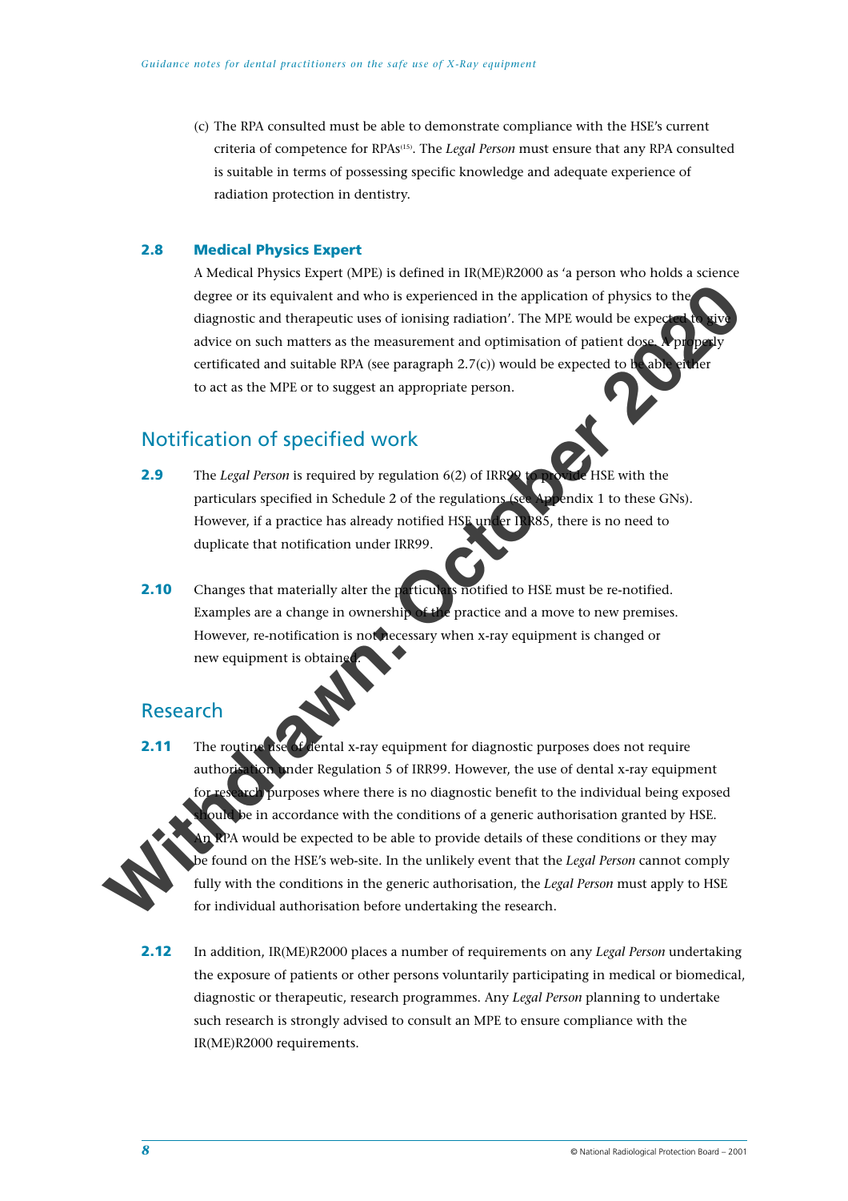(c) The RPA consulted must be able to demonstrate compliance with the HSE's current criteria of competence for RPAs[15]. The *Legal Person* must ensure that any RPA consulted is suitable in terms of possessing specific knowledge and adequate experience of radiation protection in dentistry.

### 2.8 Medical Physics Expert

A Medical Physics Expert (MPE) is defined in IR(ME)R2000 as 'a person who holds a science degree or its equivalent and who is experienced in the application of physics to the diagnostic and therapeutic uses of ionising radiation'. The MPE would be expected to give advice on such matters as the measurement and optimisation of patient dose. A properly certificated and suitable RPA (see paragraph 2.7(c)) would be expected to be able either to act as the MPE or to suggest an appropriate person.

## Notification of specified work

**2.9** The *Legal Person* is required by regulation 6(2) of IRR99 to provide HSE with the particulars specified in Schedule 2 of the regulations (see Appendix 1 to these GNs). However, if a practice has already notified HSE under IRR85, there is no need to duplicate that notification under IRR99.

**2.10** Changes that materially alter the particulars notified to HSE must be re-notified. Examples are a change in ownership of the practice and a move to new premises. However, re-notification is not necessary when x-ray equipment is changed or new equipment is obtained.

## Research

**2.11** The routine use of dental x-ray equipment for diagnostic purposes does not require authorisation under Regulation 5 of IRR99. However, the use of dental x-ray equipment for research purposes where there is no diagnostic benefit to the individual being exposed should be in accordance with the conditions of a generic authorisation granted by HSE. An RPA would be expected to be able to provide details of these conditions or they may be found on the HSE's web-site. In the unlikely event that the *Legal Person* cannot comply fully with the conditions in the generic authorisation, the *Legal Person* must apply to HSE for individual authorisation before undertaking the research.

**2.12** In addition, IR(ME)R2000 places a number of requirements on any *Legal Person* undertaking the exposure of patients or other persons voluntarily participating in medical or biomedical, diagnostic or therapeutic, research programmes. Any *Legal Person* planning to undertake such research is strongly advised to consult an MPE to ensure compliance with the IR(ME)R2000 requirements.

Withdrawn: October 2020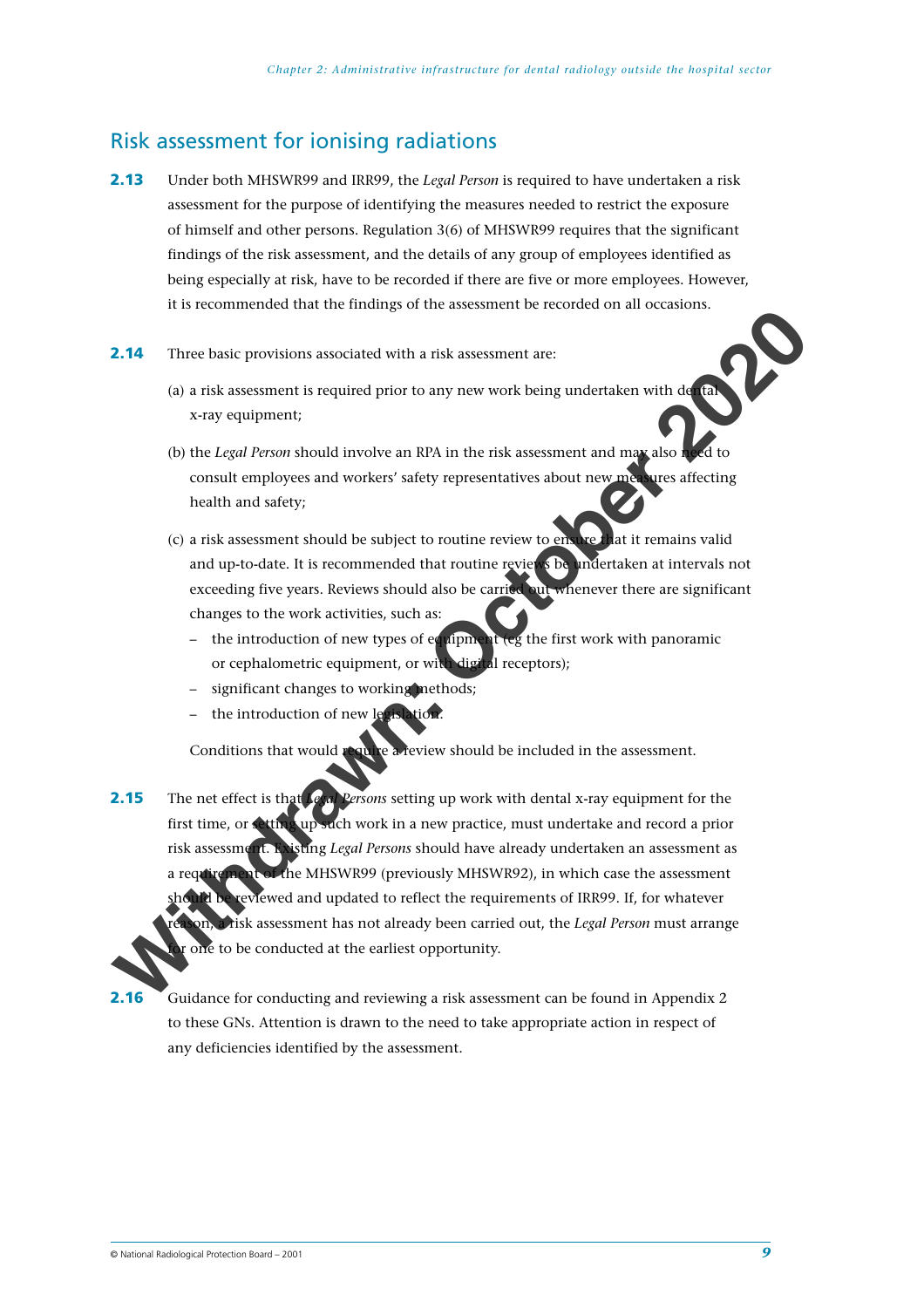## Risk assessment for ionising radiations

**2.13** Under both MHSWR99 and IRR99, the *Legal Person* is required to have undertaken a risk assessment for the purpose of identifying the measures needed to restrict the exposure of himself and other persons. Regulation 3(6) of MHSWR99 requires that the significant findings of the risk assessment, and the details of any group of employees identified as being especially at risk, have to be recorded if there are five or more employees. However, it is recommended that the findings of the assessment be recorded on all occasions.

**2.14** Three basic provisions associated with a risk assessment are:

(a) a risk assessment is required prior to any new work being undertaken with dental x-ray equipment;

(b) the *Legal Person* should involve an RPA in the risk assessment and may also need to consult employees and workers' safety representatives about new measures affecting health and safety;

(c) a risk assessment should be subject to routine review to ensure that it remains valid and up-to-date. It is recommended that routine reviews be undertaken at intervals not exceeding five years. Reviews should also be carried out whenever there are significant changes to the work activities, such as:

- the introduction of new types of equipment (eg the first work with panoramic or cephalometric equipment, or with digital receptors);
- significant changes to working methods;
- the introduction of new legislation.

Conditions that would require a review should be included in the assessment.

**2.15** The net effect is that *Legal Persons* setting up work with dental x-ray equipment for the first time, or setting up such work in a new practice, must undertake and record a prior risk assessment. Existing *Legal Persons* should have already undertaken an assessment as a requirement of the MHSWR99 (previously MHSWR92), in which case the assessment should be reviewed and updated to reflect the requirements of IRR99. If, for whatever reason, a risk assessment has not already been carried out, the *Legal Person* must arrange for one to be conducted at the earliest opportunity.

**2.16** Guidance for conducting and reviewing a risk assessment can be found in Appendix 2 to these GNs. Attention is drawn to the need to take appropriate action in respect of any deficiencies identified by the assessment.

Withdrawn: October 2020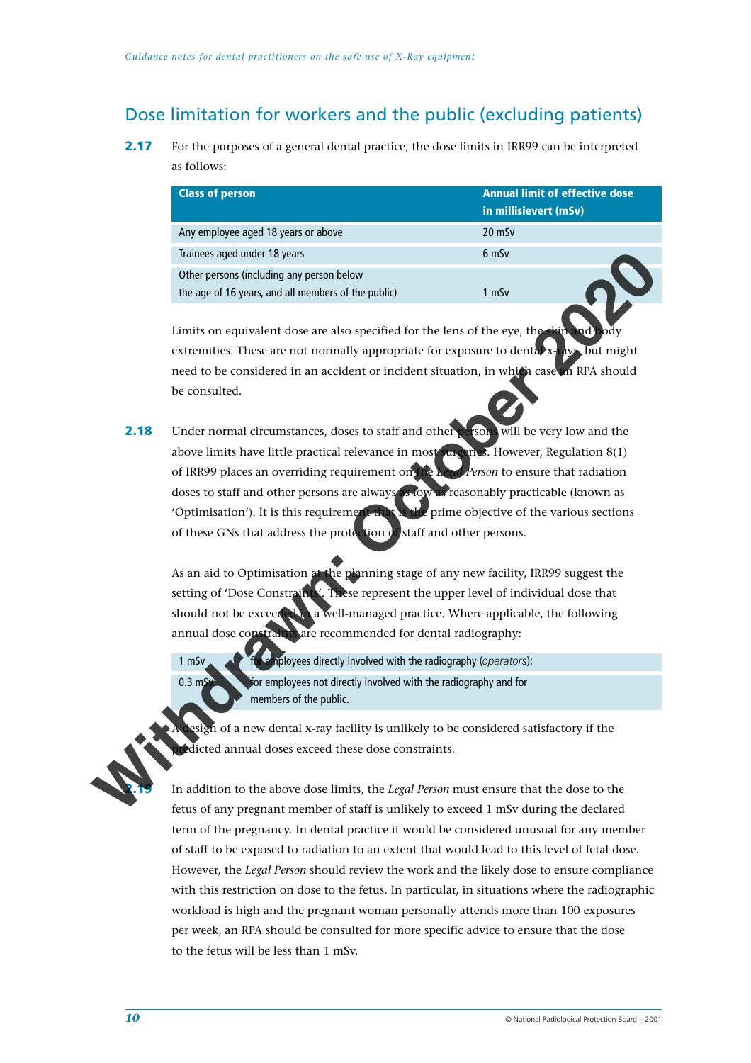## Dose limitation for workers and the public (excluding patients)

**2.17** For the purposes of a general dental practice, the dose limits in IRR99 can be interpreted as follows:

| Class of person | Annual limit of effective dose in millisievert (mSv) |
|---|---|
| Any employee aged 18 years or above | 20 mSv |
| Trainees aged under 18 years | 6 mSv |
| Other persons (including any person below the age of 16 years, and all members of the public) | 1 mSv |

Limits on equivalent dose are also specified for the lens of the eye, the skin and body extremities. These are not normally appropriate for exposure to dental x-rays, but might need to be considered in an accident or incident situation, in which case an RPA should be consulted.

**2.18** Under normal circumstances, doses to staff and other persons will be very low and the above limits have little practical relevance in most surgeries. However, Regulation 8(1) of IRR99 places an overriding requirement on the *Legal Person* to ensure that radiation doses to staff and other persons are always as low as reasonably practicable (known as 'Optimisation'). It is this requirement that is the prime objective of the various sections of these GNs that address the protection of staff and other persons.

As an aid to Optimisation at the planning stage of any new facility, IRR99 suggest the setting of 'Dose Constraints'. These represent the upper level of individual dose that should not be exceeded in a well-managed practice. Where applicable, the following annual dose constraints are recommended for dental radiography:

| | |
|---|---|
| 1 mSv | for employees directly involved with the radiography (*operators*); |
| 0.3 mSv | for employees not directly involved with the radiography and for members of the public. |

A design of a new dental x-ray facility is unlikely to be considered satisfactory if the predicted annual doses exceed these dose constraints.

**2.19** In addition to the above dose limits, the *Legal Person* must ensure that the dose to the fetus of any pregnant member of staff is unlikely to exceed 1 mSv during the declared term of the pregnancy. In dental practice it would be considered unusual for any member of staff to be exposed to radiation to an extent that would lead to this level of fetal dose. However, the *Legal Person* should review the work and the likely dose to ensure compliance with this restriction on dose to the fetus. In particular, in situations where the radiographic workload is high and the pregnant woman personally attends more than 100 exposures per week, an RPA should be consulted for more specific advice to ensure that the dose to the fetus will be less than 1 mSv.

Withdrawn: October 2020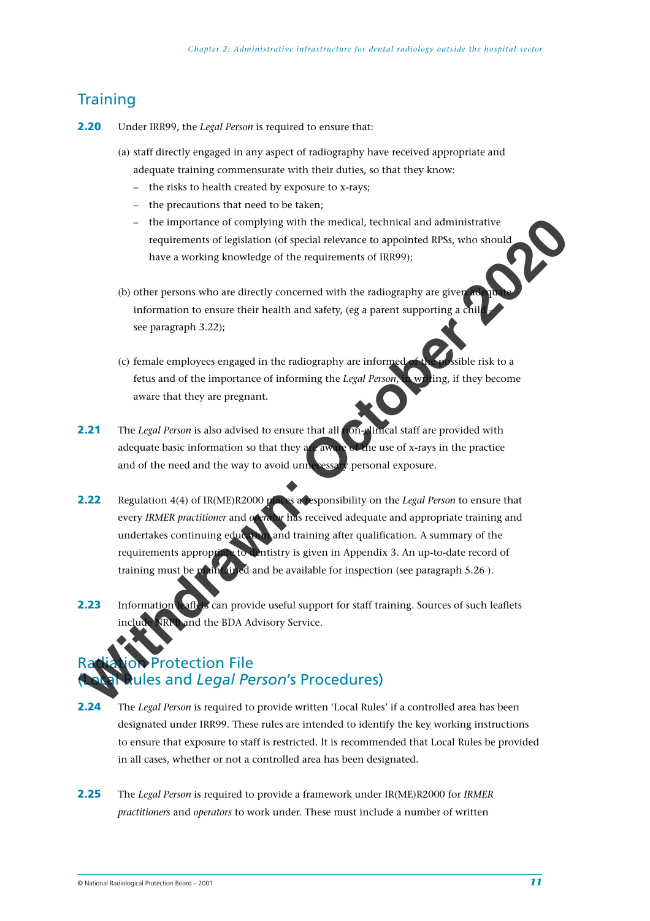## Training

**2.20** Under IRR99, the *Legal Person* is required to ensure that:

(a) staff directly engaged in any aspect of radiography have received appropriate and adequate training commensurate with their duties, so that they know:

- the risks to health created by exposure to x-rays;
- the precautions that need to be taken;
- the importance of complying with the medical, technical and administrative requirements of legislation (of special relevance to appointed RPSs, who should have a working knowledge of the requirements of IRR99);

(b) other persons who are directly concerned with the radiography are given adequate information to ensure their health and safety, (eg a parent supporting a child – see paragraph 3.22);

(c) female employees engaged in the radiography are informed of the possible risk to a fetus and of the importance of informing the *Legal Person*, in writing, if they become aware that they are pregnant.

**2.21** The *Legal Person* is also advised to ensure that all non-clinical staff are provided with adequate basic information so that they are aware of the use of x-rays in the practice and of the need and the way to avoid unnecessary personal exposure.

**2.22** Regulation 4(4) of IR(ME)R2000 places a responsibility on the *Legal Person* to ensure that every *IRMER practitioner* and *operator* has received adequate and appropriate training and undertakes continuing education and training after qualification. A summary of the requirements appropriate to dentistry is given in Appendix 3. An up-to-date record of training must be maintained and be available for inspection (see paragraph 5.26 ).

**2.23** Information leaflets can provide useful support for staff training. Sources of such leaflets include NRPB and the BDA Advisory Service.

## Radiation Protection File (Local Rules and *Legal Person*'s Procedures)

**2.24** The *Legal Person* is required to provide written 'Local Rules' if a controlled area has been designated under IRR99. These rules are intended to identify the key working instructions to ensure that exposure to staff is restricted. It is recommended that Local Rules be provided in all cases, whether or not a controlled area has been designated.

**2.25** The *Legal Person* is required to provide a framework under IR(ME)R2000 for *IRMER practitioners* and *operators* to work under. These must include a number of written

Withdrawn: October 2020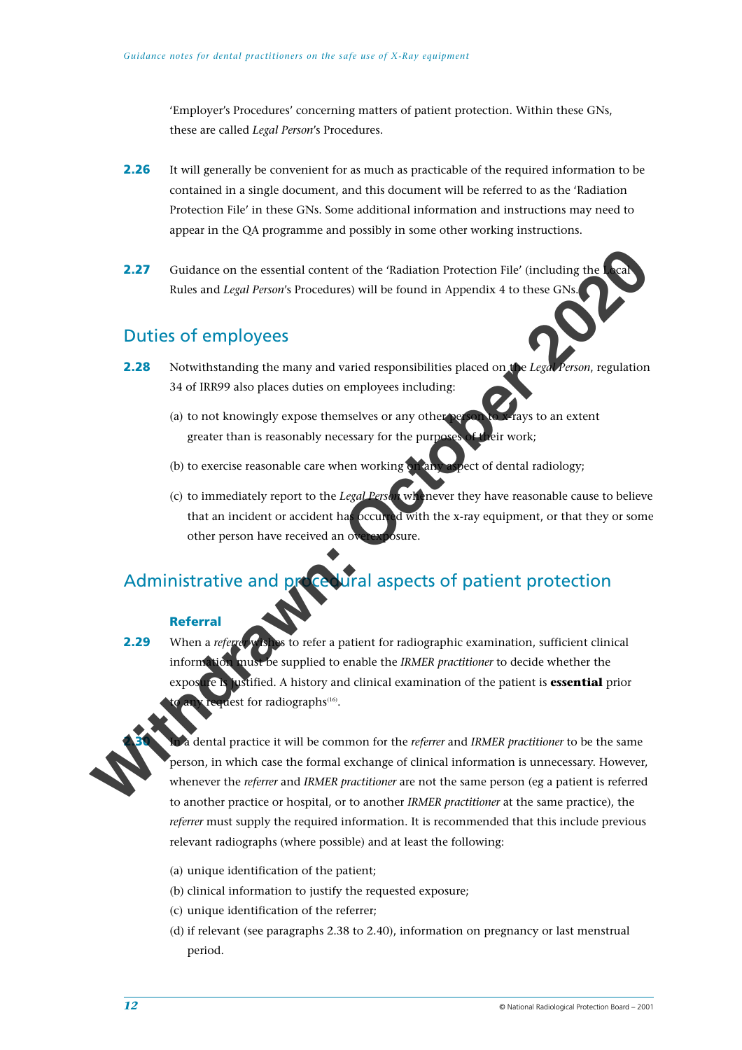'Employer's Procedures' concerning matters of patient protection. Within these GNs, these are called *Legal Person*'s Procedures.

**2.26** It will generally be convenient for as much as practicable of the required information to be contained in a single document, and this document will be referred to as the 'Radiation Protection File' in these GNs. Some additional information and instructions may need to appear in the QA programme and possibly in some other working instructions.

**2.27** Guidance on the essential content of the 'Radiation Protection File' (including the Local Rules and *Legal Person*'s Procedures) will be found in Appendix 4 to these GNs.

## Duties of employees

**2.28** Notwithstanding the many and varied responsibilities placed on the *Legal Person*, regulation 34 of IRR99 also places duties on employees including:

(a) to not knowingly expose themselves or any other person to x-rays to an extent greater than is reasonably necessary for the purposes of their work;

(b) to exercise reasonable care when working on any aspect of dental radiology;

(c) to immediately report to the *Legal Person* whenever they have reasonable cause to believe that an incident or accident has occurred with the x-ray equipment, or that they or some other person have received an overexposure.

## Administrative and procedural aspects of patient protection

### Referral

**2.29** When a *referrer* wishes to refer a patient for radiographic examination, sufficient clinical information must be supplied to enable the *IRMER practitioner* to decide whether the exposure is justified. A history and clinical examination of the patient is **essential** prior to any request for radiographs[16].

**2.30** In a dental practice it will be common for the *referrer* and *IRMER practitioner* to be the same person, in which case the formal exchange of clinical information is unnecessary. However, whenever the *referrer* and *IRMER practitioner* are not the same person (eg a patient is referred to another practice or hospital, or to another *IRMER practitioner* at the same practice), the *referrer* must supply the required information. It is recommended that this include previous relevant radiographs (where possible) and at least the following:

(a) unique identification of the patient;
(b) clinical information to justify the requested exposure;
(c) unique identification of the referrer;
(d) if relevant (see paragraphs 2.38 to 2.40), information on pregnancy or last menstrual period.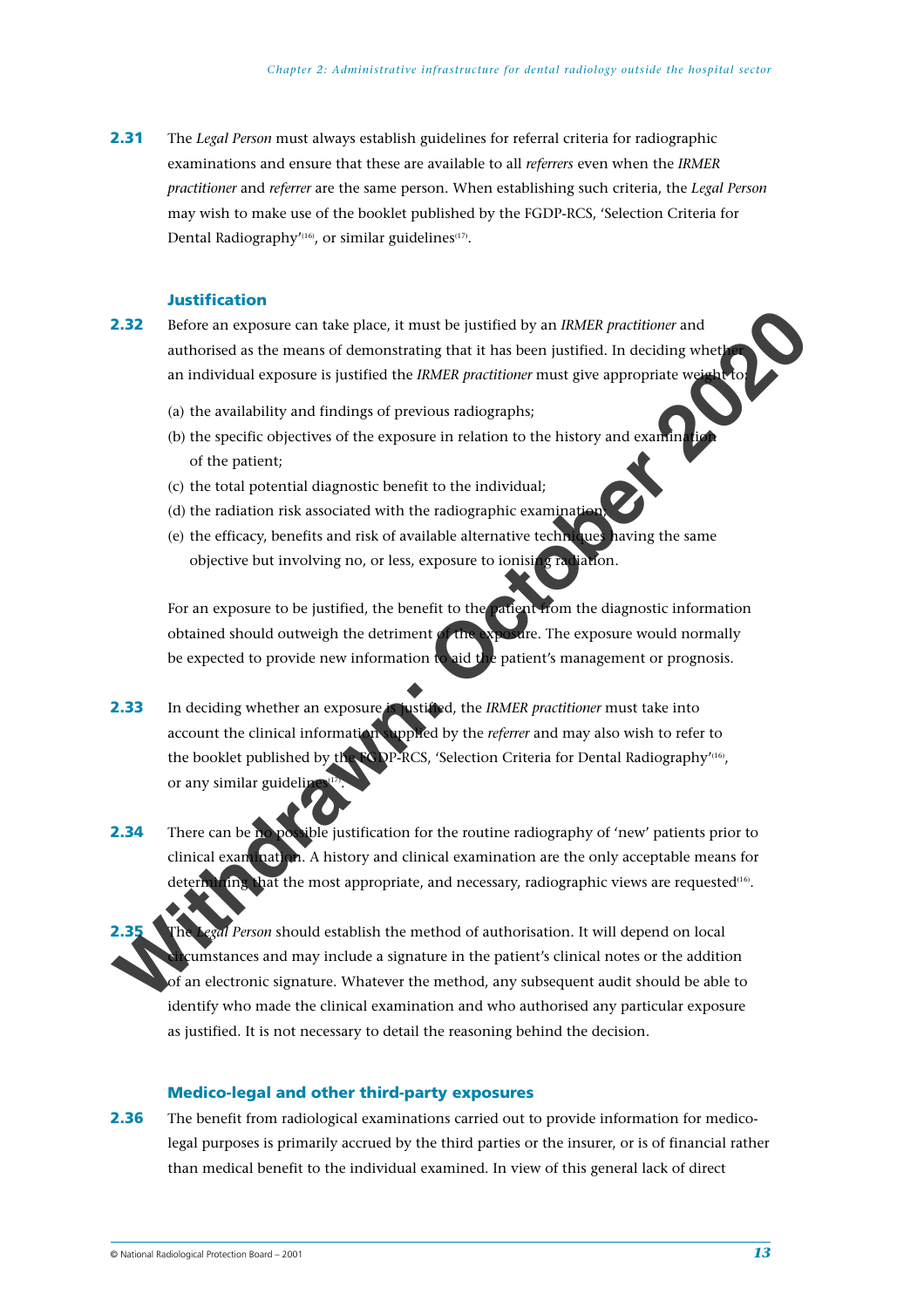**2.31** The *Legal Person* must always establish guidelines for referral criteria for radiographic examinations and ensure that these are available to all *referrers* even when the *IRMER practitioner* and *referrer* are the same person. When establishing such criteria, the *Legal Person* may wish to make use of the booklet published by the FGDP-RCS, 'Selection Criteria for Dental Radiography'[16], or similar guidelines[17].

### Justification

**2.32** Before an exposure can take place, it must be justified by an *IRMER practitioner* and authorised as the means of demonstrating that it has been justified. In deciding whether an individual exposure is justified the *IRMER practitioner* must give appropriate weight to:

(a) the availability and findings of previous radiographs;

(b) the specific objectives of the exposure in relation to the history and examination of the patient;

(c) the total potential diagnostic benefit to the individual;

(d) the radiation risk associated with the radiographic examination;

(e) the efficacy, benefits and risk of available alternative techniques having the same objective but involving no, or less, exposure to ionising radiation.

For an exposure to be justified, the benefit to the patient from the diagnostic information obtained should outweigh the detriment of the exposure. The exposure would normally be expected to provide new information to aid the patient's management or prognosis.

**2.33** In deciding whether an exposure is justified, the *IRMER practitioner* must take into account the clinical information supplied by the *referrer* and may also wish to refer to the booklet published by the FGDP-RCS, 'Selection Criteria for Dental Radiography'[16], or any similar guidelines[17].

**2.34** There can be no possible justification for the routine radiography of 'new' patients prior to clinical examination. A history and clinical examination are the only acceptable means for determining that the most appropriate, and necessary, radiographic views are requested[16].

**2.35** The *Legal Person* should establish the method of authorisation. It will depend on local circumstances and may include a signature in the patient's clinical notes or the addition of an electronic signature. Whatever the method, any subsequent audit should be able to identify who made the clinical examination and who authorised any particular exposure as justified. It is not necessary to detail the reasoning behind the decision.

### Medico-legal and other third-party exposures

**2.36** The benefit from radiological examinations carried out to provide information for medico-legal purposes is primarily accrued by the third parties or the insurer, or is of financial rather than medical benefit to the individual examined. In view of this general lack of direct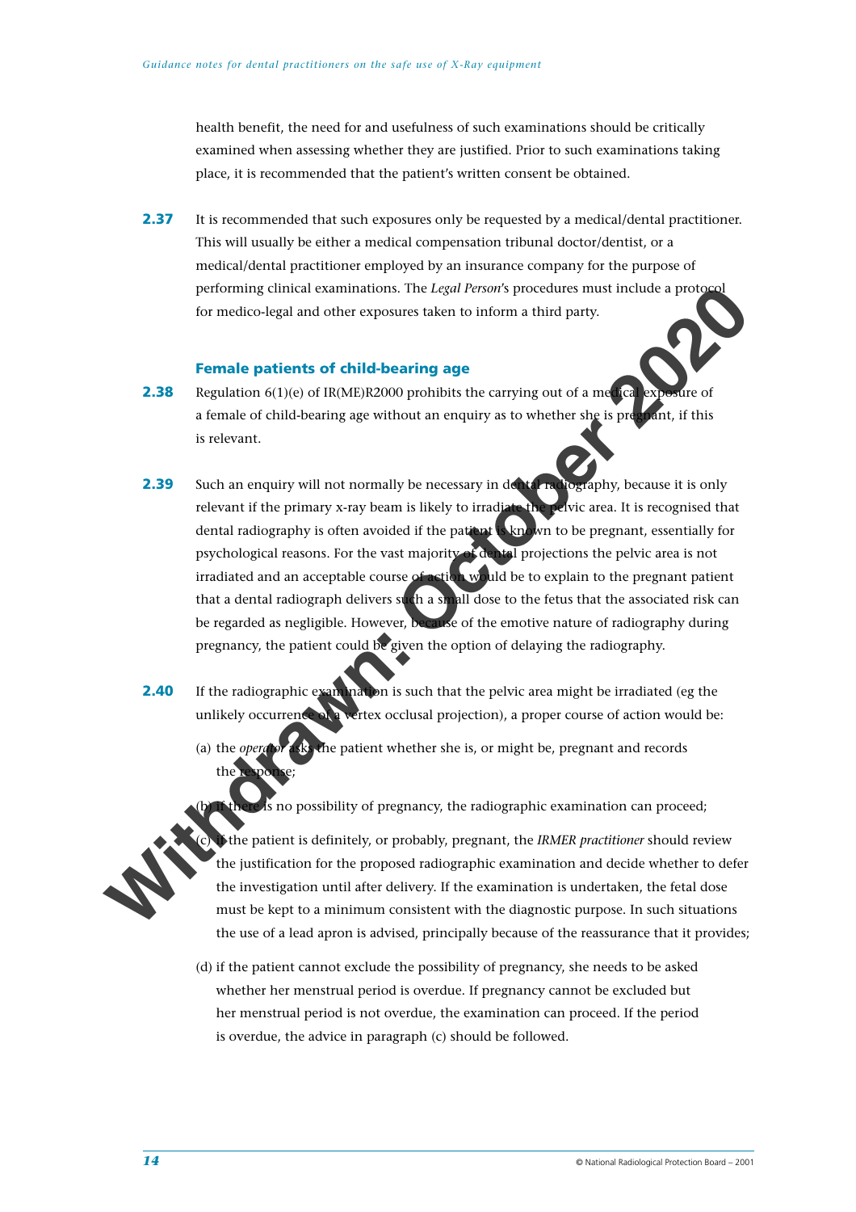health benefit, the need for and usefulness of such examinations should be critically examined when assessing whether they are justified. Prior to such examinations taking place, it is recommended that the patient's written consent be obtained.

**2.37** It is recommended that such exposures only be requested by a medical/dental practitioner. This will usually be either a medical compensation tribunal doctor/dentist, or a medical/dental practitioner employed by an insurance company for the purpose of performing clinical examinations. The *Legal Person*'s procedures must include a protocol for medico-legal and other exposures taken to inform a third party.

### Female patients of child-bearing age

**2.38** Regulation 6(1)(e) of IR(ME)R2000 prohibits the carrying out of a medical exposure of a female of child-bearing age without an enquiry as to whether she is pregnant, if this is relevant.

**2.39** Such an enquiry will not normally be necessary in dental radiography, because it is only relevant if the primary x-ray beam is likely to irradiate the pelvic area. It is recognised that dental radiography is often avoided if the patient is known to be pregnant, essentially for psychological reasons. For the vast majority of dental projections the pelvic area is not irradiated and an acceptable course of action would be to explain to the pregnant patient that a dental radiograph delivers such a small dose to the fetus that the associated risk can be regarded as negligible. However, because of the emotive nature of radiography during pregnancy, the patient could be given the option of delaying the radiography.

**2.40** If the radiographic examination is such that the pelvic area might be irradiated (eg the unlikely occurrence of a vertex occlusal projection), a proper course of action would be:

(a) the *operator* asks the patient whether she is, or might be, pregnant and records the response;

(b) if there is no possibility of pregnancy, the radiographic examination can proceed;

(c) if the patient is definitely, or probably, pregnant, the *IRMER practitioner* should review the justification for the proposed radiographic examination and decide whether to defer the investigation until after delivery. If the examination is undertaken, the fetal dose must be kept to a minimum consistent with the diagnostic purpose. In such situations the use of a lead apron is advised, principally because of the reassurance that it provides;

(d) if the patient cannot exclude the possibility of pregnancy, she needs to be asked whether her menstrual period is overdue. If pregnancy cannot be excluded but her menstrual period is not overdue, the examination can proceed. If the period is overdue, the advice in paragraph (c) should be followed.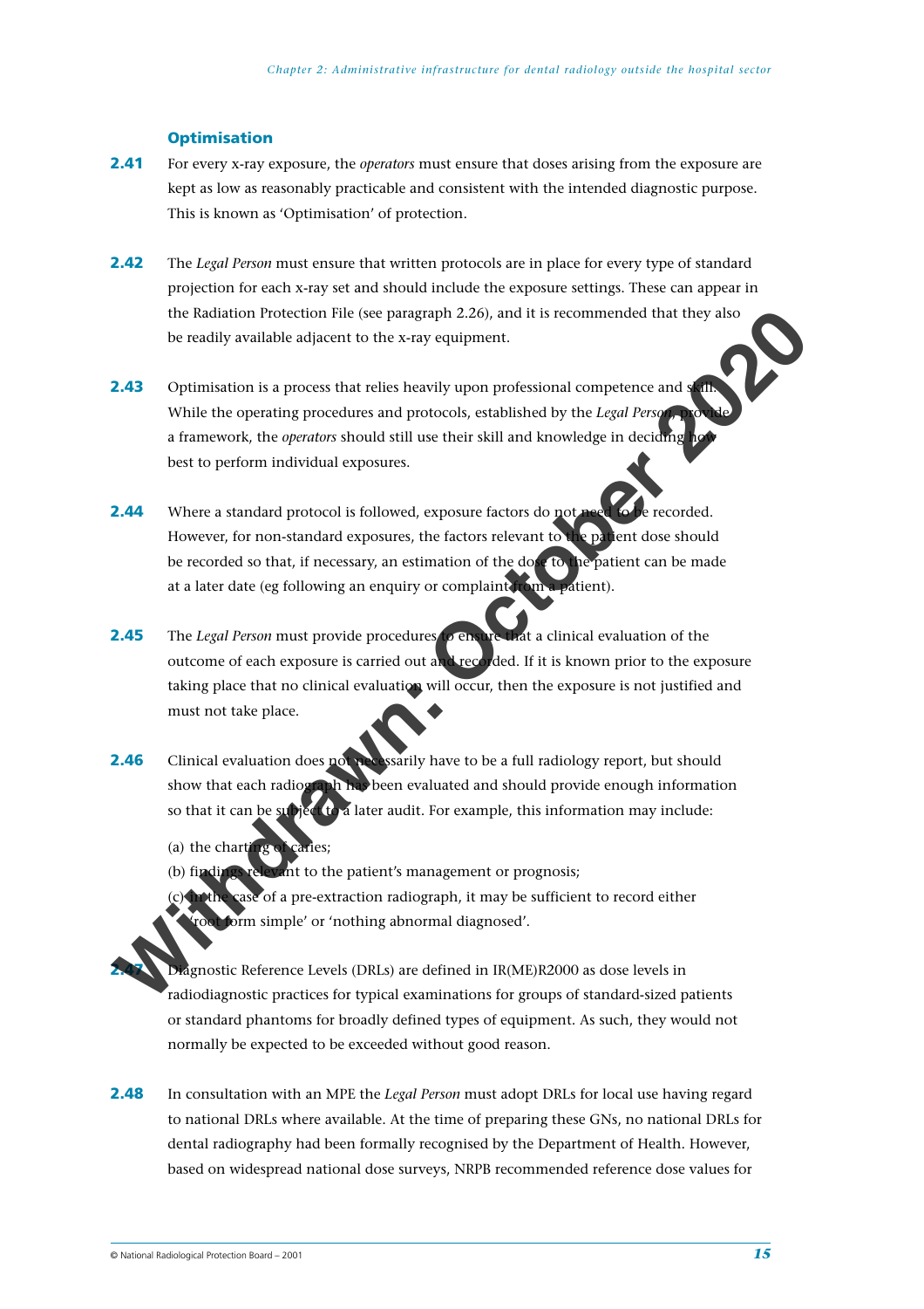### Optimisation

**2.41** For every x-ray exposure, the *operators* must ensure that doses arising from the exposure are kept as low as reasonably practicable and consistent with the intended diagnostic purpose. This is known as 'Optimisation' of protection.

**2.42** The *Legal Person* must ensure that written protocols are in place for every type of standard projection for each x-ray set and should include the exposure settings. These can appear in the Radiation Protection File (see paragraph 2.26), and it is recommended that they also be readily available adjacent to the x-ray equipment.

**2.43** Optimisation is a process that relies heavily upon professional competence and skill. While the operating procedures and protocols, established by the *Legal Person*, provide a framework, the *operators* should still use their skill and knowledge in deciding how best to perform individual exposures.

**2.44** Where a standard protocol is followed, exposure factors do not need to be recorded. However, for non-standard exposures, the factors relevant to the patient dose should be recorded so that, if necessary, an estimation of the dose to the patient can be made at a later date (eg following an enquiry or complaint from a patient).

**2.45** The *Legal Person* must provide procedures to ensure that a clinical evaluation of the outcome of each exposure is carried out and recorded. If it is known prior to the exposure taking place that no clinical evaluation will occur, then the exposure is not justified and must not take place.

**2.46** Clinical evaluation does not necessarily have to be a full radiology report, but should show that each radiograph has been evaluated and should provide enough information so that it can be subject to a later audit. For example, this information may include:

(a) the charting of caries;

(b) findings relevant to the patient's management or prognosis;

(c) in the case of a pre-extraction radiograph, it may be sufficient to record either 'root form simple' or 'nothing abnormal diagnosed'.

**2.47** Diagnostic Reference Levels (DRLs) are defined in IR(ME)R2000 as dose levels in radiodiagnostic practices for typical examinations for groups of standard-sized patients or standard phantoms for broadly defined types of equipment. As such, they would not normally be expected to be exceeded without good reason.

**2.48** In consultation with an MPE the *Legal Person* must adopt DRLs for local use having regard to national DRLs where available. At the time of preparing these GNs, no national DRLs for dental radiography had been formally recognised by the Department of Health. However, based on widespread national dose surveys, NRPB recommended reference dose values for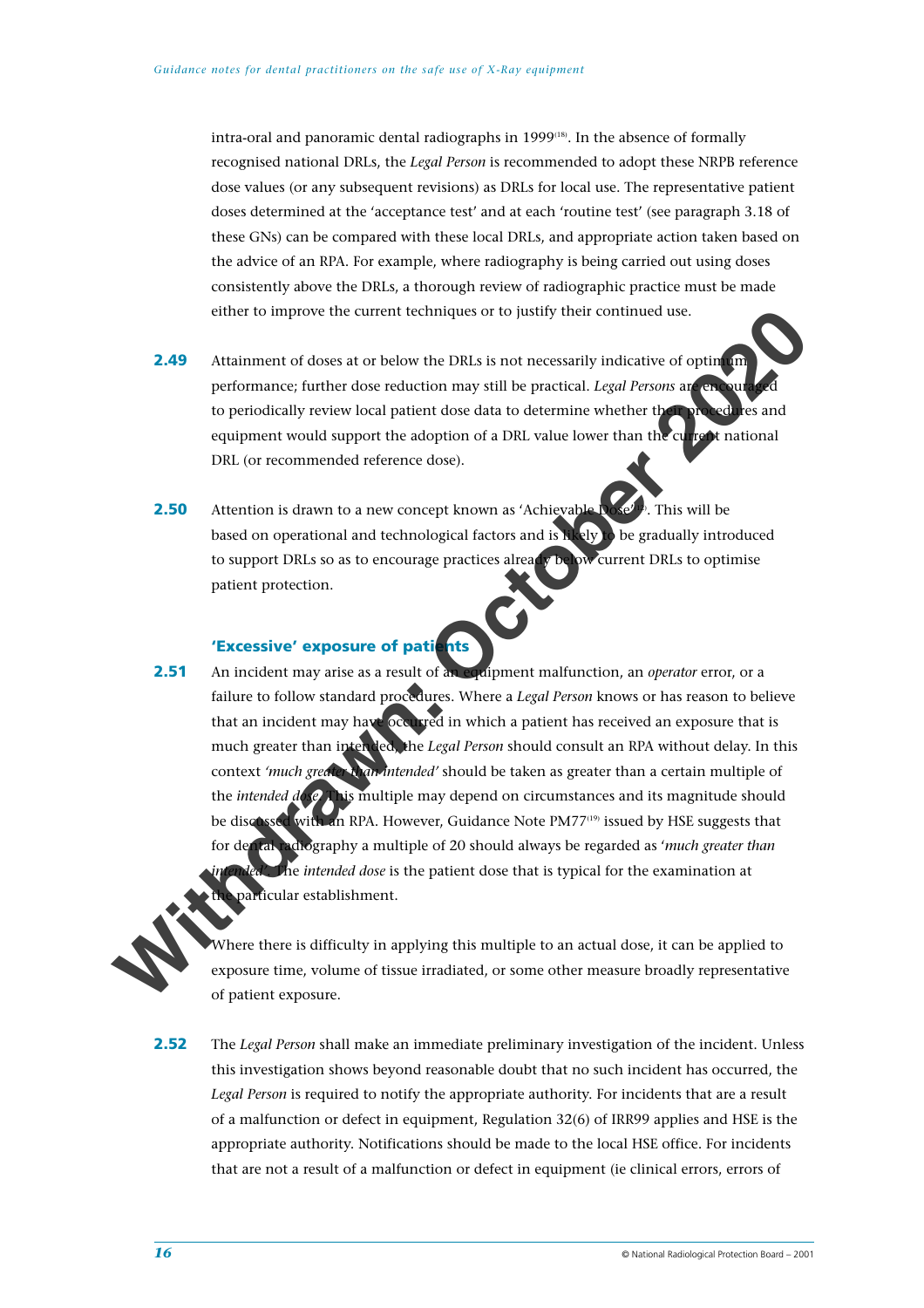intra-oral and panoramic dental radiographs in 1999[18]. In the absence of formally recognised national DRLs, the *Legal Person* is recommended to adopt these NRPB reference dose values (or any subsequent revisions) as DRLs for local use. The representative patient doses determined at the 'acceptance test' and at each 'routine test' (see paragraph 3.18 of these GNs) can be compared with these local DRLs, and appropriate action taken based on the advice of an RPA. For example, where radiography is being carried out using doses consistently above the DRLs, a thorough review of radiographic practice must be made either to improve the current techniques or to justify their continued use.

**2.49** Attainment of doses at or below the DRLs is not necessarily indicative of optimum performance; further dose reduction may still be practical. *Legal Persons* are encouraged to periodically review local patient dose data to determine whether their procedures and equipment would support the adoption of a DRL value lower than the current national DRL (or recommended reference dose).

**2.50** Attention is drawn to a new concept known as 'Achievable Dose'[12]. This will be based on operational and technological factors and is likely to be gradually introduced to support DRLs so as to encourage practices already below current DRLs to optimise patient protection.

### 'Excessive' exposure of patients

**2.51** An incident may arise as a result of an equipment malfunction, an *operator* error, or a failure to follow standard procedures. Where a *Legal Person* knows or has reason to believe that an incident may have occurred in which a patient has received an exposure that is much greater than intended, the *Legal Person* should consult an RPA without delay. In this context *'much greater than intended'* should be taken as greater than a certain multiple of the *intended dose*. This multiple may depend on circumstances and its magnitude should be discussed with an RPA. However, Guidance Note PM77[19] issued by HSE suggests that for dental radiography a multiple of 20 should always be regarded as '*much greater than intended*'. The *intended dose* is the patient dose that is typical for the examination at the particular establishment.

Where there is difficulty in applying this multiple to an actual dose, it can be applied to exposure time, volume of tissue irradiated, or some other measure broadly representative of patient exposure.

**2.52** The *Legal Person* shall make an immediate preliminary investigation of the incident. Unless this investigation shows beyond reasonable doubt that no such incident has occurred, the *Legal Person* is required to notify the appropriate authority. For incidents that are a result of a malfunction or defect in equipment, Regulation 32(6) of IRR99 applies and HSE is the appropriate authority. Notifications should be made to the local HSE office. For incidents that are not a result of a malfunction or defect in equipment (ie clinical errors, errors of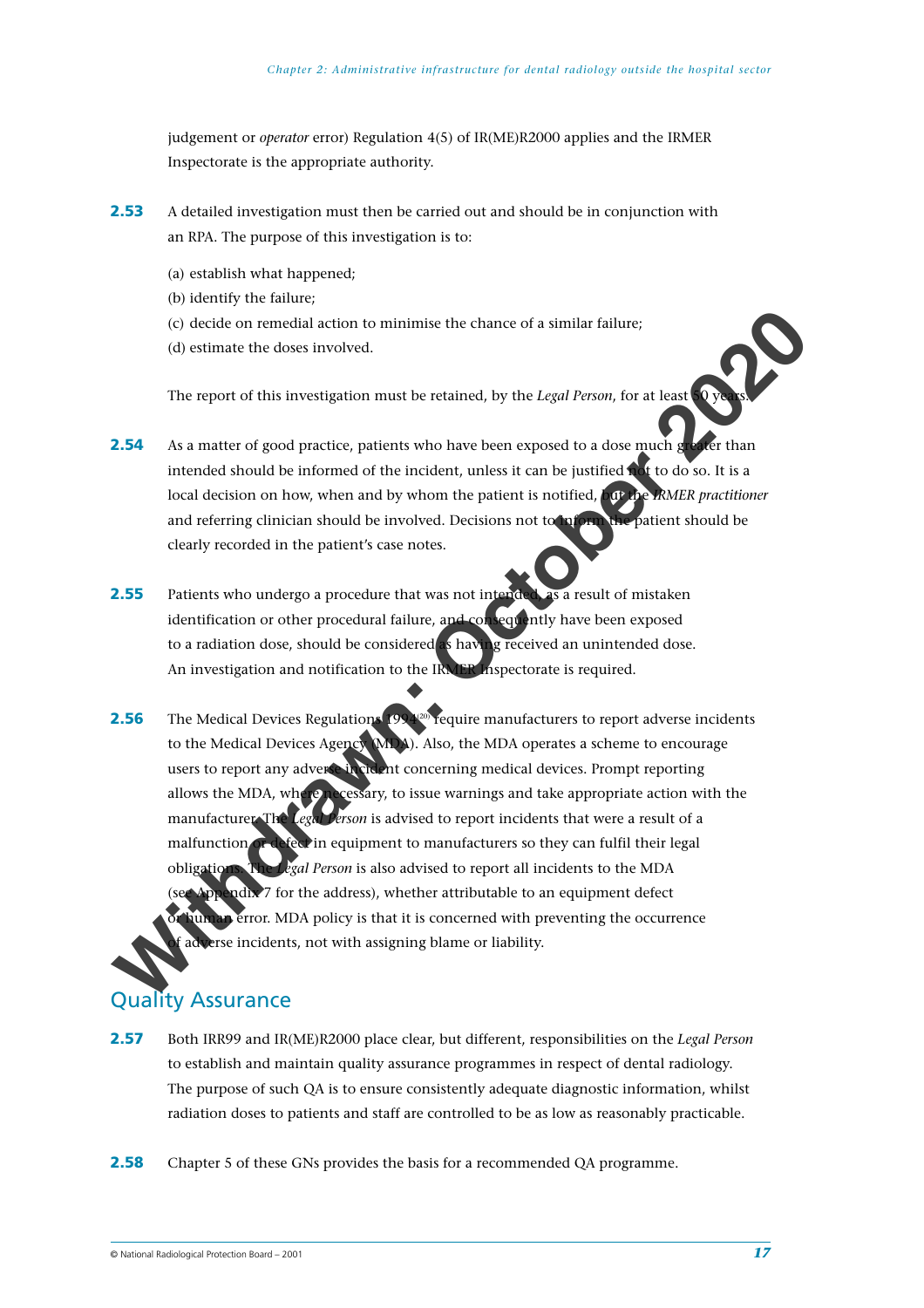judgement or *operator* error) Regulation 4(5) of IR(ME)R2000 applies and the IRMER Inspectorate is the appropriate authority.

**2.53** A detailed investigation must then be carried out and should be in conjunction with an RPA. The purpose of this investigation is to:

(a) establish what happened;
(b) identify the failure;
(c) decide on remedial action to minimise the chance of a similar failure;
(d) estimate the doses involved.

The report of this investigation must be retained, by the *Legal Person*, for at least 50 years.

**2.54** As a matter of good practice, patients who have been exposed to a dose much greater than intended should be informed of the incident, unless it can be justified not to do so. It is a local decision on how, when and by whom the patient is notified, but the *IRMER practitioner* and referring clinician should be involved. Decisions not to inform the patient should be clearly recorded in the patient's case notes.

**2.55** Patients who undergo a procedure that was not intended, as a result of mistaken identification or other procedural failure, and consequently have been exposed to a radiation dose, should be considered as having received an unintended dose. An investigation and notification to the IRMER Inspectorate is required.

**2.56** The Medical Devices Regulations 1994[20] require manufacturers to report adverse incidents to the Medical Devices Agency (MDA). Also, the MDA operates a scheme to encourage users to report any adverse incident concerning medical devices. Prompt reporting allows the MDA, where necessary, to issue warnings and take appropriate action with the manufacturer. The *Legal Person* is advised to report incidents that were a result of a malfunction or defect in equipment to manufacturers so they can fulfil their legal obligations. The *Legal Person* is also advised to report all incidents to the MDA (see Appendix 7 for the address), whether attributable to an equipment defect or human error. MDA policy is that it is concerned with preventing the occurrence of adverse incidents, not with assigning blame or liability.

## Quality Assurance

**2.57** Both IRR99 and IR(ME)R2000 place clear, but different, responsibilities on the *Legal Person* to establish and maintain quality assurance programmes in respect of dental radiology. The purpose of such QA is to ensure consistently adequate diagnostic information, whilst radiation doses to patients and staff are controlled to be as low as reasonably practicable.

**2.58** Chapter 5 of these GNs provides the basis for a recommended QA programme.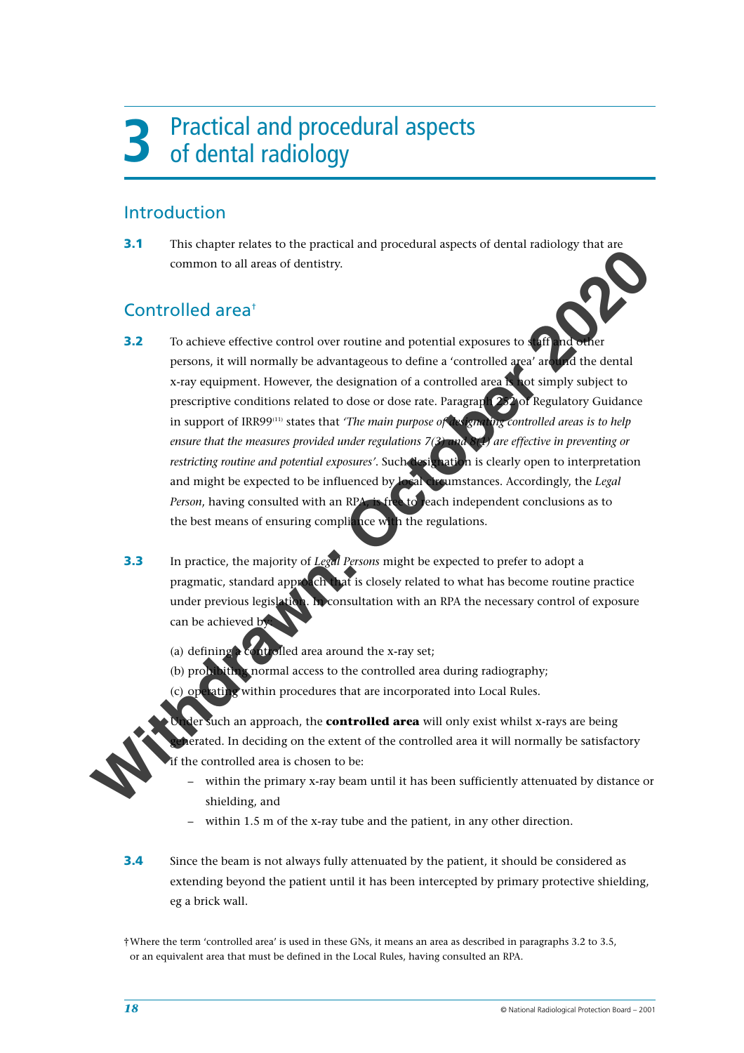# 3 Practical and procedural aspects of dental radiology

## Introduction

**3.1** This chapter relates to the practical and procedural aspects of dental radiology that are common to all areas of dentistry.

## Controlled area†

**3.2** To achieve effective control over routine and potential exposures to staff and other persons, it will normally be advantageous to define a 'controlled area' around the dental x-ray equipment. However, the designation of a controlled area is not simply subject to prescriptive conditions related to dose or dose rate. Paragraph 252 of Regulatory Guidance in support of IRR99[11] states that *'The main purpose of designating controlled areas is to help ensure that the measures provided under regulations 7(3) and 8(1) are effective in preventing or restricting routine and potential exposures'*. Such designation is clearly open to interpretation and might be expected to be influenced by local circumstances. Accordingly, the *Legal Person*, having consulted with an RPA, is free to reach independent conclusions as to the best means of ensuring compliance with the regulations.

**3.3** In practice, the majority of *Legal Persons* might be expected to prefer to adopt a pragmatic, standard approach that is closely related to what has become routine practice under previous legislation. In consultation with an RPA the necessary control of exposure can be achieved by:

(a) defining a controlled area around the x-ray set;
(b) prohibiting normal access to the controlled area during radiography;
(c) operating within procedures that are incorporated into Local Rules.

Under such an approach, the **controlled area** will only exist whilst x-rays are being generated. In deciding on the extent of the controlled area it will normally be satisfactory if the controlled area is chosen to be:

- within the primary x-ray beam until it has been sufficiently attenuated by distance or shielding, and
- within 1.5 m of the x-ray tube and the patient, in any other direction.

**3.4** Since the beam is not always fully attenuated by the patient, it should be considered as extending beyond the patient until it has been intercepted by primary protective shielding, eg a brick wall.

†Where the term 'controlled area' is used in these GNs, it means an area as described in paragraphs 3.2 to 3.5, or an equivalent area that must be defined in the Local Rules, having consulted an RPA.

Withdrawn: October 2020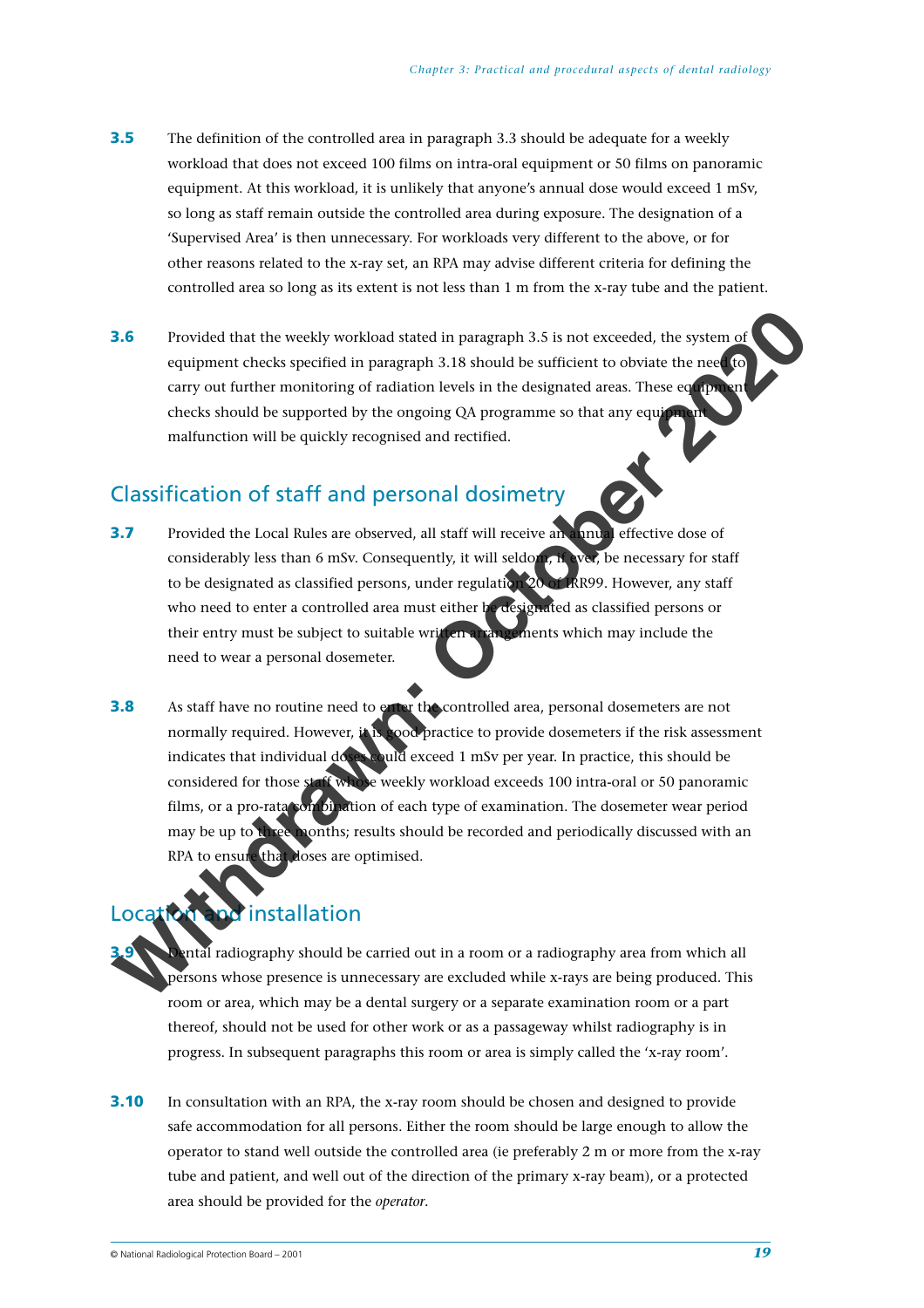**3.5** The definition of the controlled area in paragraph 3.3 should be adequate for a weekly workload that does not exceed 100 films on intra-oral equipment or 50 films on panoramic equipment. At this workload, it is unlikely that anyone's annual dose would exceed 1 mSv, so long as staff remain outside the controlled area during exposure. The designation of a 'Supervised Area' is then unnecessary. For workloads very different to the above, or for other reasons related to the x-ray set, an RPA may advise different criteria for defining the controlled area so long as its extent is not less than 1 m from the x-ray tube and the patient.

**3.6** Provided that the weekly workload stated in paragraph 3.5 is not exceeded, the system of equipment checks specified in paragraph 3.18 should be sufficient to obviate the need to carry out further monitoring of radiation levels in the designated areas. These equipment checks should be supported by the ongoing QA programme so that any equipment malfunction will be quickly recognised and rectified.

## Classification of staff and personal dosimetry

**3.7** Provided the Local Rules are observed, all staff will receive an annual effective dose of considerably less than 6 mSv. Consequently, it will seldom, if ever, be necessary for staff to be designated as classified persons, under regulation 20 of IRR99. However, any staff who need to enter a controlled area must either be designated as classified persons or their entry must be subject to suitable written arrangements which may include the need to wear a personal dosemeter.

**3.8** As staff have no routine need to enter the controlled area, personal dosemeters are not normally required. However, it is good practice to provide dosemeters if the risk assessment indicates that individual doses could exceed 1 mSv per year. In practice, this should be considered for those staff whose weekly workload exceeds 100 intra-oral or 50 panoramic films, or a pro-rata combination of each type of examination. The dosemeter wear period may be up to three months; results should be recorded and periodically discussed with an RPA to ensure that doses are optimised.

## Location and installation

**3.9** Dental radiography should be carried out in a room or a radiography area from which all persons whose presence is unnecessary are excluded while x-rays are being produced. This room or area, which may be a dental surgery or a separate examination room or a part thereof, should not be used for other work or as a passageway whilst radiography is in progress. In subsequent paragraphs this room or area is simply called the 'x-ray room'.

**3.10** In consultation with an RPA, the x-ray room should be chosen and designed to provide safe accommodation for all persons. Either the room should be large enough to allow the operator to stand well outside the controlled area (ie preferably 2 m or more from the x-ray tube and patient, and well out of the direction of the primary x-ray beam), or a protected area should be provided for the *operator*.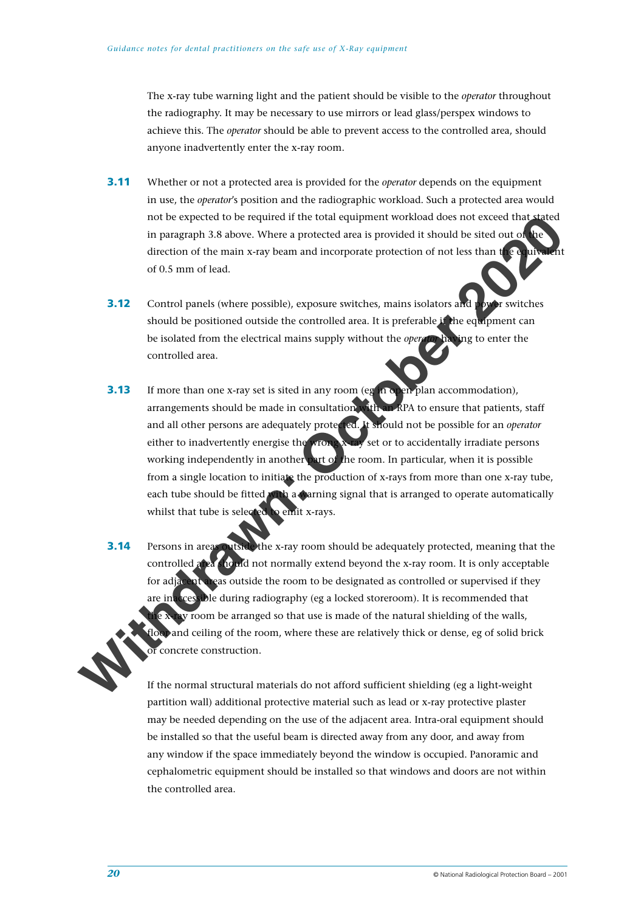The x-ray tube warning light and the patient should be visible to the *operator* throughout the radiography. It may be necessary to use mirrors or lead glass/perspex windows to achieve this. The *operator* should be able to prevent access to the controlled area, should anyone inadvertently enter the x-ray room.

**3.11** Whether or not a protected area is provided for the *operator* depends on the equipment in use, the *operator*'s position and the radiographic workload. Such a protected area would not be expected to be required if the total equipment workload does not exceed that stated in paragraph 3.8 above. Where a protected area is provided it should be sited out of the direction of the main x-ray beam and incorporate protection of not less than the equivalent of 0.5 mm of lead.

**3.12** Control panels (where possible), exposure switches, mains isolators and power switches should be positioned outside the controlled area. It is preferable if the equipment can be isolated from the electrical mains supply without the *operator* having to enter the controlled area.

**3.13** If more than one x-ray set is sited in any room (eg in open plan accommodation), arrangements should be made in consultation with an RPA to ensure that patients, staff and all other persons are adequately protected. It should not be possible for an *operator* either to inadvertently energise the wrong x-ray set or to accidentally irradiate persons working independently in another part of the room. In particular, when it is possible from a single location to initiate the production of x-rays from more than one x-ray tube, each tube should be fitted with a warning signal that is arranged to operate automatically whilst that tube is selected to emit x-rays.

**3.14** Persons in areas outside the x-ray room should be adequately protected, meaning that the controlled area should not normally extend beyond the x-ray room. It is only acceptable for adjacent areas outside the room to be designated as controlled or supervised if they are inaccessible during radiography (eg a locked storeroom). It is recommended that the x-ray room be arranged so that use is made of the natural shielding of the walls, floor and ceiling of the room, where these are relatively thick or dense, eg of solid brick or concrete construction.

If the normal structural materials do not afford sufficient shielding (eg a light-weight partition wall) additional protective material such as lead or x-ray protective plaster may be needed depending on the use of the adjacent area. Intra-oral equipment should be installed so that the useful beam is directed away from any door, and away from any window if the space immediately beyond the window is occupied. Panoramic and cephalometric equipment should be installed so that windows and doors are not within the controlled area.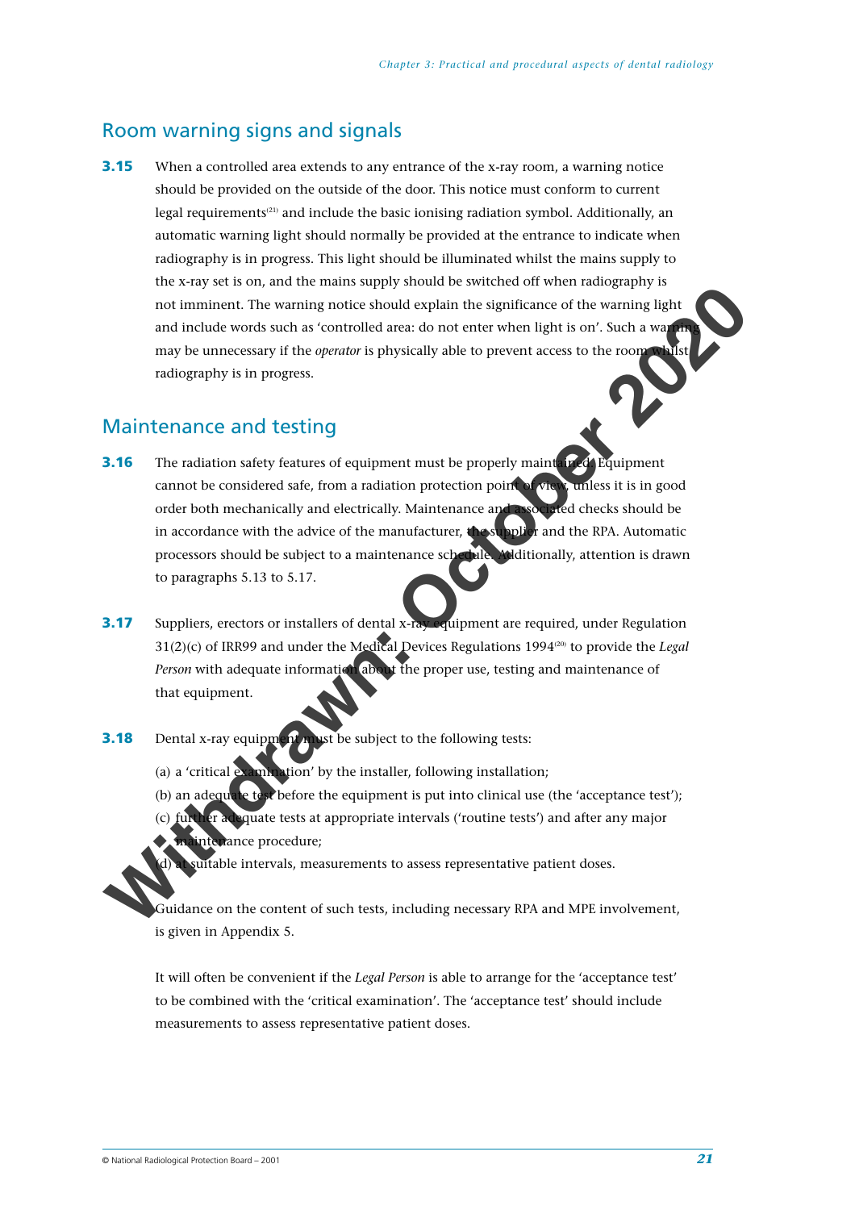## Room warning signs and signals

**3.15** When a controlled area extends to any entrance of the x-ray room, a warning notice should be provided on the outside of the door. This notice must conform to current legal requirements[21] and include the basic ionising radiation symbol. Additionally, an automatic warning light should normally be provided at the entrance to indicate when radiography is in progress. This light should be illuminated whilst the mains supply to the x-ray set is on, and the mains supply should be switched off when radiography is not imminent. The warning notice should explain the significance of the warning light and include words such as 'controlled area: do not enter when light is on'. Such a warning may be unnecessary if the *operator* is physically able to prevent access to the room whilst radiography is in progress.

## Maintenance and testing

**3.16** The radiation safety features of equipment must be properly maintained. Equipment cannot be considered safe, from a radiation protection point of view, unless it is in good order both mechanically and electrically. Maintenance and associated checks should be in accordance with the advice of the manufacturer, the supplier and the RPA. Automatic processors should be subject to a maintenance schedule. Additionally, attention is drawn to paragraphs 5.13 to 5.17.

**3.17** Suppliers, erectors or installers of dental x-ray equipment are required, under Regulation 31(2)(c) of IRR99 and under the Medical Devices Regulations 1994[20] to provide the *Legal Person* with adequate information about the proper use, testing and maintenance of that equipment.

**3.18** Dental x-ray equipment must be subject to the following tests:

(a) a 'critical examination' by the installer, following installation;
(b) an adequate test before the equipment is put into clinical use (the 'acceptance test');
(c) further adequate tests at appropriate intervals ('routine tests') and after any major maintenance procedure;
(d) at suitable intervals, measurements to assess representative patient doses.

Guidance on the content of such tests, including necessary RPA and MPE involvement, is given in Appendix 5.

It will often be convenient if the *Legal Person* is able to arrange for the 'acceptance test' to be combined with the 'critical examination'. The 'acceptance test' should include measurements to assess representative patient doses.

Withdrawn: October 2020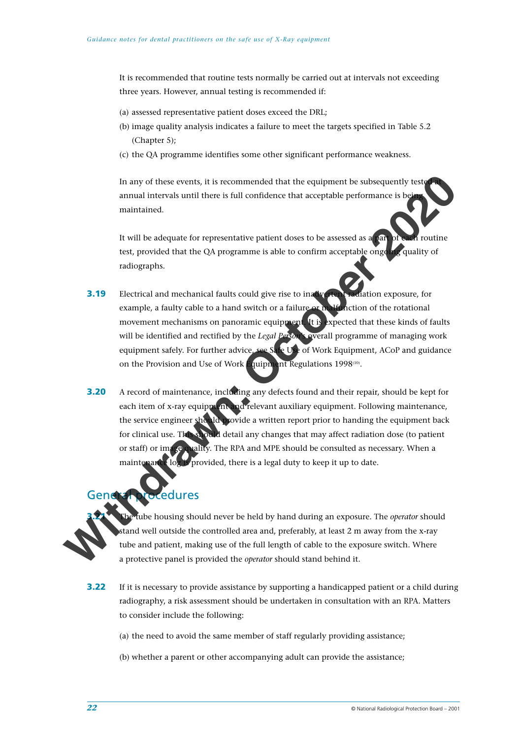It is recommended that routine tests normally be carried out at intervals not exceeding three years. However, annual testing is recommended if:

(a) assessed representative patient doses exceed the DRL;

(b) image quality analysis indicates a failure to meet the targets specified in Table 5.2 (Chapter 5);

(c) the QA programme identifies some other significant performance weakness.

In any of these events, it is recommended that the equipment be subsequently tested at annual intervals until there is full confidence that acceptable performance is being maintained.

It will be adequate for representative patient doses to be assessed as a part of each routine test, provided that the QA programme is able to confirm acceptable ongoing quality of radiographs.

**3.19** Electrical and mechanical faults could give rise to inadvertent radiation exposure, for example, a faulty cable to a hand switch or a failure or malfunction of the rotational movement mechanisms on panoramic equipment. It is expected that these kinds of faults will be identified and rectified by the *Legal Person's* overall programme of managing work equipment safely. For further advice, see Safe Use of Work Equipment, ACoP and guidance on the Provision and Use of Work Equipment Regulations 1998[10].

**3.20** A record of maintenance, including any defects found and their repair, should be kept for each item of x-ray equipment and relevant auxiliary equipment. Following maintenance, the service engineer should provide a written report prior to handing the equipment back for clinical use. This should detail any changes that may affect radiation dose (to patient or staff) or image quality. The RPA and MPE should be consulted as necessary. When a maintenance log is provided, there is a legal duty to keep it up to date.

## General procedures

**3.21** The tube housing should never be held by hand during an exposure. The *operator* should stand well outside the controlled area and, preferably, at least 2 m away from the x-ray tube and patient, making use of the full length of cable to the exposure switch. Where a protective panel is provided the *operator* should stand behind it.

**3.22** If it is necessary to provide assistance by supporting a handicapped patient or a child during radiography, a risk assessment should be undertaken in consultation with an RPA. Matters to consider include the following:

(a) the need to avoid the same member of staff regularly providing assistance;

(b) whether a parent or other accompanying adult can provide the assistance;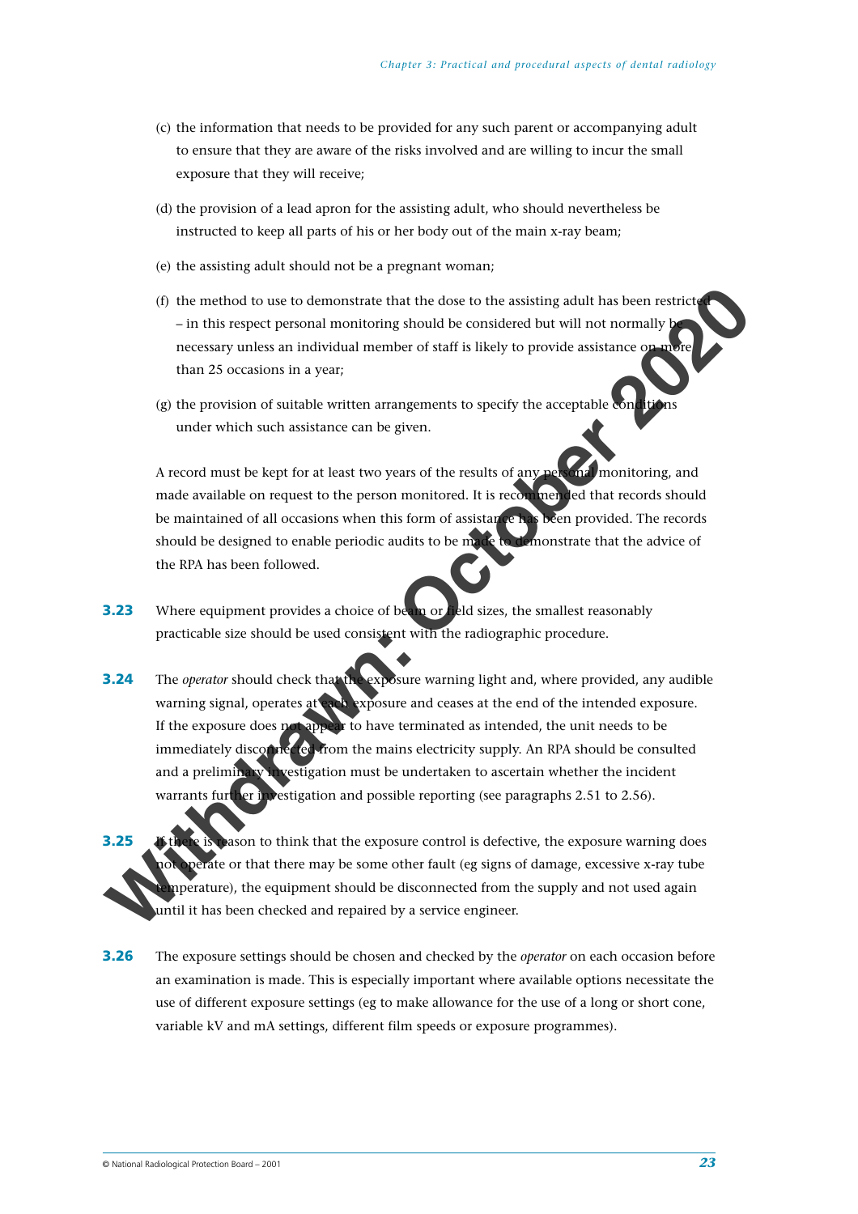(c) the information that needs to be provided for any such parent or accompanying adult to ensure that they are aware of the risks involved and are willing to incur the small exposure that they will receive;

(d) the provision of a lead apron for the assisting adult, who should nevertheless be instructed to keep all parts of his or her body out of the main x-ray beam;

(e) the assisting adult should not be a pregnant woman;

(f) the method to use to demonstrate that the dose to the assisting adult has been restricted – in this respect personal monitoring should be considered but will not normally be necessary unless an individual member of staff is likely to provide assistance on more than 25 occasions in a year;

(g) the provision of suitable written arrangements to specify the acceptable conditions under which such assistance can be given.

A record must be kept for at least two years of the results of any personal monitoring, and made available on request to the person monitored. It is recommended that records should be maintained of all occasions when this form of assistance has been provided. The records should be designed to enable periodic audits to be made to demonstrate that the advice of the RPA has been followed.

**3.23** Where equipment provides a choice of beam or field sizes, the smallest reasonably practicable size should be used consistent with the radiographic procedure.

**3.24** The *operator* should check that the exposure warning light and, where provided, any audible warning signal, operates at each exposure and ceases at the end of the intended exposure. If the exposure does not appear to have terminated as intended, the unit needs to be immediately disconnected from the mains electricity supply. An RPA should be consulted and a preliminary investigation must be undertaken to ascertain whether the incident warrants further investigation and possible reporting (see paragraphs 2.51 to 2.56).

**3.25** If there is reason to think that the exposure control is defective, the exposure warning does not operate or that there may be some other fault (eg signs of damage, excessive x-ray tube temperature), the equipment should be disconnected from the supply and not used again until it has been checked and repaired by a service engineer.

**3.26** The exposure settings should be chosen and checked by the *operator* on each occasion before an examination is made. This is especially important where available options necessitate the use of different exposure settings (eg to make allowance for the use of a long or short cone, variable kV and mA settings, different film speeds or exposure programmes).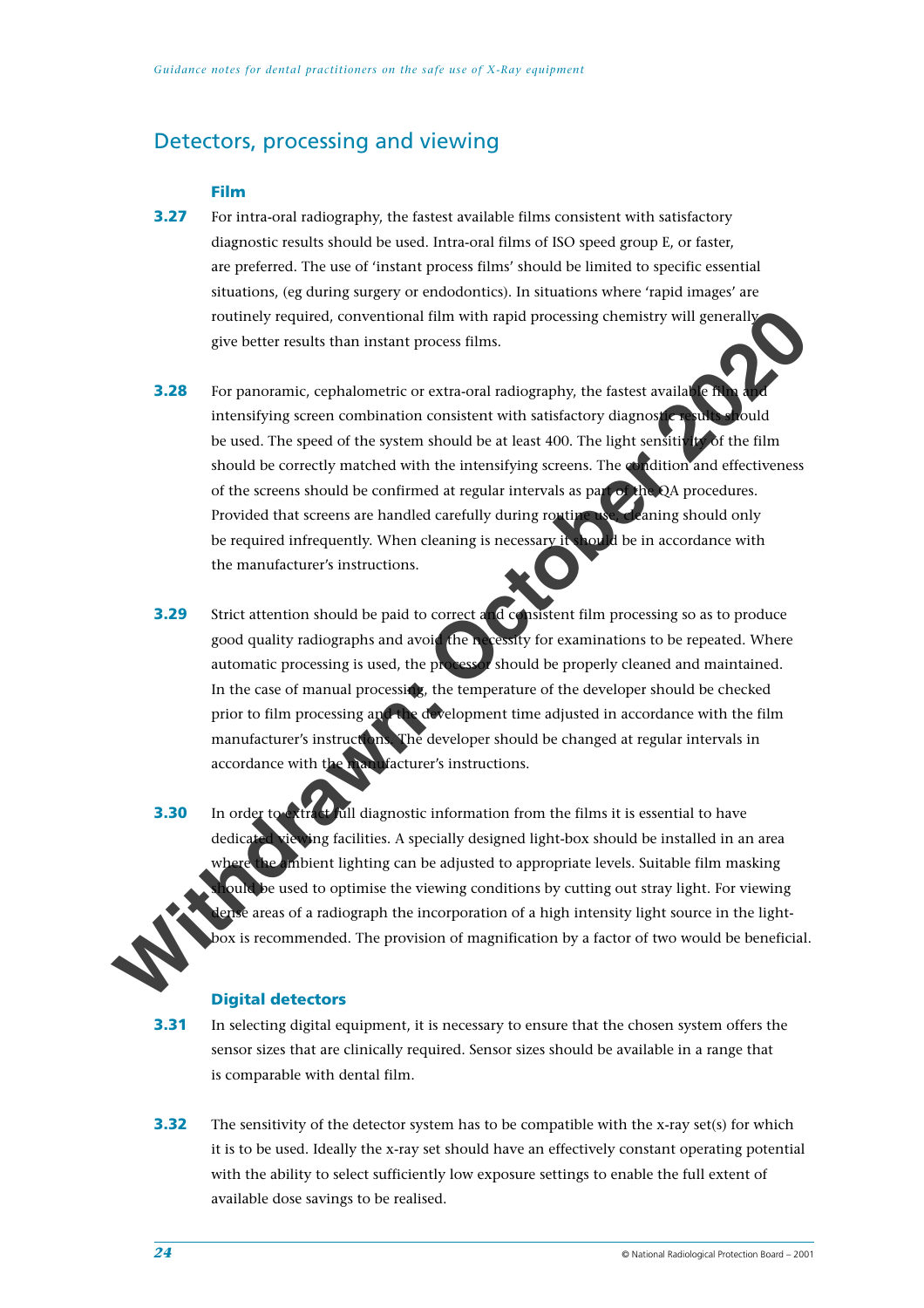## Detectors, processing and viewing

### Film

**3.27** For intra-oral radiography, the fastest available films consistent with satisfactory diagnostic results should be used. Intra-oral films of ISO speed group E, or faster, are preferred. The use of 'instant process films' should be limited to specific essential situations, (eg during surgery or endodontics). In situations where 'rapid images' are routinely required, conventional film with rapid processing chemistry will generally give better results than instant process films.

**3.28** For panoramic, cephalometric or extra-oral radiography, the fastest available film and intensifying screen combination consistent with satisfactory diagnostic results should be used. The speed of the system should be at least 400. The light sensitivity of the film should be correctly matched with the intensifying screens. The condition and effectiveness of the screens should be confirmed at regular intervals as part of the QA procedures. Provided that screens are handled carefully during routine use, cleaning should only be required infrequently. When cleaning is necessary it should be in accordance with the manufacturer's instructions.

**3.29** Strict attention should be paid to correct and consistent film processing so as to produce good quality radiographs and avoid the necessity for examinations to be repeated. Where automatic processing is used, the processor should be properly cleaned and maintained. In the case of manual processing, the temperature of the developer should be checked prior to film processing and the development time adjusted in accordance with the film manufacturer's instructions. The developer should be changed at regular intervals in accordance with the manufacturer's instructions.

**3.30** In order to extract full diagnostic information from the films it is essential to have dedicated viewing facilities. A specially designed light-box should be installed in an area where the ambient lighting can be adjusted to appropriate levels. Suitable film masking should be used to optimise the viewing conditions by cutting out stray light. For viewing dense areas of a radiograph the incorporation of a high intensity light source in the light-box is recommended. The provision of magnification by a factor of two would be beneficial.

### Digital detectors

**3.31** In selecting digital equipment, it is necessary to ensure that the chosen system offers the sensor sizes that are clinically required. Sensor sizes should be available in a range that is comparable with dental film.

**3.32** The sensitivity of the detector system has to be compatible with the x-ray set(s) for which it is to be used. Ideally the x-ray set should have an effectively constant operating potential with the ability to select sufficiently low exposure settings to enable the full extent of available dose savings to be realised.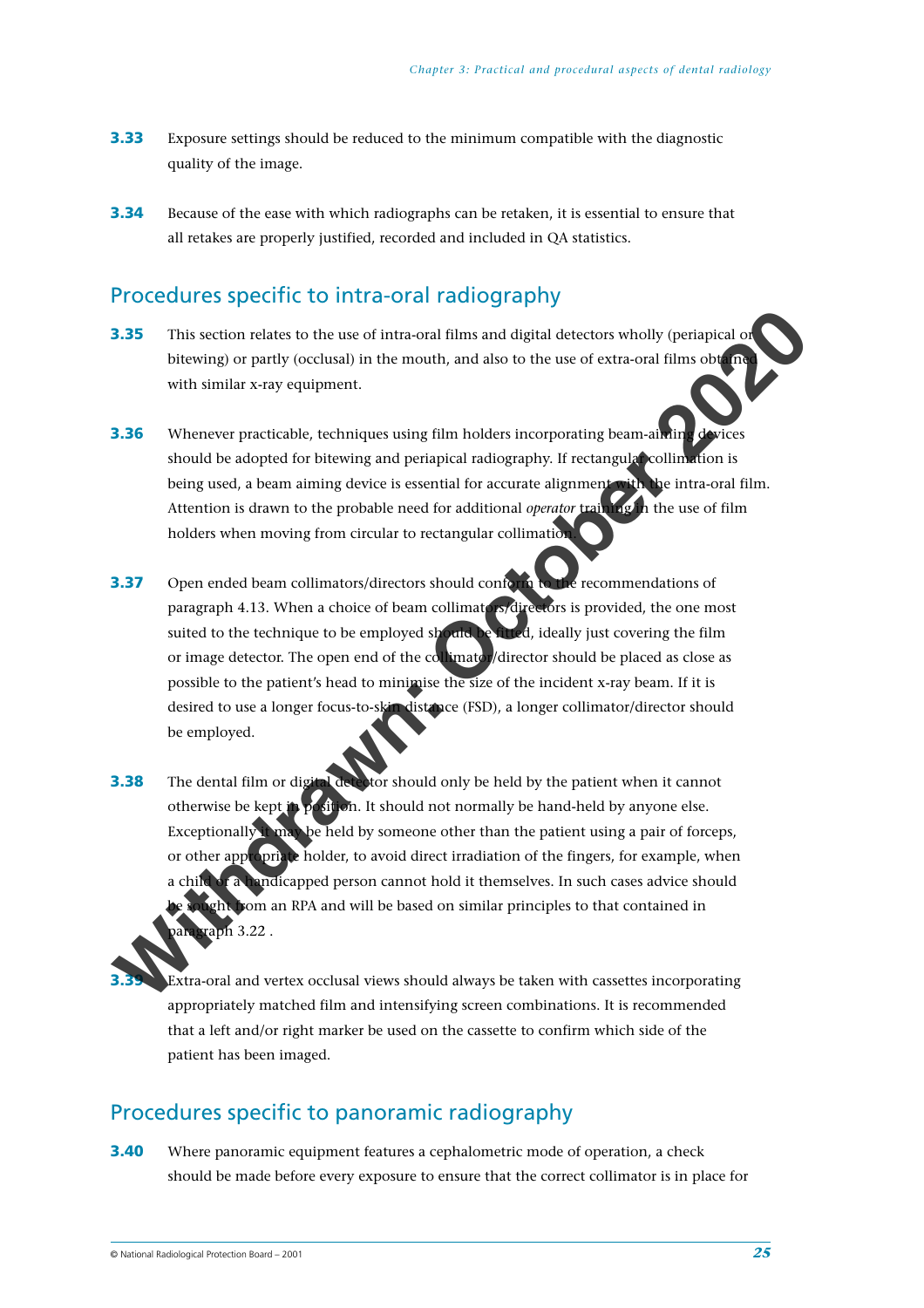**3.33** Exposure settings should be reduced to the minimum compatible with the diagnostic quality of the image.

**3.34** Because of the ease with which radiographs can be retaken, it is essential to ensure that all retakes are properly justified, recorded and included in QA statistics.

## Procedures specific to intra-oral radiography

**3.35** This section relates to the use of intra-oral films and digital detectors wholly (periapical or bitewing) or partly (occlusal) in the mouth, and also to the use of extra-oral films obtained with similar x-ray equipment.

**3.36** Whenever practicable, techniques using film holders incorporating beam-aiming devices should be adopted for bitewing and periapical radiography. If rectangular collimation is being used, a beam aiming device is essential for accurate alignment with the intra-oral film. Attention is drawn to the probable need for additional *operator* training in the use of film holders when moving from circular to rectangular collimation.

**3.37** Open ended beam collimators/directors should conform to the recommendations of paragraph 4.13. When a choice of beam collimators/directors is provided, the one most suited to the technique to be employed should be fitted, ideally just covering the film or image detector. The open end of the collimator/director should be placed as close as possible to the patient's head to minimise the size of the incident x-ray beam. If it is desired to use a longer focus-to-skin distance (FSD), a longer collimator/director should be employed.

**3.38** The dental film or digital detector should only be held by the patient when it cannot otherwise be kept in position. It should not normally be hand-held by anyone else. Exceptionally it may be held by someone other than the patient using a pair of forceps, or other appropriate holder, to avoid direct irradiation of the fingers, for example, when a child or a handicapped person cannot hold it themselves. In such cases advice should be sought from an RPA and will be based on similar principles to that contained in paragraph 3.22 .

**3.39** Extra-oral and vertex occlusal views should always be taken with cassettes incorporating appropriately matched film and intensifying screen combinations. It is recommended that a left and/or right marker be used on the cassette to confirm which side of the patient has been imaged.

## Procedures specific to panoramic radiography

**3.40** Where panoramic equipment features a cephalometric mode of operation, a check should be made before every exposure to ensure that the correct collimator is in place for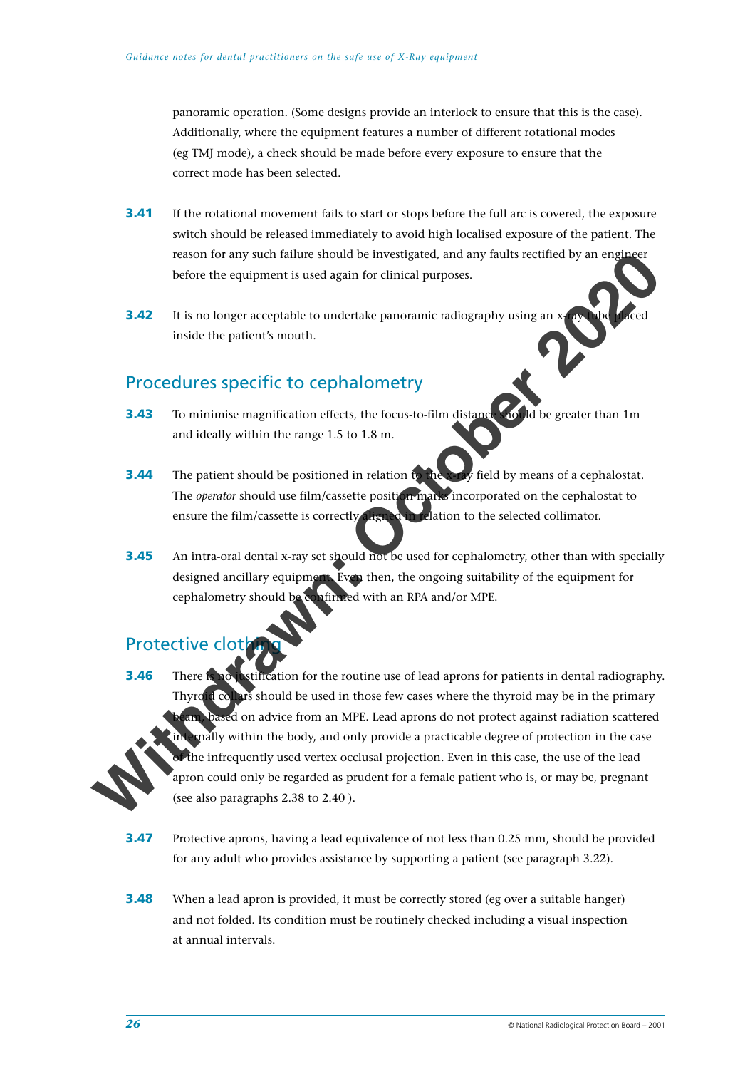panoramic operation. (Some designs provide an interlock to ensure that this is the case). Additionally, where the equipment features a number of different rotational modes (eg TMJ mode), a check should be made before every exposure to ensure that the correct mode has been selected.

**3.41** If the rotational movement fails to start or stops before the full arc is covered, the exposure switch should be released immediately to avoid high localised exposure of the patient. The reason for any such failure should be investigated, and any faults rectified by an engineer before the equipment is used again for clinical purposes.

**3.42** It is no longer acceptable to undertake panoramic radiography using an x-ray tube placed inside the patient's mouth.

## Procedures specific to cephalometry

**3.43** To minimise magnification effects, the focus-to-film distance should be greater than 1m and ideally within the range 1.5 to 1.8 m.

**3.44** The patient should be positioned in relation to the x-ray field by means of a cephalostat. The *operator* should use film/cassette position marks incorporated on the cephalostat to ensure the film/cassette is correctly aligned in relation to the selected collimator.

**3.45** An intra-oral dental x-ray set should not be used for cephalometry, other than with specially designed ancillary equipment. Even then, the ongoing suitability of the equipment for cephalometry should be confirmed with an RPA and/or MPE.

## Protective clothing

**3.46** There is no justification for the routine use of lead aprons for patients in dental radiography. Thyroid collars should be used in those few cases where the thyroid may be in the primary beam, based on advice from an MPE. Lead aprons do not protect against radiation scattered internally within the body, and only provide a practicable degree of protection in the case of the infrequently used vertex occlusal projection. Even in this case, the use of the lead apron could only be regarded as prudent for a female patient who is, or may be, pregnant (see also paragraphs 2.38 to 2.40 ).

**3.47** Protective aprons, having a lead equivalence of not less than 0.25 mm, should be provided for any adult who provides assistance by supporting a patient (see paragraph 3.22).

**3.48** When a lead apron is provided, it must be correctly stored (eg over a suitable hanger) and not folded. Its condition must be routinely checked including a visual inspection at annual intervals.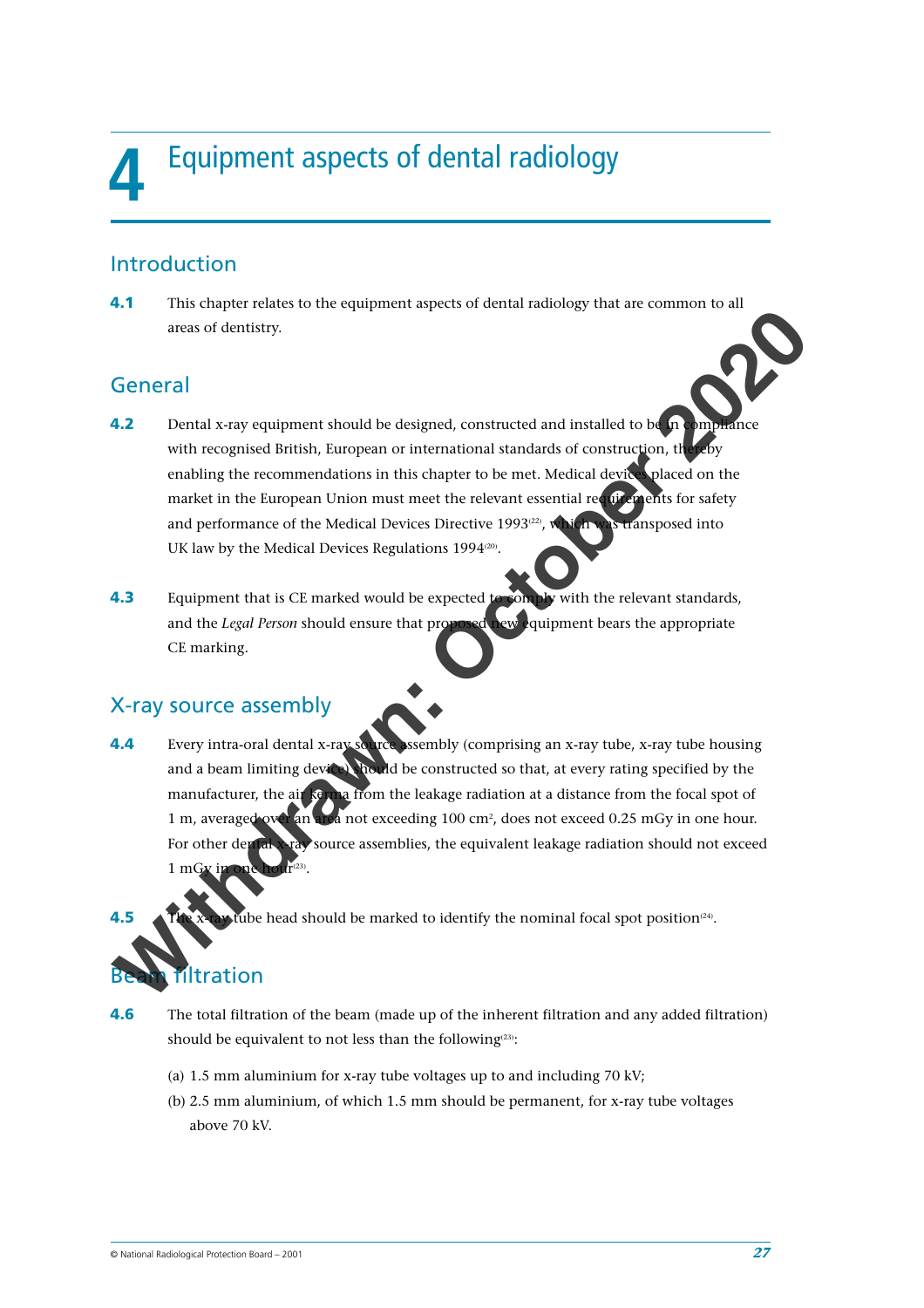# 4 Equipment aspects of dental radiology

## Introduction

**4.1** This chapter relates to the equipment aspects of dental radiology that are common to all areas of dentistry.

## General

**4.2** Dental x-ray equipment should be designed, constructed and installed to be in compliance with recognised British, European or international standards of construction, thereby enabling the recommendations in this chapter to be met. Medical devices placed on the market in the European Union must meet the relevant essential requirements for safety and performance of the Medical Devices Directive 1993[22], which was transposed into UK law by the Medical Devices Regulations 1994[20].

**4.3** Equipment that is CE marked would be expected to comply with the relevant standards, and the *Legal Person* should ensure that proposed new equipment bears the appropriate CE marking.

## X-ray source assembly

**4.4** Every intra-oral dental x-ray source assembly (comprising an x-ray tube, x-ray tube housing and a beam limiting device) should be constructed so that, at every rating specified by the manufacturer, the air kerma from the leakage radiation at a distance from the focal spot of 1 m, averaged over an area not exceeding 100 cm$^2$, does not exceed 0.25 mGy in one hour. For other dental x-ray source assemblies, the equivalent leakage radiation should not exceed 1 mGy in one hour[23].

**4.5** The x-ray tube head should be marked to identify the nominal focal spot position[24].

## Beam filtration

**4.6** The total filtration of the beam (made up of the inherent filtration and any added filtration) should be equivalent to not less than the following[23]:

(a) 1.5 mm aluminium for x-ray tube voltages up to and including 70 kV;

(b) 2.5 mm aluminium, of which 1.5 mm should be permanent, for x-ray tube voltages above 70 kV.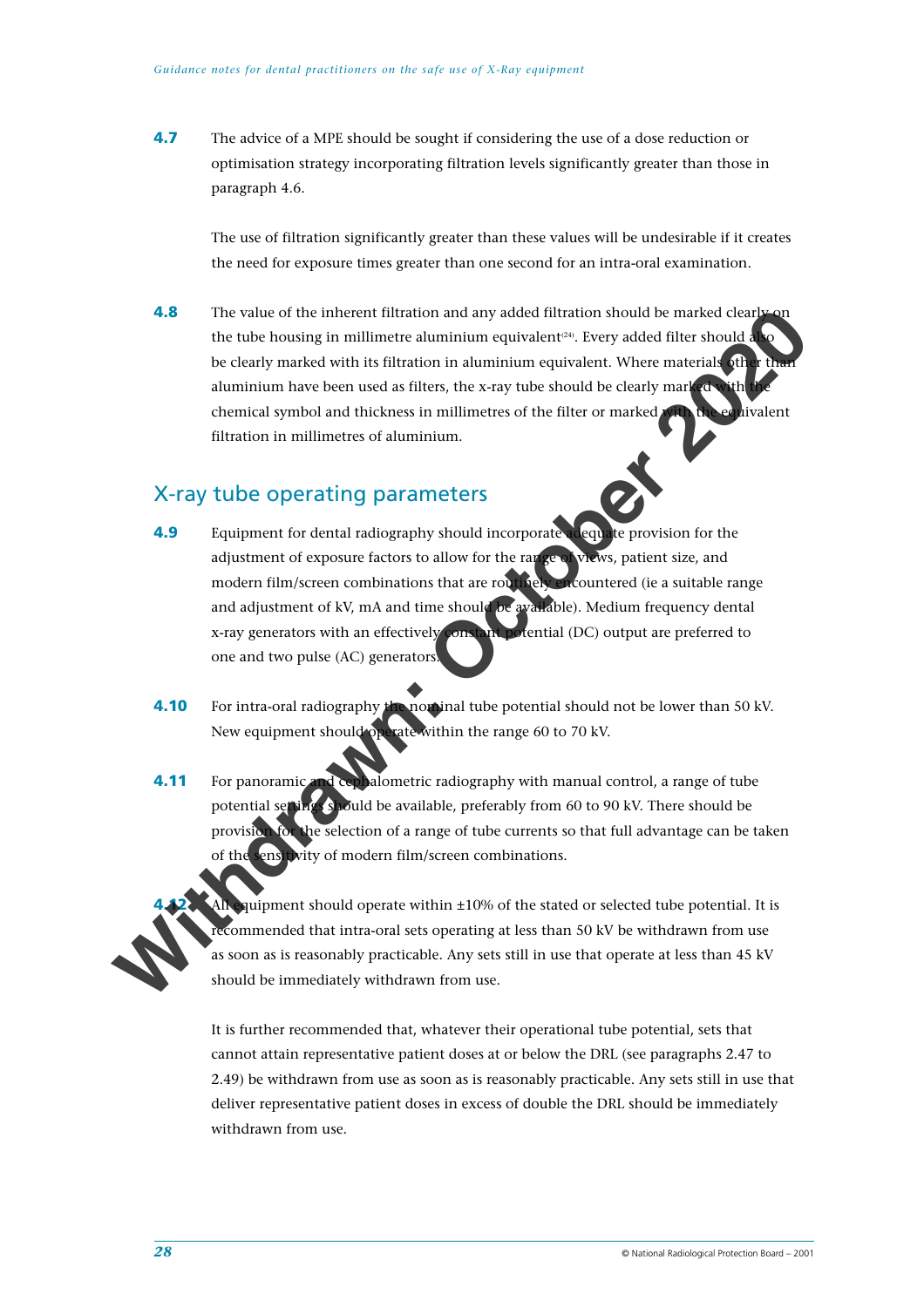**4.7** The advice of a MPE should be sought if considering the use of a dose reduction or optimisation strategy incorporating filtration levels significantly greater than those in paragraph 4.6.

The use of filtration significantly greater than these values will be undesirable if it creates the need for exposure times greater than one second for an intra-oral examination.

**4.8** The value of the inherent filtration and any added filtration should be marked clearly on the tube housing in millimetre aluminium equivalent[24]. Every added filter should also be clearly marked with its filtration in aluminium equivalent. Where materials other than aluminium have been used as filters, the x-ray tube should be clearly marked with the chemical symbol and thickness in millimetres of the filter or marked with the equivalent filtration in millimetres of aluminium.

## X-ray tube operating parameters

**4.9** Equipment for dental radiography should incorporate adequate provision for the adjustment of exposure factors to allow for the range of views, patient size, and modern film/screen combinations that are routinely encountered (ie a suitable range and adjustment of kV, mA and time should be available). Medium frequency dental x-ray generators with an effectively constant potential (DC) output are preferred to one and two pulse (AC) generators.

**4.10** For intra-oral radiography the nominal tube potential should not be lower than 50 kV. New equipment should operate within the range 60 to 70 kV.

**4.11** For panoramic and cephalometric radiography with manual control, a range of tube potential settings should be available, preferably from 60 to 90 kV. There should be provision for the selection of a range of tube currents so that full advantage can be taken of the sensitivity of modern film/screen combinations.

**4.12** All equipment should operate within ±10% of the stated or selected tube potential. It is recommended that intra-oral sets operating at less than 50 kV be withdrawn from use as soon as is reasonably practicable. Any sets still in use that operate at less than 45 kV should be immediately withdrawn from use.

It is further recommended that, whatever their operational tube potential, sets that cannot attain representative patient doses at or below the DRL (see paragraphs 2.47 to 2.49) be withdrawn from use as soon as is reasonably practicable. Any sets still in use that deliver representative patient doses in excess of double the DRL should be immediately withdrawn from use.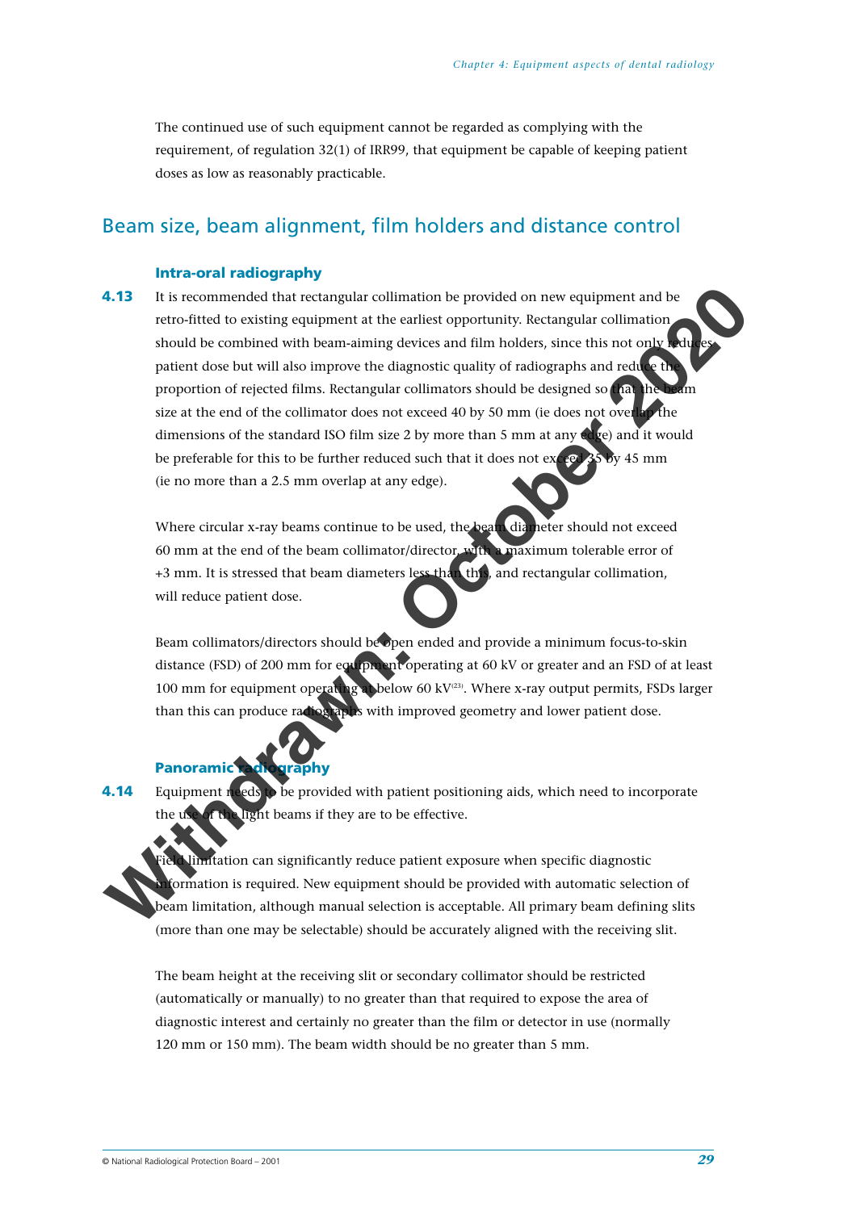The continued use of such equipment cannot be regarded as complying with the requirement, of regulation 32(1) of IRR99, that equipment be capable of keeping patient doses as low as reasonably practicable.

## Beam size, beam alignment, film holders and distance control

### Intra-oral radiography

**4.13** It is recommended that rectangular collimation be provided on new equipment and be retro-fitted to existing equipment at the earliest opportunity. Rectangular collimation should be combined with beam-aiming devices and film holders, since this not only reduces patient dose but will also improve the diagnostic quality of radiographs and reduce the proportion of rejected films. Rectangular collimators should be designed so that the beam size at the end of the collimator does not exceed 40 by 50 mm (ie does not overlap the dimensions of the standard ISO film size 2 by more than 5 mm at any edge) and it would be preferable for this to be further reduced such that it does not exceed 35 by 45 mm (ie no more than a 2.5 mm overlap at any edge).

Where circular x-ray beams continue to be used, the beam diameter should not exceed 60 mm at the end of the beam collimator/director, with a maximum tolerable error of +3 mm. It is stressed that beam diameters less than this, and rectangular collimation, will reduce patient dose.

Beam collimators/directors should be open ended and provide a minimum focus-to-skin distance (FSD) of 200 mm for equipment operating at 60 kV or greater and an FSD of at least 100 mm for equipment operating at below 60 kV[23]. Where x-ray output permits, FSDs larger than this can produce radiographs with improved geometry and lower patient dose.

### Panoramic radiography

**4.14** Equipment needs to be provided with patient positioning aids, which need to incorporate the use of the light beams if they are to be effective.

Field limitation can significantly reduce patient exposure when specific diagnostic information is required. New equipment should be provided with automatic selection of beam limitation, although manual selection is acceptable. All primary beam defining slits (more than one may be selectable) should be accurately aligned with the receiving slit.

The beam height at the receiving slit or secondary collimator should be restricted (automatically or manually) to no greater than that required to expose the area of diagnostic interest and certainly no greater than the film or detector in use (normally 120 mm or 150 mm). The beam width should be no greater than 5 mm.

Withdrawn: October 2020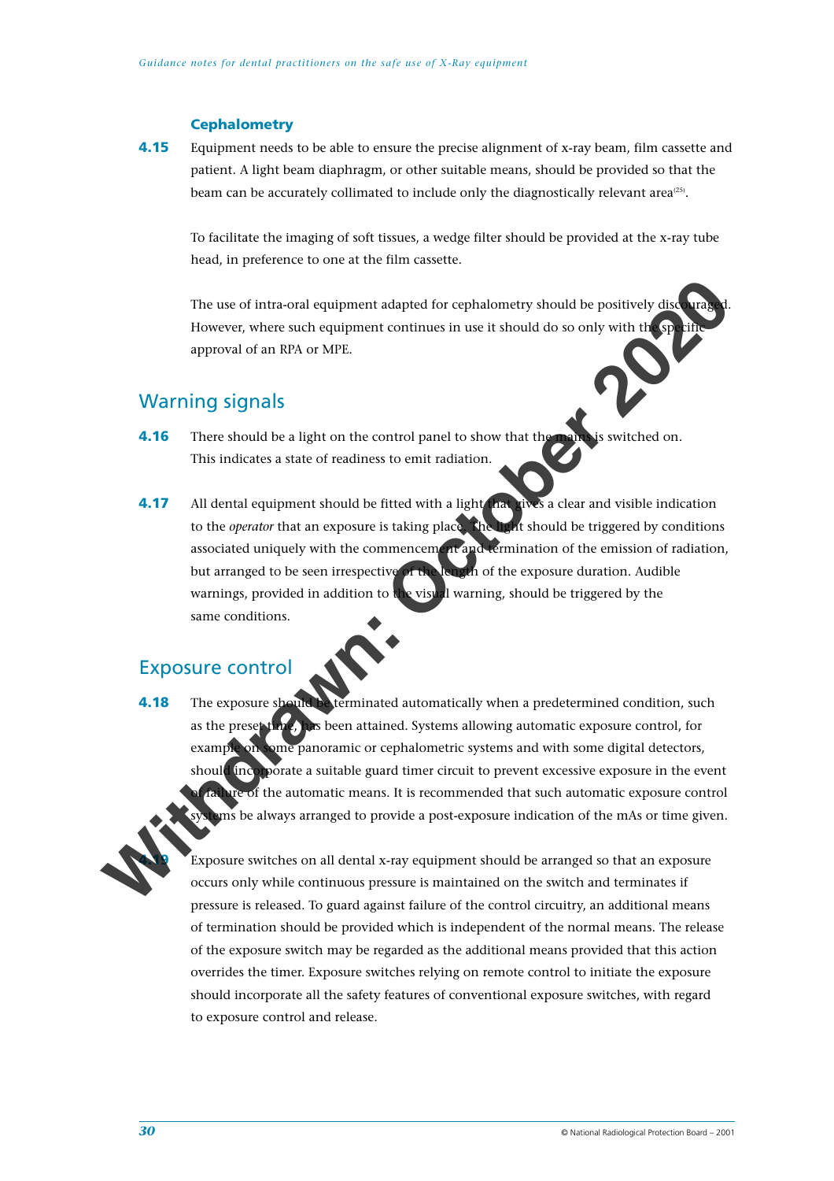### Cephalometry

**4.15** Equipment needs to be able to ensure the precise alignment of x-ray beam, film cassette and patient. A light beam diaphragm, or other suitable means, should be provided so that the beam can be accurately collimated to include only the diagnostically relevant area[25].

To facilitate the imaging of soft tissues, a wedge filter should be provided at the x-ray tube head, in preference to one at the film cassette.

The use of intra-oral equipment adapted for cephalometry should be positively discouraged. However, where such equipment continues in use it should do so only with the specific approval of an RPA or MPE.

## Warning signals

**4.16** There should be a light on the control panel to show that the mains is switched on. This indicates a state of readiness to emit radiation.

**4.17** All dental equipment should be fitted with a light that gives a clear and visible indication to the *operator* that an exposure is taking place. The light should be triggered by conditions associated uniquely with the commencement and termination of the emission of radiation, but arranged to be seen irrespective of the length of the exposure duration. Audible warnings, provided in addition to the visual warning, should be triggered by the same conditions.

## Exposure control

**4.18** The exposure should be terminated automatically when a predetermined condition, such as the preset time, has been attained. Systems allowing automatic exposure control, for example on some panoramic or cephalometric systems and with some digital detectors, should incorporate a suitable guard timer circuit to prevent excessive exposure in the event of failure of the automatic means. It is recommended that such automatic exposure control systems be always arranged to provide a post-exposure indication of the mAs or time given.

**4.19** Exposure switches on all dental x-ray equipment should be arranged so that an exposure occurs only while continuous pressure is maintained on the switch and terminates if pressure is released. To guard against failure of the control circuitry, an additional means of termination should be provided which is independent of the normal means. The release of the exposure switch may be regarded as the additional means provided that this action overrides the timer. Exposure switches relying on remote control to initiate the exposure should incorporate all the safety features of conventional exposure switches, with regard to exposure control and release.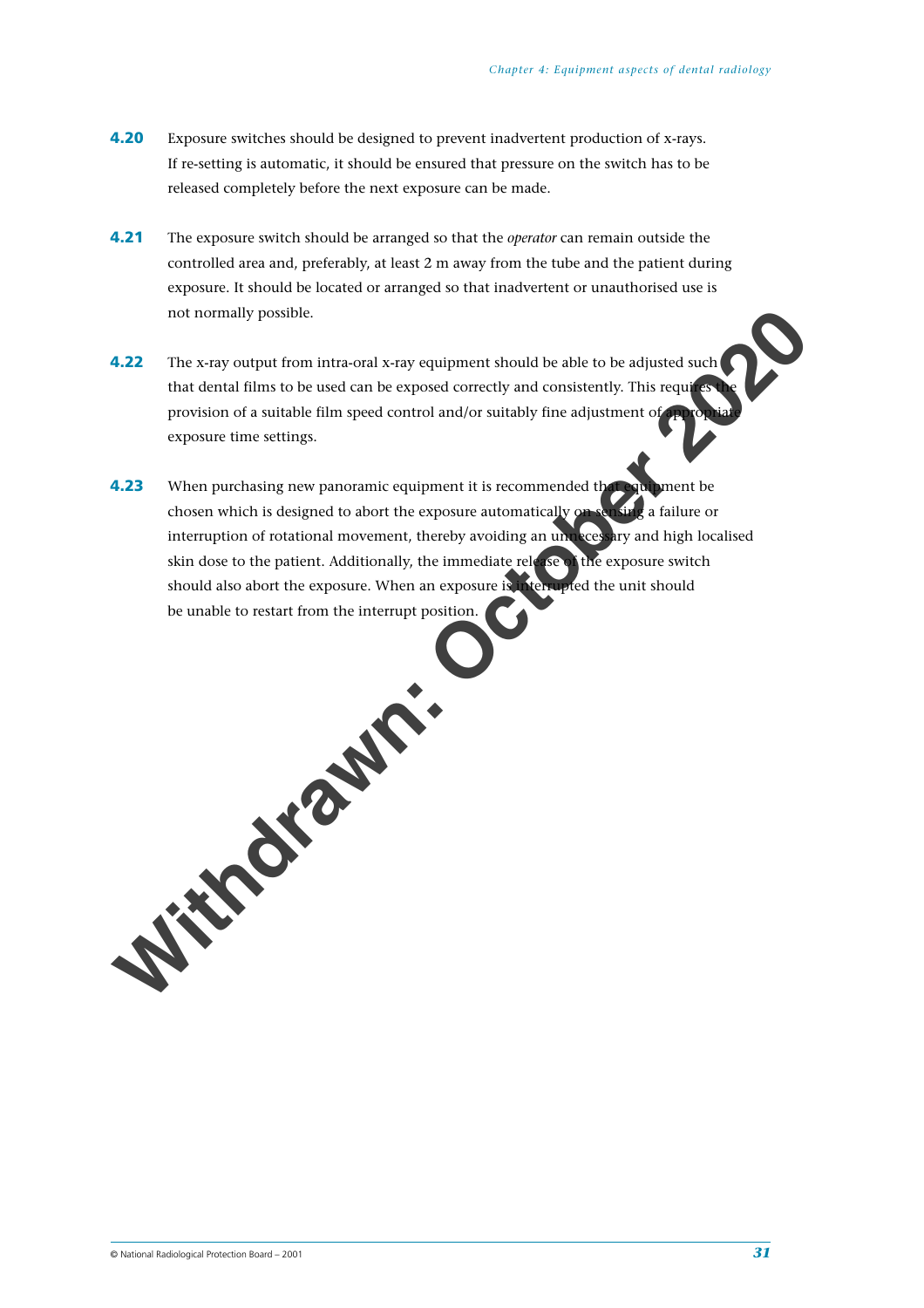**4.20** Exposure switches should be designed to prevent inadvertent production of x-rays. If re-setting is automatic, it should be ensured that pressure on the switch has to be released completely before the next exposure can be made.

**4.21** The exposure switch should be arranged so that the *operator* can remain outside the controlled area and, preferably, at least 2 m away from the tube and the patient during exposure. It should be located or arranged so that inadvertent or unauthorised use is not normally possible.

**4.22** The x-ray output from intra-oral x-ray equipment should be able to be adjusted such that dental films to be used can be exposed correctly and consistently. This requires the provision of a suitable film speed control and/or suitably fine adjustment of appropriate exposure time settings.

**4.23** When purchasing new panoramic equipment it is recommended that equipment be chosen which is designed to abort the exposure automatically on sensing a failure or interruption of rotational movement, thereby avoiding an unnecessary and high localised skin dose to the patient. Additionally, the immediate release of the exposure switch should also abort the exposure. When an exposure is interrupted the unit should be unable to restart from the interrupt position.

**Withdrawn: October 2020**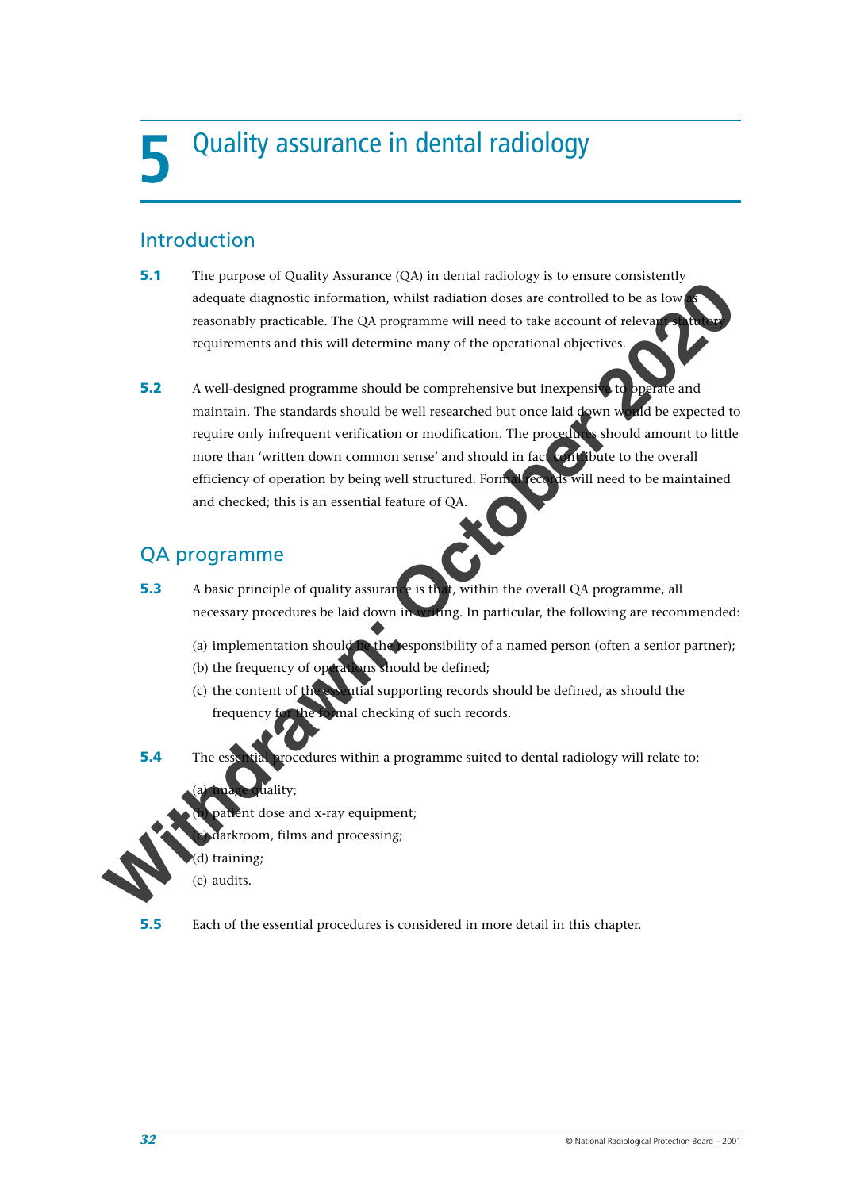# 5 Quality assurance in dental radiology

## Introduction

**5.1** The purpose of Quality Assurance (QA) in dental radiology is to ensure consistently adequate diagnostic information, whilst radiation doses are controlled to be as low as reasonably practicable. The QA programme will need to take account of relevant statutory requirements and this will determine many of the operational objectives.

**5.2** A well-designed programme should be comprehensive but inexpensive to operate and maintain. The standards should be well researched but once laid down would be expected to require only infrequent verification or modification. The procedures should amount to little more than 'written down common sense' and should in fact contribute to the overall efficiency of operation by being well structured. Formal records will need to be maintained and checked; this is an essential feature of QA.

## QA programme

**5.3** A basic principle of quality assurance is that, within the overall QA programme, all necessary procedures be laid down in writing. In particular, the following are recommended:

(a) implementation should be the responsibility of a named person (often a senior partner);
(b) the frequency of operations should be defined;
(c) the content of the essential supporting records should be defined, as should the frequency for the formal checking of such records.

**5.4** The essential procedures within a programme suited to dental radiology will relate to:

(a) image quality;
(b) patient dose and x-ray equipment;
(c) darkroom, films and processing;
(d) training;
(e) audits.

**5.5** Each of the essential procedures is considered in more detail in this chapter.

Withdrawn: October 2020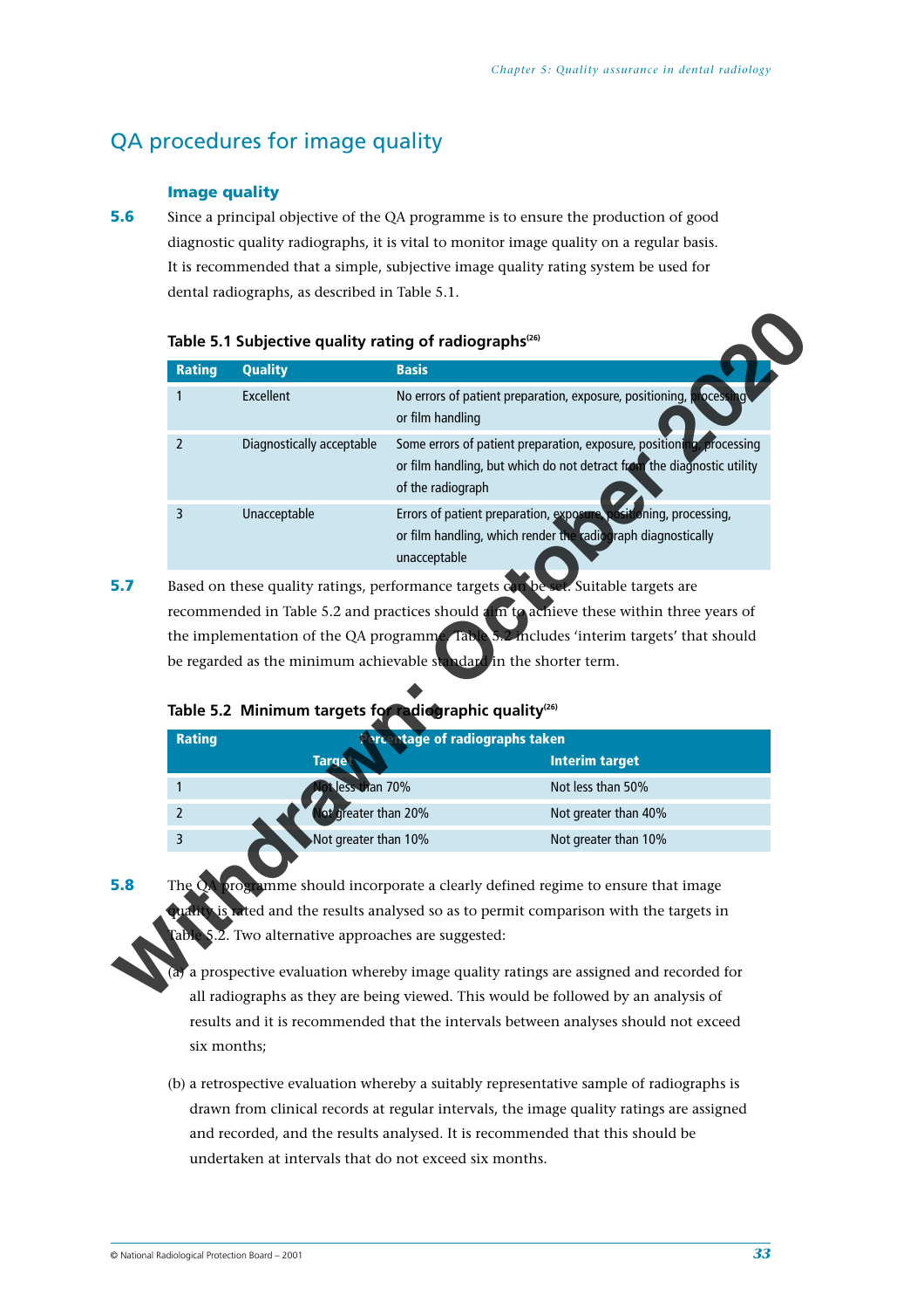## QA procedures for image quality

### Image quality

**5.6** Since a principal objective of the QA programme is to ensure the production of good diagnostic quality radiographs, it is vital to monitor image quality on a regular basis. It is recommended that a simple, subjective image quality rating system be used for dental radiographs, as described in Table 5.1.

**Table 5.1 Subjective quality rating of radiographs**[26]

| Rating | Quality | Basis |
|---|---|---|
| 1 | Excellent | No errors of patient preparation, exposure, positioning, processing or film handling |
| 2 | Diagnostically acceptable | Some errors of patient preparation, exposure, positioning, processing or film handling, but which do not detract from the diagnostic utility of the radiograph |
| 3 | Unacceptable | Errors of patient preparation, exposure, positioning, processing, or film handling, which render the radiograph diagnostically unacceptable |

**5.7** Based on these quality ratings, performance targets can be set. Suitable targets are recommended in Table 5.2 and practices should aim to achieve these within three years of the implementation of the QA programme. Table 5.2 includes 'interim targets' that should be regarded as the minimum achievable standard in the shorter term.

**Table 5.2 Minimum targets for radiographic quality**[26]

| Rating | Percentage of radiographs taken | |
|---|---|---|
| | Target | Interim target |
| 1 | Not less than 70% | Not less than 50% |
| 2 | Not greater than 20% | Not greater than 40% |
| 3 | Not greater than 10% | Not greater than 10% |

**5.8** The QA programme should incorporate a clearly defined regime to ensure that image quality is rated and the results analysed so as to permit comparison with the targets in Table 5.2. Two alternative approaches are suggested:

(a) a prospective evaluation whereby image quality ratings are assigned and recorded for all radiographs as they are being viewed. This would be followed by an analysis of results and it is recommended that the intervals between analyses should not exceed six months;

(b) a retrospective evaluation whereby a suitably representative sample of radiographs is drawn from clinical records at regular intervals, the image quality ratings are assigned and recorded, and the results analysed. It is recommended that this should be undertaken at intervals that do not exceed six months.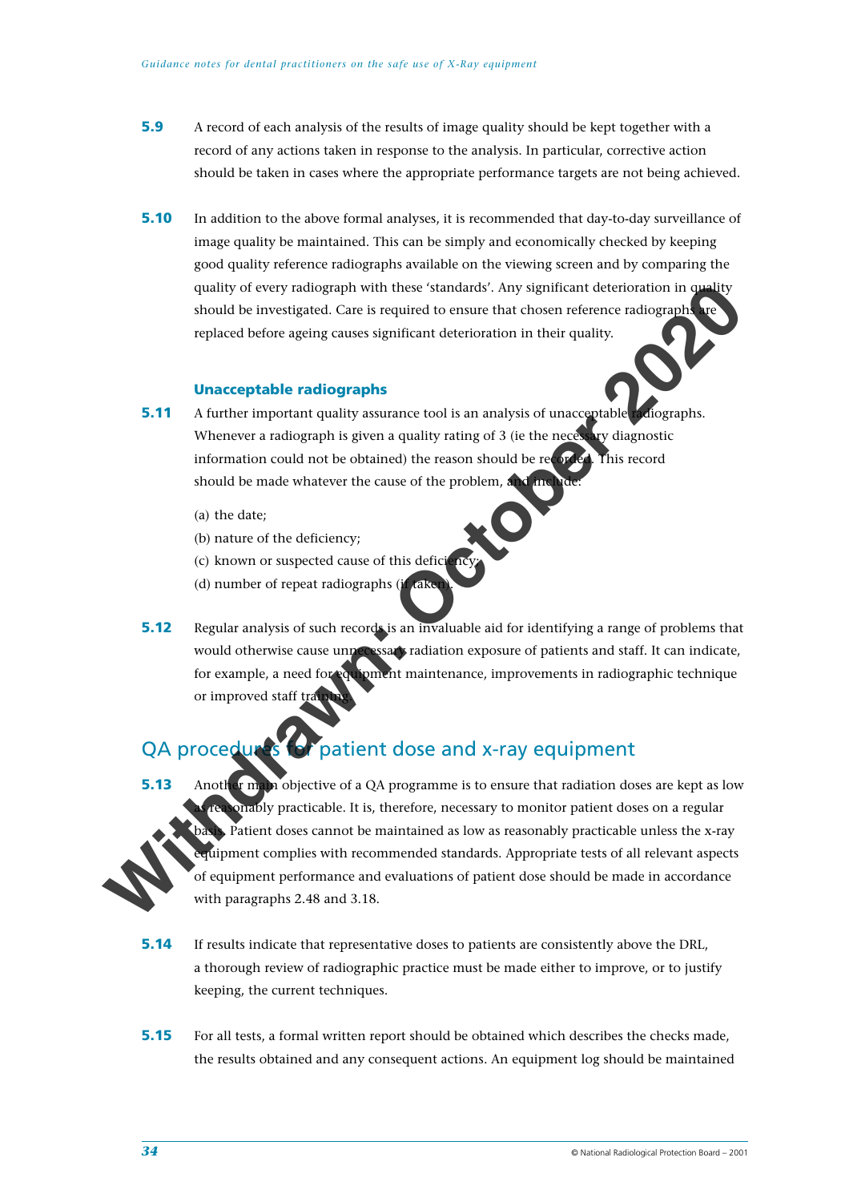**5.9** A record of each analysis of the results of image quality should be kept together with a record of any actions taken in response to the analysis. In particular, corrective action should be taken in cases where the appropriate performance targets are not being achieved.

**5.10** In addition to the above formal analyses, it is recommended that day-to-day surveillance of image quality be maintained. This can be simply and economically checked by keeping good quality reference radiographs available on the viewing screen and by comparing the quality of every radiograph with these 'standards'. Any significant deterioration in quality should be investigated. Care is required to ensure that chosen reference radiographs are replaced before ageing causes significant deterioration in their quality.

### Unacceptable radiographs

**5.11** A further important quality assurance tool is an analysis of unacceptable radiographs. Whenever a radiograph is given a quality rating of 3 (ie the necessary diagnostic information could not be obtained) the reason should be recorded. This record should be made whatever the cause of the problem, and include:

(a) the date;

(b) nature of the deficiency;

(c) known or suspected cause of this deficiency;

(d) number of repeat radiographs (if taken).

**5.12** Regular analysis of such records is an invaluable aid for identifying a range of problems that would otherwise cause unnecessary radiation exposure of patients and staff. It can indicate, for example, a need for equipment maintenance, improvements in radiographic technique or improved staff training.

## QA procedures for patient dose and x-ray equipment

**5.13** Another main objective of a QA programme is to ensure that radiation doses are kept as low as reasonably practicable. It is, therefore, necessary to monitor patient doses on a regular basis. Patient doses cannot be maintained as low as reasonably practicable unless the x-ray equipment complies with recommended standards. Appropriate tests of all relevant aspects of equipment performance and evaluations of patient dose should be made in accordance with paragraphs 2.48 and 3.18.

**5.14** If results indicate that representative doses to patients are consistently above the DRL, a thorough review of radiographic practice must be made either to improve, or to justify keeping, the current techniques.

**5.15** For all tests, a formal written report should be obtained which describes the checks made, the results obtained and any consequent actions. An equipment log should be maintained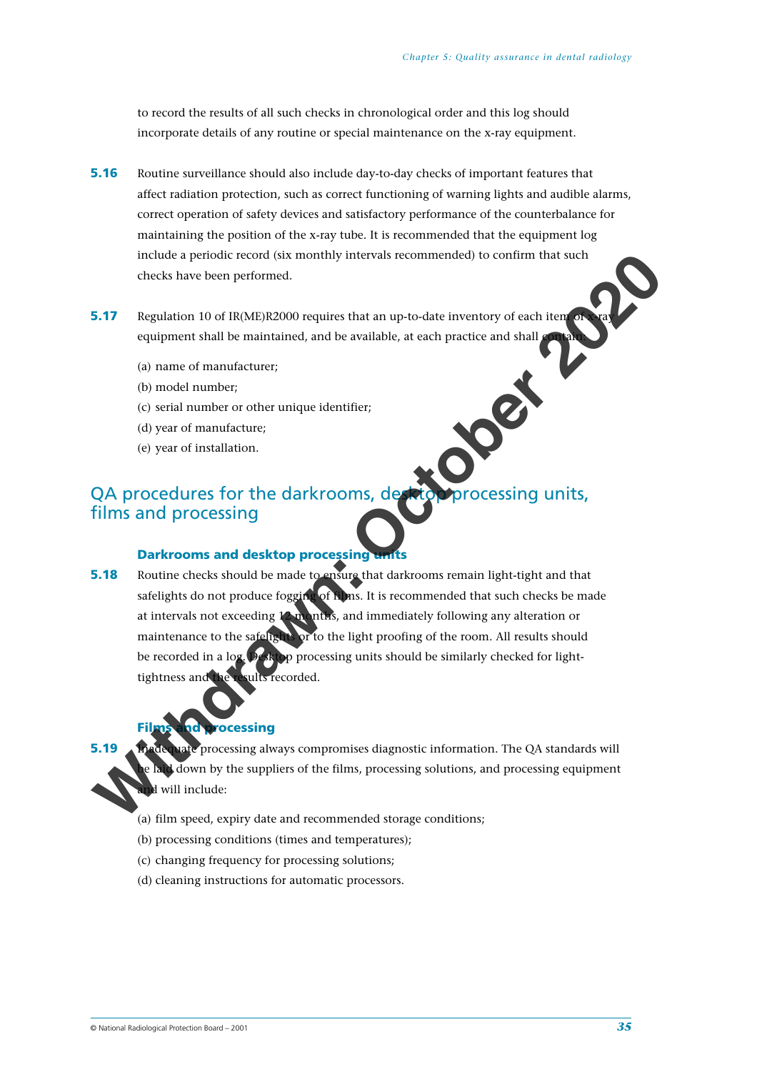to record the results of all such checks in chronological order and this log should incorporate details of any routine or special maintenance on the x-ray equipment.

**5.16** Routine surveillance should also include day-to-day checks of important features that affect radiation protection, such as correct functioning of warning lights and audible alarms, correct operation of safety devices and satisfactory performance of the counterbalance for maintaining the position of the x-ray tube. It is recommended that the equipment log include a periodic record (six monthly intervals recommended) to confirm that such checks have been performed.

**5.17** Regulation 10 of IR(ME)R2000 requires that an up-to-date inventory of each item of x-ray equipment shall be maintained, and be available, at each practice and shall contain:

(a) name of manufacturer;
(b) model number;
(c) serial number or other unique identifier;
(d) year of manufacture;
(e) year of installation.

## QA procedures for the darkrooms, desktop processing units, films and processing

### Darkrooms and desktop processing units

**5.18** Routine checks should be made to ensure that darkrooms remain light-tight and that safelights do not produce fogging of films. It is recommended that such checks be made at intervals not exceeding 12 months, and immediately following any alteration or maintenance to the safelights or to the light proofing of the room. All results should be recorded in a log. Desktop processing units should be similarly checked for light-tightness and the results recorded.

### Films and processing

**5.19** Inadequate processing always compromises diagnostic information. The QA standards will be laid down by the suppliers of the films, processing solutions, and processing equipment and will include:

(a) film speed, expiry date and recommended storage conditions;
(b) processing conditions (times and temperatures);
(c) changing frequency for processing solutions;
(d) cleaning instructions for automatic processors.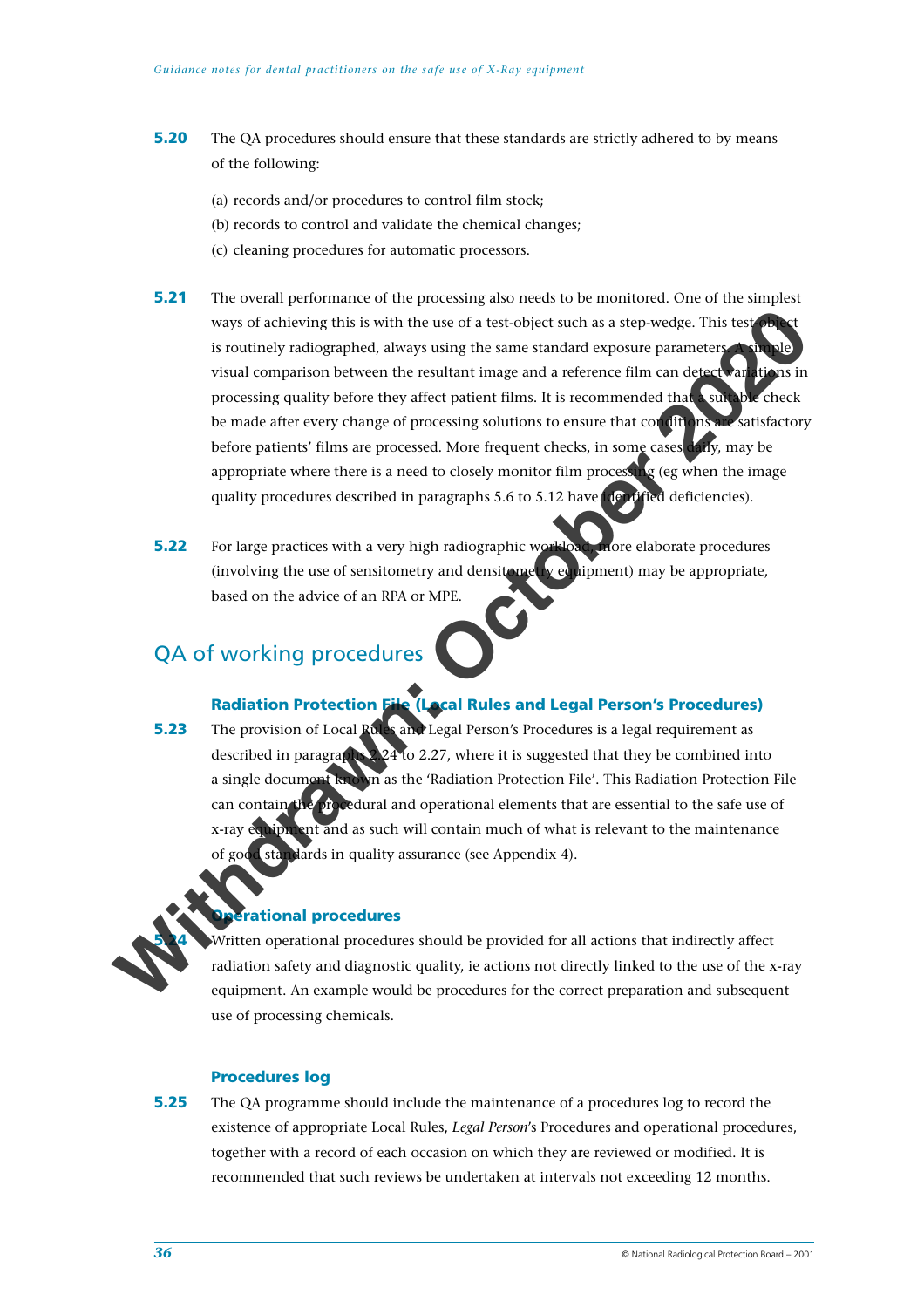**5.20** The QA procedures should ensure that these standards are strictly adhered to by means of the following:

(a) records and/or procedures to control film stock;
(b) records to control and validate the chemical changes;
(c) cleaning procedures for automatic processors.

**5.21** The overall performance of the processing also needs to be monitored. One of the simplest ways of achieving this is with the use of a test-object such as a step-wedge. This test object is routinely radiographed, always using the same standard exposure parameters. A simple visual comparison between the resultant image and a reference film can detect variations in processing quality before they affect patient films. It is recommended that a suitable check be made after every change of processing solutions to ensure that conditions are satisfactory before patients' films are processed. More frequent checks, in some cases daily, may be appropriate where there is a need to closely monitor film processing (eg when the image quality procedures described in paragraphs 5.6 to 5.12 have identified deficiencies).

**5.22** For large practices with a very high radiographic workload, more elaborate procedures (involving the use of sensitometry and densitometry equipment) may be appropriate, based on the advice of an RPA or MPE.

Withdrawn: October 2020

## QA of working procedures

### Radiation Protection File (Local Rules and Legal Person's Procedures)

**5.23** The provision of Local Rules and Legal Person's Procedures is a legal requirement as described in paragraphs 2.24 to 2.27, where it is suggested that they be combined into a single document known as the 'Radiation Protection File'. This Radiation Protection File can contain the procedural and operational elements that are essential to the safe use of x-ray equipment and as such will contain much of what is relevant to the maintenance of good standards in quality assurance (see Appendix 4).

### Operational procedures

**5.24** Written operational procedures should be provided for all actions that indirectly affect radiation safety and diagnostic quality, ie actions not directly linked to the use of the x-ray equipment. An example would be procedures for the correct preparation and subsequent use of processing chemicals.

### Procedures log

**5.25** The QA programme should include the maintenance of a procedures log to record the existence of appropriate Local Rules, *Legal Person*'s Procedures and operational procedures, together with a record of each occasion on which they are reviewed or modified. It is recommended that such reviews be undertaken at intervals not exceeding 12 months.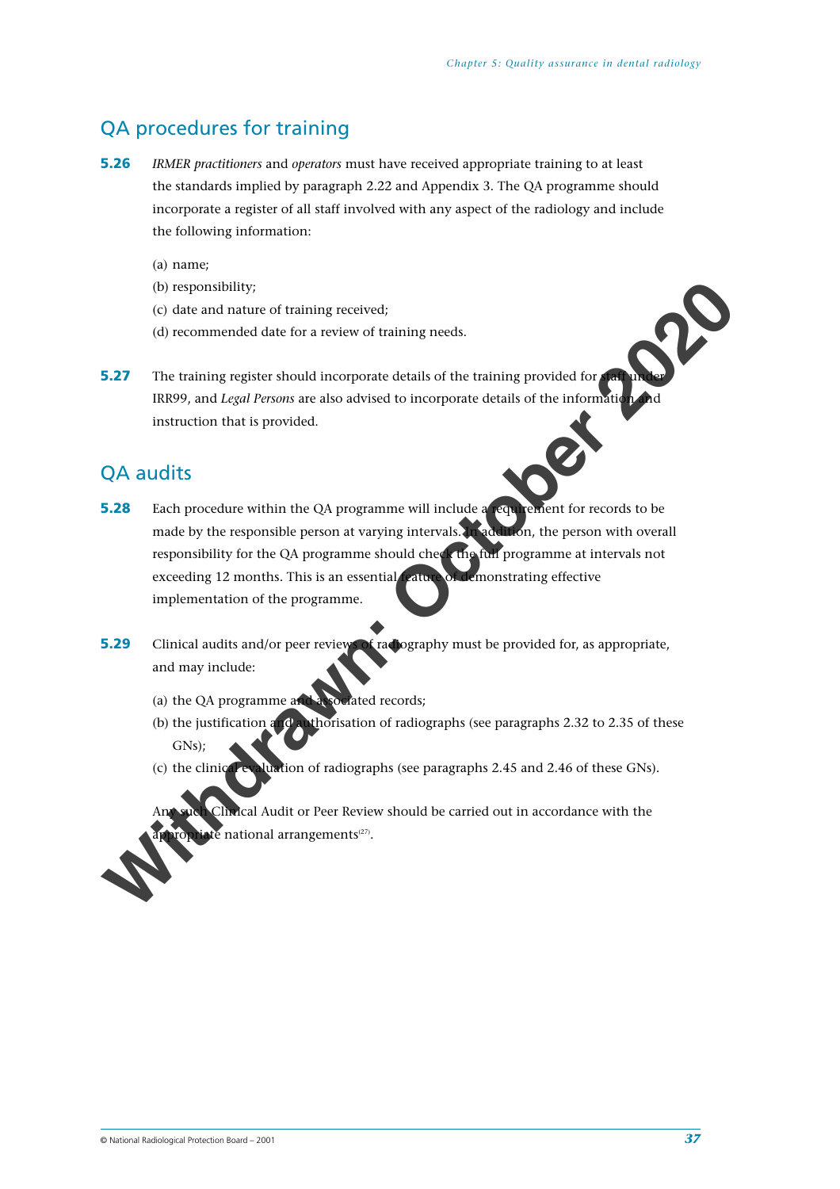## QA procedures for training

**5.26** *IRMER practitioners* and *operators* must have received appropriate training to at least the standards implied by paragraph 2.22 and Appendix 3. The QA programme should incorporate a register of all staff involved with any aspect of the radiology and include the following information:

(a) name;
(b) responsibility;
(c) date and nature of training received;
(d) recommended date for a review of training needs.

**5.27** The training register should incorporate details of the training provided for staff under IRR99, and *Legal Persons* are also advised to incorporate details of the information and instruction that is provided.

## QA audits

**5.28** Each procedure within the QA programme will include a requirement for records to be made by the responsible person at varying intervals. In addition, the person with overall responsibility for the QA programme should check the full programme at intervals not exceeding 12 months. This is an essential feature of demonstrating effective implementation of the programme.

**5.29** Clinical audits and/or peer reviews of radiography must be provided for, as appropriate, and may include:

(a) the QA programme and associated records;
(b) the justification and authorisation of radiographs (see paragraphs 2.32 to 2.35 of these GNs);
(c) the clinical evaluation of radiographs (see paragraphs 2.45 and 2.46 of these GNs).

Any such Clinical Audit or Peer Review should be carried out in accordance with the appropriate national arrangements[27].

**Withdrawn: October 2020**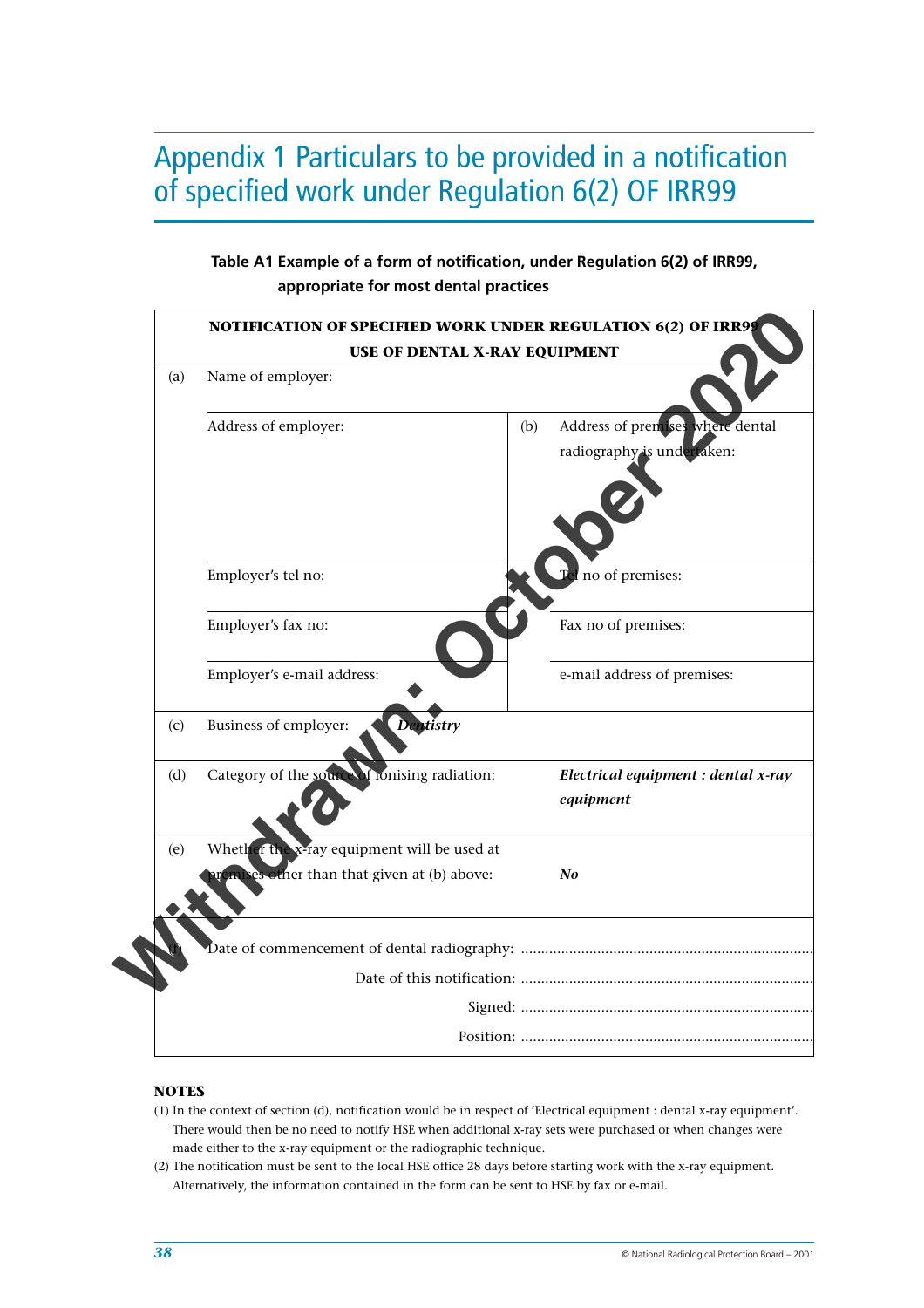# Appendix 1 Particulars to be provided in a notification of specified work under Regulation 6(2) OF IRR99

**Table A1 Example of a form of notification, under Regulation 6(2) of IRR99, appropriate for most dental practices**

| | NOTIFICATION OF SPECIFIED WORK UNDER REGULATION 6(2) OF IRR99 USE OF DENTAL X-RAY EQUIPMENT | | |
|---|---|---|---|
| (a) | Name of employer: | | |
| | Address of employer: | (b) | Address of premises where dental radiography is undertaken: |
| | Employer's tel no: | | Tel no of premises: |
| | Employer's fax no: | | Fax no of premises: |
| | Employer's e-mail address: | | e-mail address of premises: |
| (c) | Business of employer: ***Dentistry*** | | |
| (d) | Category of the source of ionising radiation: | | ***Electrical equipment : dental x-ray equipment*** |
| (e) | Whether the x-ray equipment will be used at premises other than that given at (b) above: | | ***No*** |
| (f) | Date of commencement of dental radiography: ........................................ | | |
| | Date of this notification: ........................................ | | |
| | Signed: ........................................ | | |
| | Position: ........................................ | | |

**NOTES**

(1) In the context of section (d), notification would be in respect of 'Electrical equipment : dental x-ray equipment'. There would then be no need to notify HSE when additional x-ray sets were purchased or when changes were made either to the x-ray equipment or the radiographic technique.

(2) The notification must be sent to the local HSE office 28 days before starting work with the x-ray equipment. Alternatively, the information contained in the form can be sent to HSE by fax or e-mail.

© National Radiological Protection Board – 2001

Withdrawn: October 2020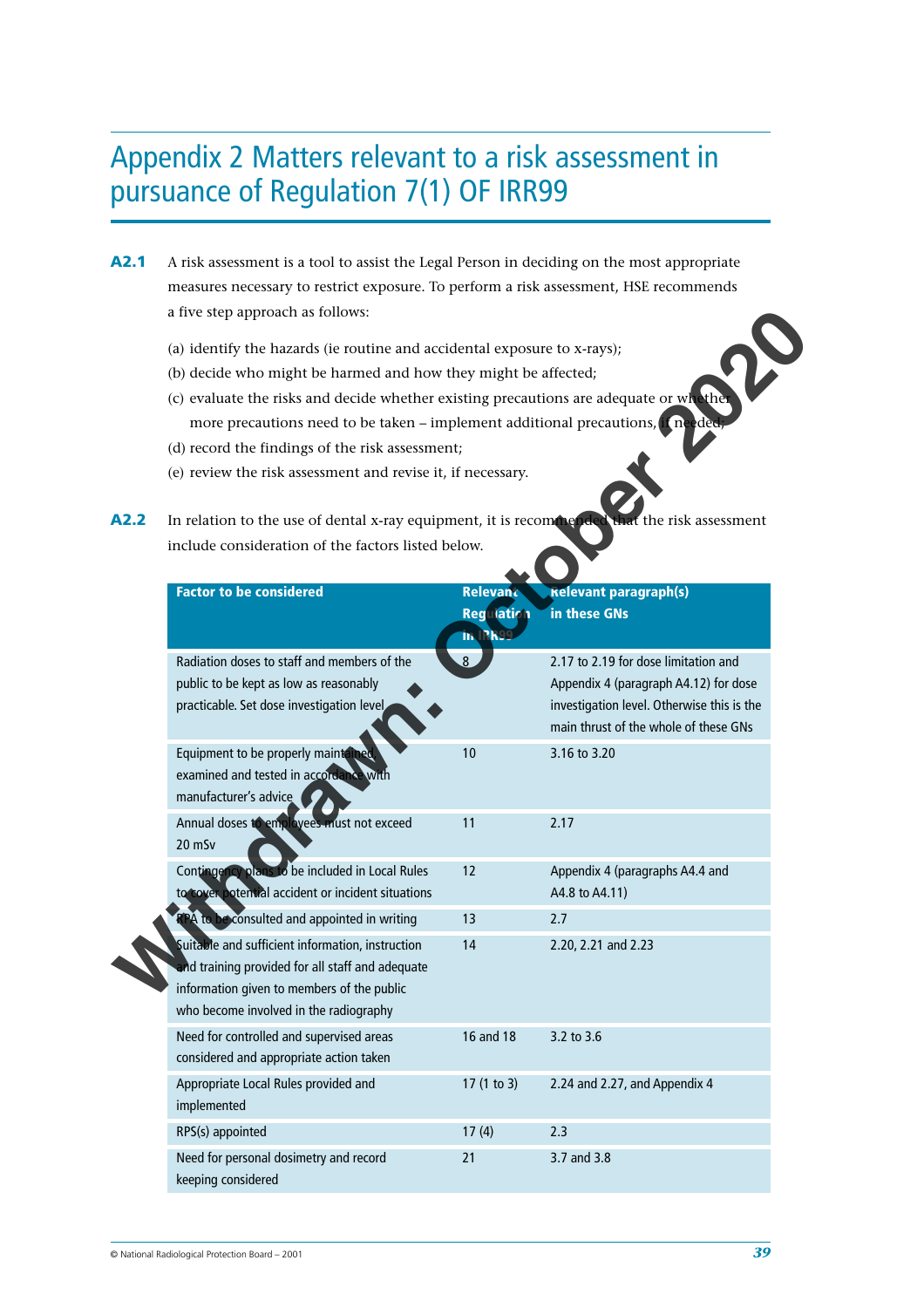# Appendix 2 Matters relevant to a risk assessment in pursuance of Regulation 7(1) OF IRR99

**A2.1** A risk assessment is a tool to assist the Legal Person in deciding on the most appropriate measures necessary to restrict exposure. To perform a risk assessment, HSE recommends a five step approach as follows:

(a) identify the hazards (ie routine and accidental exposure to x-rays);

(b) decide who might be harmed and how they might be affected;

(c) evaluate the risks and decide whether existing precautions are adequate or whether more precautions need to be taken – implement additional precautions, if needed;

(d) record the findings of the risk assessment;

(e) review the risk assessment and revise it, if necessary.

**A2.2** In relation to the use of dental x-ray equipment, it is recommended that the risk assessment include consideration of the factors listed below.

| Factor to be considered | Relevant Regulation in IRR99 | Relevant paragraph(s) in these GNs |
|---|---|---|
| Radiation doses to staff and members of the public to be kept as low as reasonably practicable. Set dose investigation level | 8 | 2.17 to 2.19 for dose limitation and Appendix 4 (paragraph A4.12) for dose investigation level. Otherwise this is the main thrust of the whole of these GNs |
| Equipment to be properly maintained, examined and tested in accordance with manufacturer's advice | 10 | 3.16 to 3.20 |
| Annual doses to employees must not exceed 20 mSv | 11 | 2.17 |
| Contingency plans to be included in Local Rules to cover potential accident or incident situations | 12 | Appendix 4 (paragraphs A4.4 and A4.8 to A4.11) |
| RPA to be consulted and appointed in writing | 13 | 2.7 |
| Suitable and sufficient information, instruction and training provided for all staff and adequate information given to members of the public who become involved in the radiography | 14 | 2.20, 2.21 and 2.23 |
| Need for controlled and supervised areas considered and appropriate action taken | 16 and 18 | 3.2 to 3.6 |
| Appropriate Local Rules provided and implemented | 17 (1 to 3) | 2.24 and 2.27, and Appendix 4 |
| RPS(s) appointed | 17 (4) | 2.3 |
| Need for personal dosimetry and record keeping considered | 21 | 3.7 and 3.8 |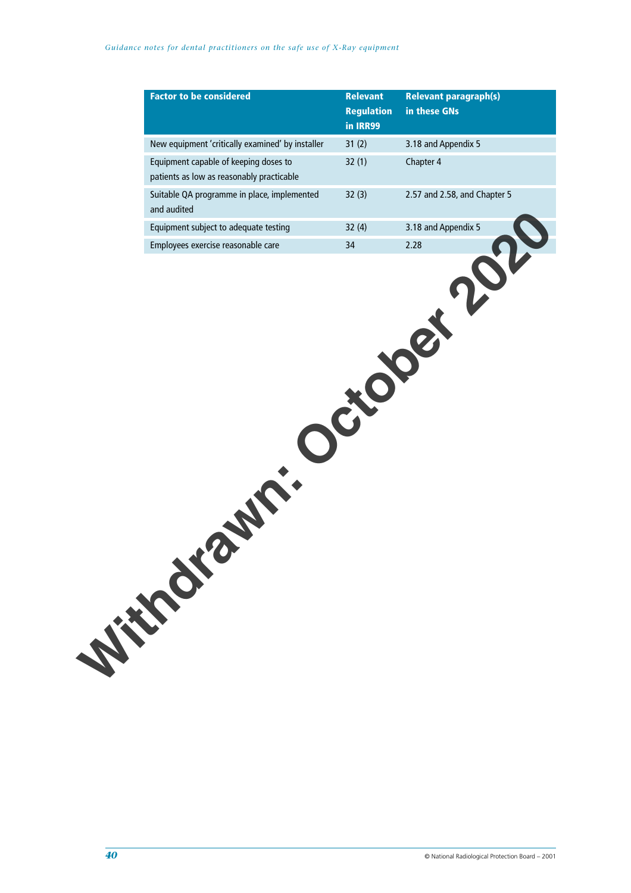| Factor to be considered | Relevant Regulation in IRR99 | Relevant paragraph(s) in these GNs |
|---|---|---|
| New equipment 'critically examined' by installer | 31 (2) | 3.18 and Appendix 5 |
| Equipment capable of keeping doses to patients as low as reasonably practicable | 32 (1) | Chapter 4 |
| Suitable QA programme in place, implemented and audited | 32 (3) | 2.57 and 2.58, and Chapter 5 |
| Equipment subject to adequate testing | 32 (4) | 3.18 and Appendix 5 |
| Employees exercise reasonable care | 34 | 2.28 |

Withdrawn: October 2020

© National Radiological Protection Board – 2001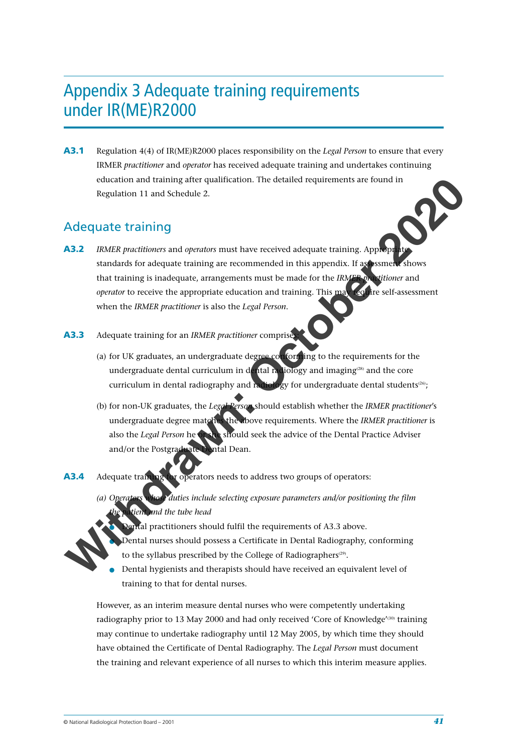# Appendix 3 Adequate training requirements under IR(ME)R2000

**A3.1** Regulation 4(4) of IR(ME)R2000 places responsibility on the *Legal Person* to ensure that every IRMER *practitioner* and *operator* has received adequate training and undertakes continuing education and training after qualification. The detailed requirements are found in Regulation 11 and Schedule 2.

## Adequate training

**A3.2** *IRMER practitioners* and *operators* must have received adequate training. Appropriate standards for adequate training are recommended in this appendix. If assessment shows that training is inadequate, arrangements must be made for the *IRMER practitioner* and *operator* to receive the appropriate education and training. This may require self-assessment when the *IRMER practitioner* is also the *Legal Person*.

**A3.3** Adequate training for an *IRMER practitioner* comprises:

(a) for UK graduates, an undergraduate degree conforming to the requirements for the undergraduate dental curriculum in dental radiology and imaging[28] and the core curriculum in dental radiography and radiology for undergraduate dental students[26];

(b) for non-UK graduates, the *Legal Person* should establish whether the *IRMER practitioner*'s undergraduate degree matches the above requirements. Where the *IRMER practitioner* is also the *Legal Person* he or she should seek the advice of the Dental Practice Adviser and/or the Postgraduate Dental Dean.

**A3.4** Adequate training for operators needs to address two groups of operators:

*(a) Operators whose duties include selecting exposure parameters and/or positioning the film the patient and the tube head*

- Dental practitioners should fulfil the requirements of A3.3 above.
- Dental nurses should possess a Certificate in Dental Radiography, conforming to the syllabus prescribed by the College of Radiographers[29].
- Dental hygienists and therapists should have received an equivalent level of training to that for dental nurses.

However, as an interim measure dental nurses who were competently undertaking radiography prior to 13 May 2000 and had only received 'Core of Knowledge'[30] training may continue to undertake radiography until 12 May 2005, by which time they should have obtained the Certificate of Dental Radiography. The *Legal Person* must document the training and relevant experience of all nurses to which this interim measure applies.

Withdrawn: October 2020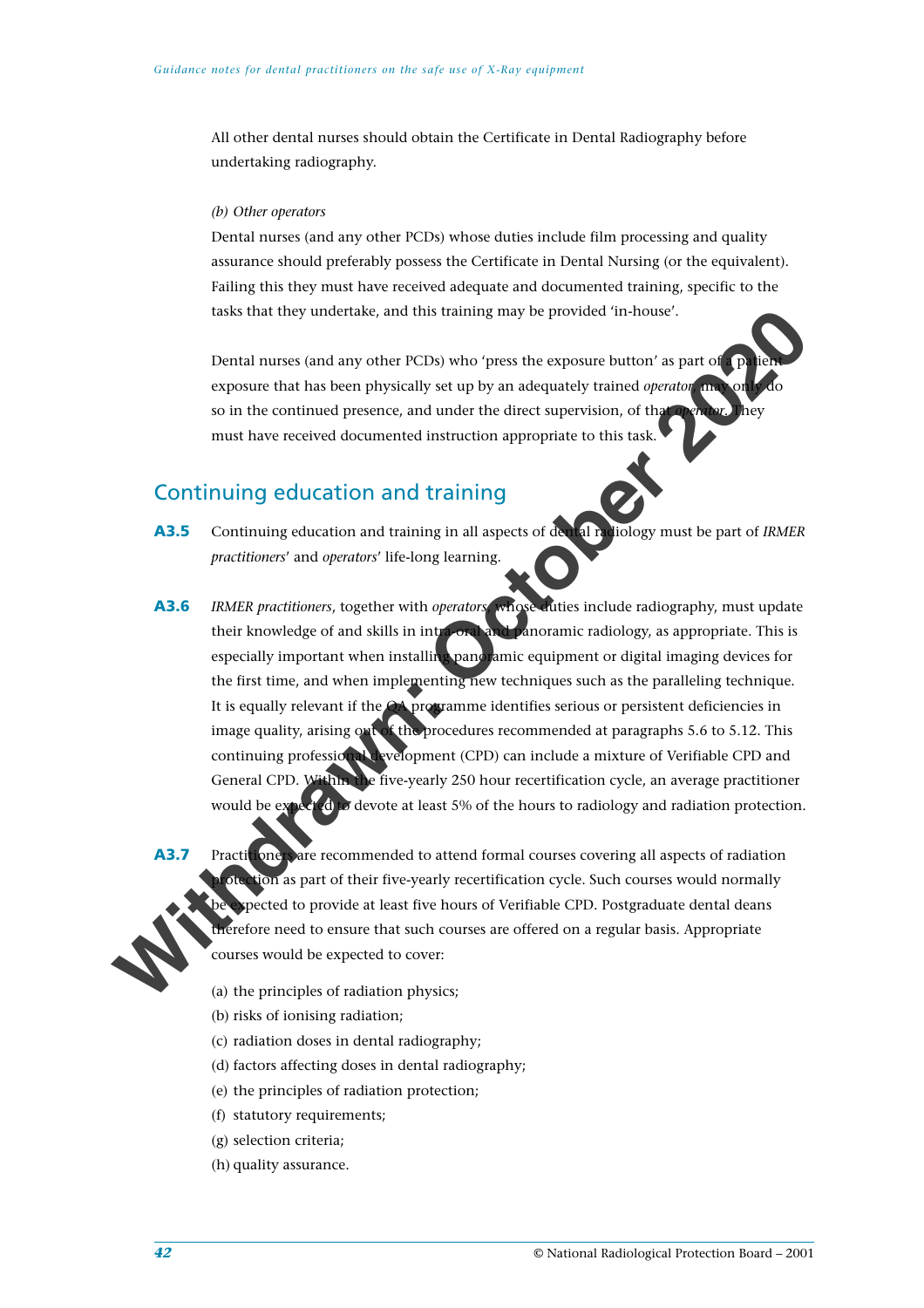All other dental nurses should obtain the Certificate in Dental Radiography before undertaking radiography.

*(b) Other operators*

Dental nurses (and any other PCDs) whose duties include film processing and quality assurance should preferably possess the Certificate in Dental Nursing (or the equivalent). Failing this they must have received adequate and documented training, specific to the tasks that they undertake, and this training may be provided 'in-house'.

Dental nurses (and any other PCDs) who 'press the exposure button' as part of a patient exposure that has been physically set up by an adequately trained *operator* may only do so in the continued presence, and under the direct supervision, of that *operator*. They must have received documented instruction appropriate to this task.

Withdrawn: October 2020

## Continuing education and training

**A3.5** Continuing education and training in all aspects of dental radiology must be part of *IRMER practitioners*' and *operators*' life-long learning.

**A3.6** *IRMER practitioners*, together with *operators*, whose duties include radiography, must update their knowledge of and skills in intra-oral and panoramic radiology, as appropriate. This is especially important when installing panoramic equipment or digital imaging devices for the first time, and when implementing new techniques such as the paralleling technique. It is equally relevant if the QA programme identifies serious or persistent deficiencies in image quality, arising out of the procedures recommended at paragraphs 5.6 to 5.12. This continuing professional development (CPD) can include a mixture of Verifiable CPD and General CPD. Within the five-yearly 250 hour recertification cycle, an average practitioner would be expected to devote at least 5% of the hours to radiology and radiation protection.

**A3.7** Practitioners are recommended to attend formal courses covering all aspects of radiation protection as part of their five-yearly recertification cycle. Such courses would normally be expected to provide at least five hours of Verifiable CPD. Postgraduate dental deans therefore need to ensure that such courses are offered on a regular basis. Appropriate courses would be expected to cover:

(a) the principles of radiation physics;
(b) risks of ionising radiation;
(c) radiation doses in dental radiography;
(d) factors affecting doses in dental radiography;
(e) the principles of radiation protection;
(f) statutory requirements;
(g) selection criteria;
(h) quality assurance.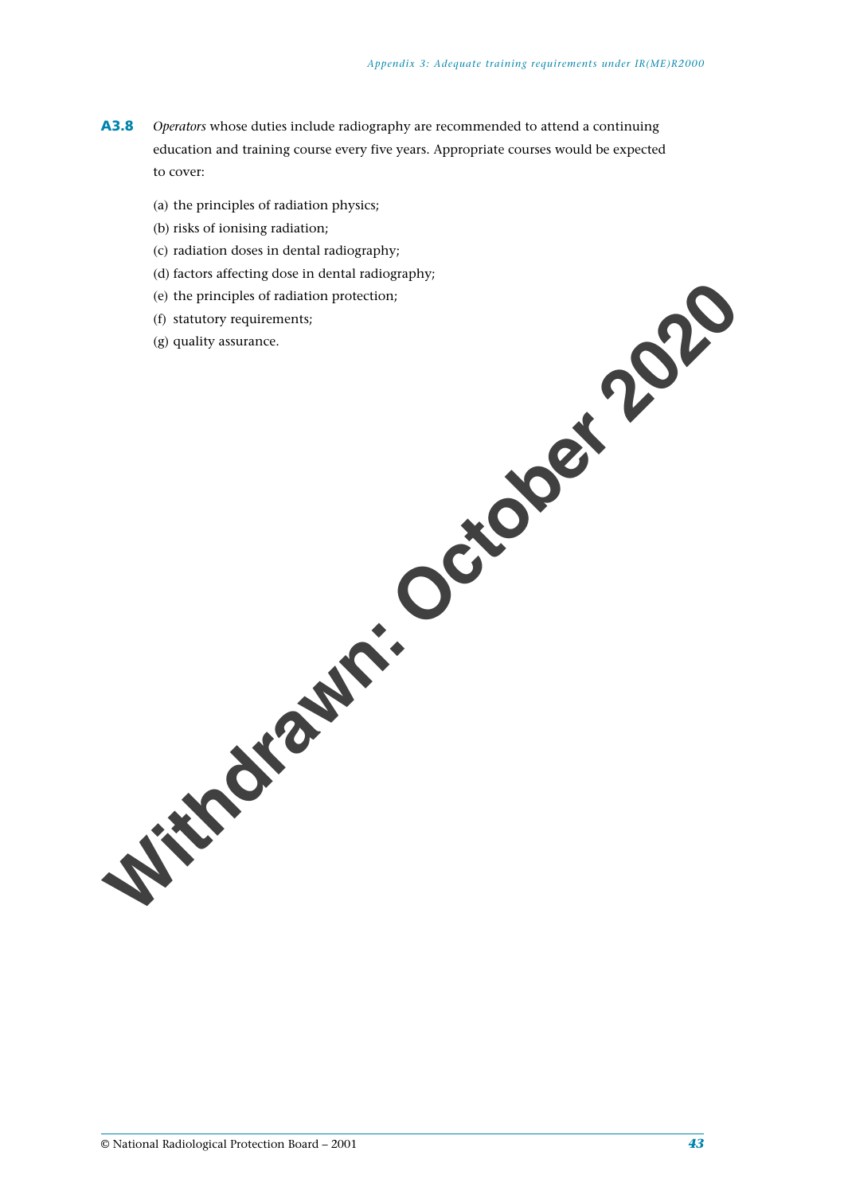**A3.8** *Operators* whose duties include radiography are recommended to attend a continuing education and training course every five years. Appropriate courses would be expected to cover:

(a) the principles of radiation physics;

(b) risks of ionising radiation;

(c) radiation doses in dental radiography;

(d) factors affecting dose in dental radiography;

(e) the principles of radiation protection;

(f) statutory requirements;

(g) quality assurance.

**Withdrawn: October 2020**

© National Radiological Protection Board – 2001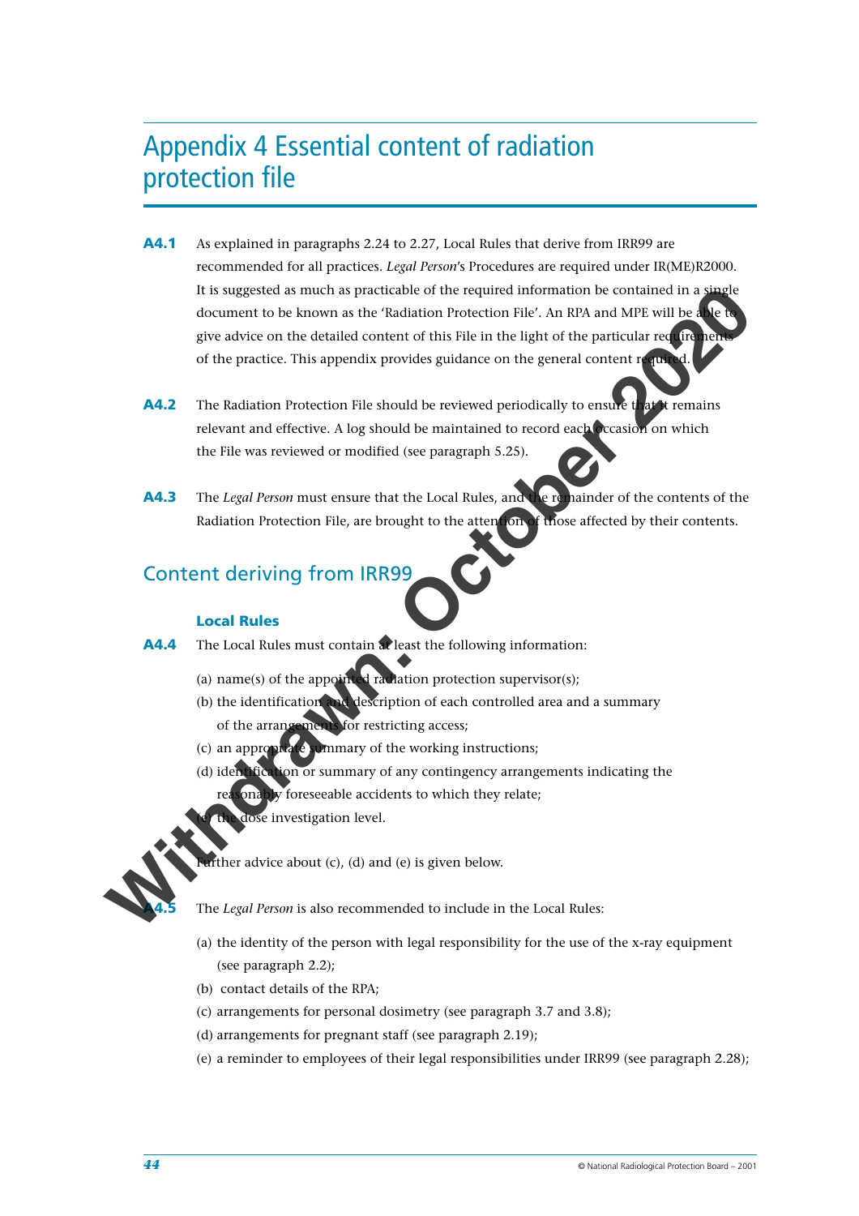# Appendix 4 Essential content of radiation protection file

**A4.1** As explained in paragraphs 2.24 to 2.27, Local Rules that derive from IRR99 are recommended for all practices. *Legal Person*'s Procedures are required under IR(ME)R2000. It is suggested as much as practicable of the required information be contained in a single document to be known as the 'Radiation Protection File'. An RPA and MPE will be able to give advice on the detailed content of this File in the light of the particular requirements of the practice. This appendix provides guidance on the general content required.

**A4.2** The Radiation Protection File should be reviewed periodically to ensure that it remains relevant and effective. A log should be maintained to record each occasion on which the File was reviewed or modified (see paragraph 5.25).

**A4.3** The *Legal Person* must ensure that the Local Rules, and the remainder of the contents of the Radiation Protection File, are brought to the attention of those affected by their contents.

## Content deriving from IRR99

### Local Rules

**A4.4** The Local Rules must contain at least the following information:

(a) name(s) of the appointed radiation protection supervisor(s);
(b) the identification and description of each controlled area and a summary of the arrangements for restricting access;
(c) an appropriate summary of the working instructions;
(d) identification or summary of any contingency arrangements indicating the reasonably foreseeable accidents to which they relate;
(e) the dose investigation level.

Further advice about (c), (d) and (e) is given below.

**A4.5** The *Legal Person* is also recommended to include in the Local Rules:

(a) the identity of the person with legal responsibility for the use of the x-ray equipment (see paragraph 2.2);
(b) contact details of the RPA;
(c) arrangements for personal dosimetry (see paragraph 3.7 and 3.8);
(d) arrangements for pregnant staff (see paragraph 2.19);
(e) a reminder to employees of their legal responsibilities under IRR99 (see paragraph 2.28);

Withdrawn: October 2020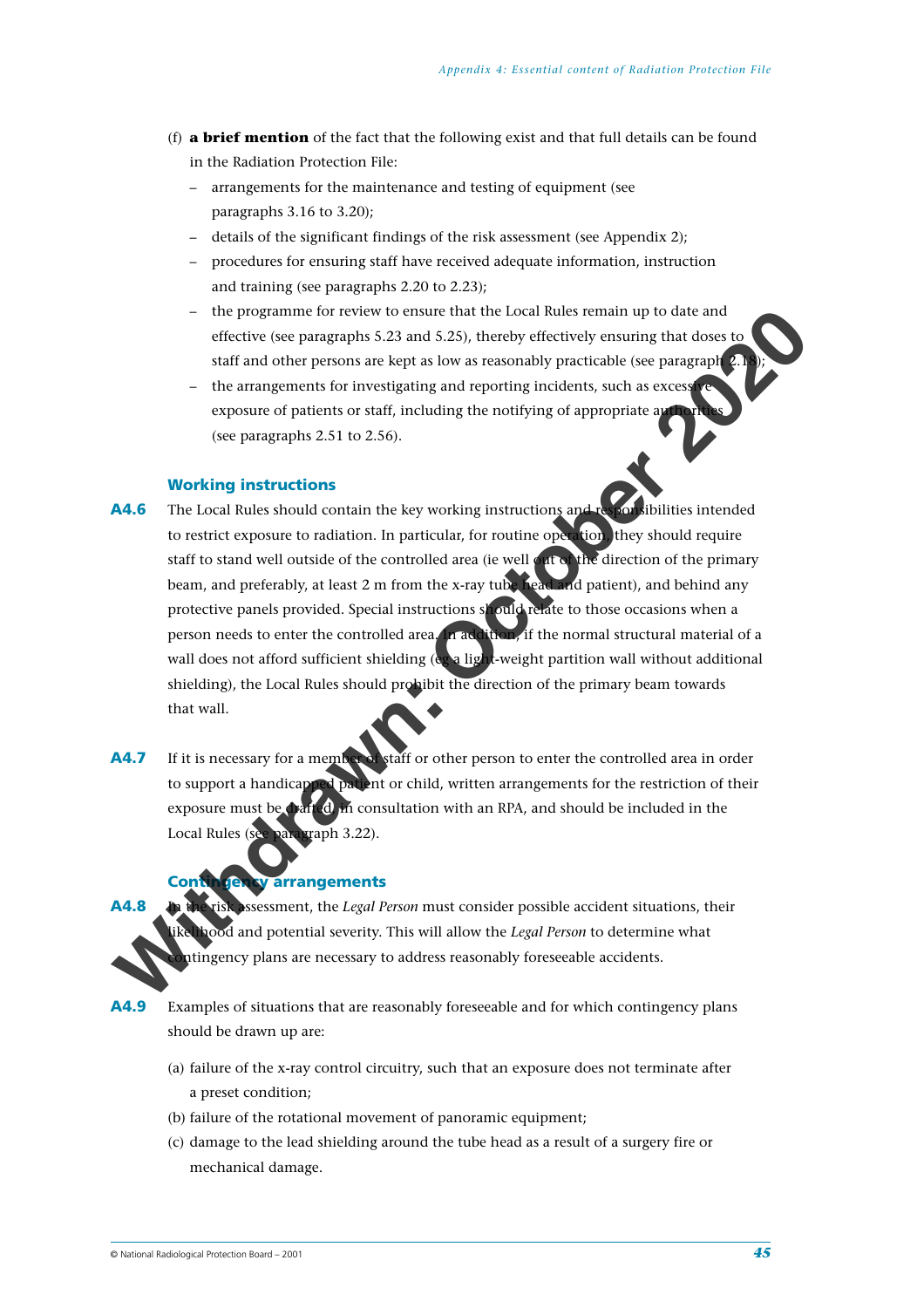(f) **a brief mention** of the fact that the following exist and that full details can be found in the Radiation Protection File:

- arrangements for the maintenance and testing of equipment (see paragraphs 3.16 to 3.20);
- details of the significant findings of the risk assessment (see Appendix 2);
- procedures for ensuring staff have received adequate information, instruction and training (see paragraphs 2.20 to 2.23);
- the programme for review to ensure that the Local Rules remain up to date and effective (see paragraphs 5.23 and 5.25), thereby effectively ensuring that doses to staff and other persons are kept as low as reasonably practicable (see paragraph 2.18);
- the arrangements for investigating and reporting incidents, such as excessive exposure of patients or staff, including the notifying of appropriate authorities (see paragraphs 2.51 to 2.56).

### Working instructions

**A4.6** The Local Rules should contain the key working instructions and responsibilities intended to restrict exposure to radiation. In particular, for routine operation, they should require staff to stand well outside of the controlled area (ie well out of the direction of the primary beam, and preferably, at least 2 m from the x-ray tube head and patient), and behind any protective panels provided. Special instructions should relate to those occasions when a person needs to enter the controlled area. In addition, if the normal structural material of a wall does not afford sufficient shielding (eg a light-weight partition wall without additional shielding), the Local Rules should prohibit the direction of the primary beam towards that wall.

**A4.7** If it is necessary for a member of staff or other person to enter the controlled area in order to support a handicapped patient or child, written arrangements for the restriction of their exposure must be drafted in consultation with an RPA, and should be included in the Local Rules (see paragraph 3.22).

### Contingency arrangements

**A4.8** In the risk assessment, the *Legal Person* must consider possible accident situations, their likelihood and potential severity. This will allow the *Legal Person* to determine what contingency plans are necessary to address reasonably foreseeable accidents.

**A4.9** Examples of situations that are reasonably foreseeable and for which contingency plans should be drawn up are:

(a) failure of the x-ray control circuitry, such that an exposure does not terminate after a preset condition;

(b) failure of the rotational movement of panoramic equipment;

(c) damage to the lead shielding around the tube head as a result of a surgery fire or mechanical damage.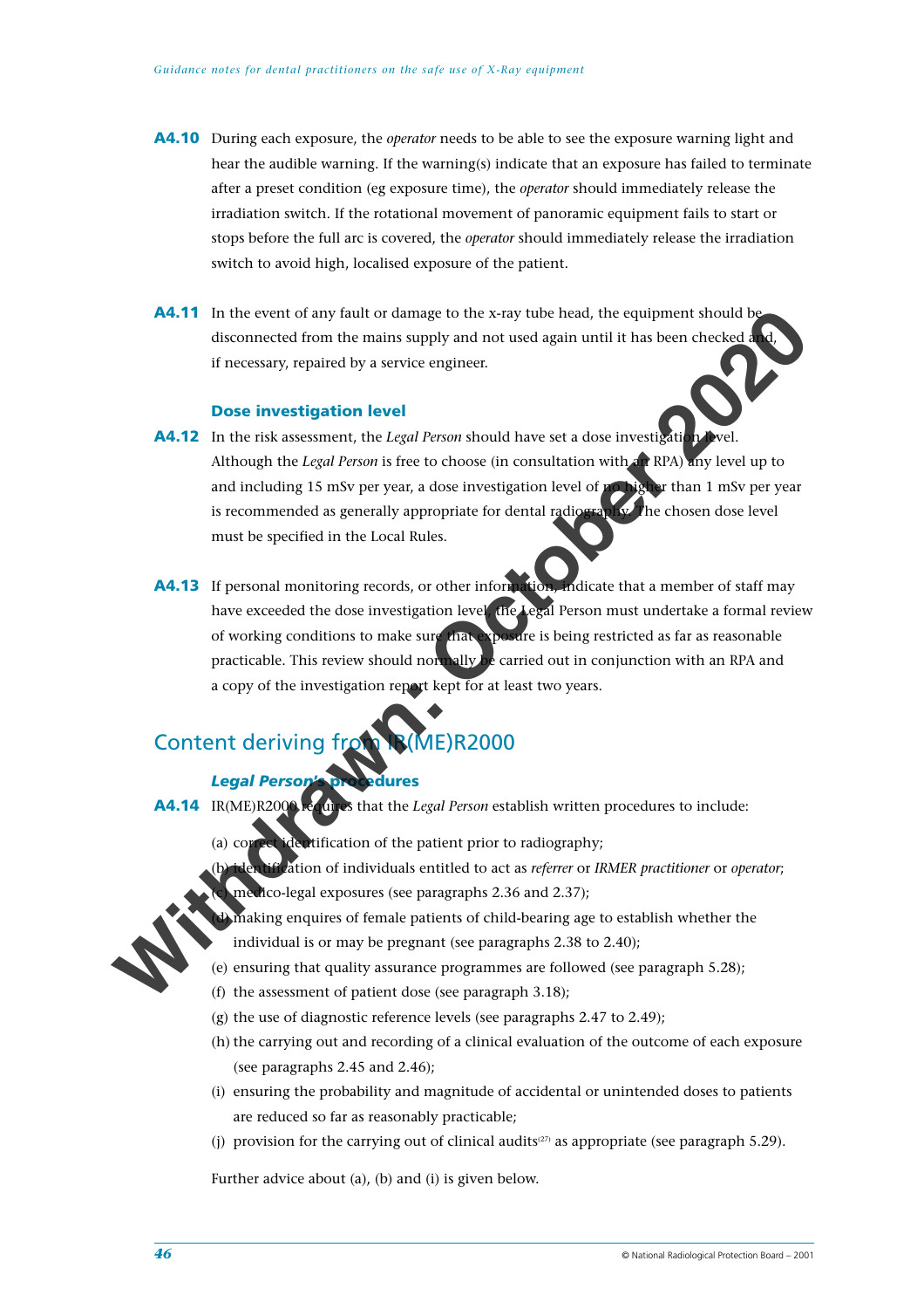**A4.10** During each exposure, the *operator* needs to be able to see the exposure warning light and hear the audible warning. If the warning(s) indicate that an exposure has failed to terminate after a preset condition (eg exposure time), the *operator* should immediately release the irradiation switch. If the rotational movement of panoramic equipment fails to start or stops before the full arc is covered, the *operator* should immediately release the irradiation switch to avoid high, localised exposure of the patient.

**A4.11** In the event of any fault or damage to the x-ray tube head, the equipment should be disconnected from the mains supply and not used again until it has been checked and, if necessary, repaired by a service engineer.

### Dose investigation level

**A4.12** In the risk assessment, the *Legal Person* should have set a dose investigation level. Although the *Legal Person* is free to choose (in consultation with an RPA) any level up to and including 15 mSv per year, a dose investigation level of no higher than 1 mSv per year is recommended as generally appropriate for dental radiography. The chosen dose level must be specified in the Local Rules.

**A4.13** If personal monitoring records, or other information, indicate that a member of staff may have exceeded the dose investigation level, the Legal Person must undertake a formal review of working conditions to make sure that exposure is being restricted as far as reasonable practicable. This review should normally be carried out in conjunction with an RPA and a copy of the investigation report kept for at least two years.

## Content deriving from IR(ME)R2000

### *Legal Person's procedures*

**A4.14** IR(ME)R2000 requires that the *Legal Person* establish written procedures to include:

(a) correct identification of the patient prior to radiography;
(b) identification of individuals entitled to act as *referrer* or *IRMER practitioner* or *operator*;
(c) medico-legal exposures (see paragraphs 2.36 and 2.37);
(d) making enquires of female patients of child-bearing age to establish whether the individual is or may be pregnant (see paragraphs 2.38 to 2.40);
(e) ensuring that quality assurance programmes are followed (see paragraph 5.28);
(f) the assessment of patient dose (see paragraph 3.18);
(g) the use of diagnostic reference levels (see paragraphs 2.47 to 2.49);
(h) the carrying out and recording of a clinical evaluation of the outcome of each exposure (see paragraphs 2.45 and 2.46);
(i) ensuring the probability and magnitude of accidental or unintended doses to patients are reduced so far as reasonably practicable;
(j) provision for the carrying out of clinical audits[27] as appropriate (see paragraph 5.29).

Further advice about (a), (b) and (i) is given below.

Withdrawn: October 2020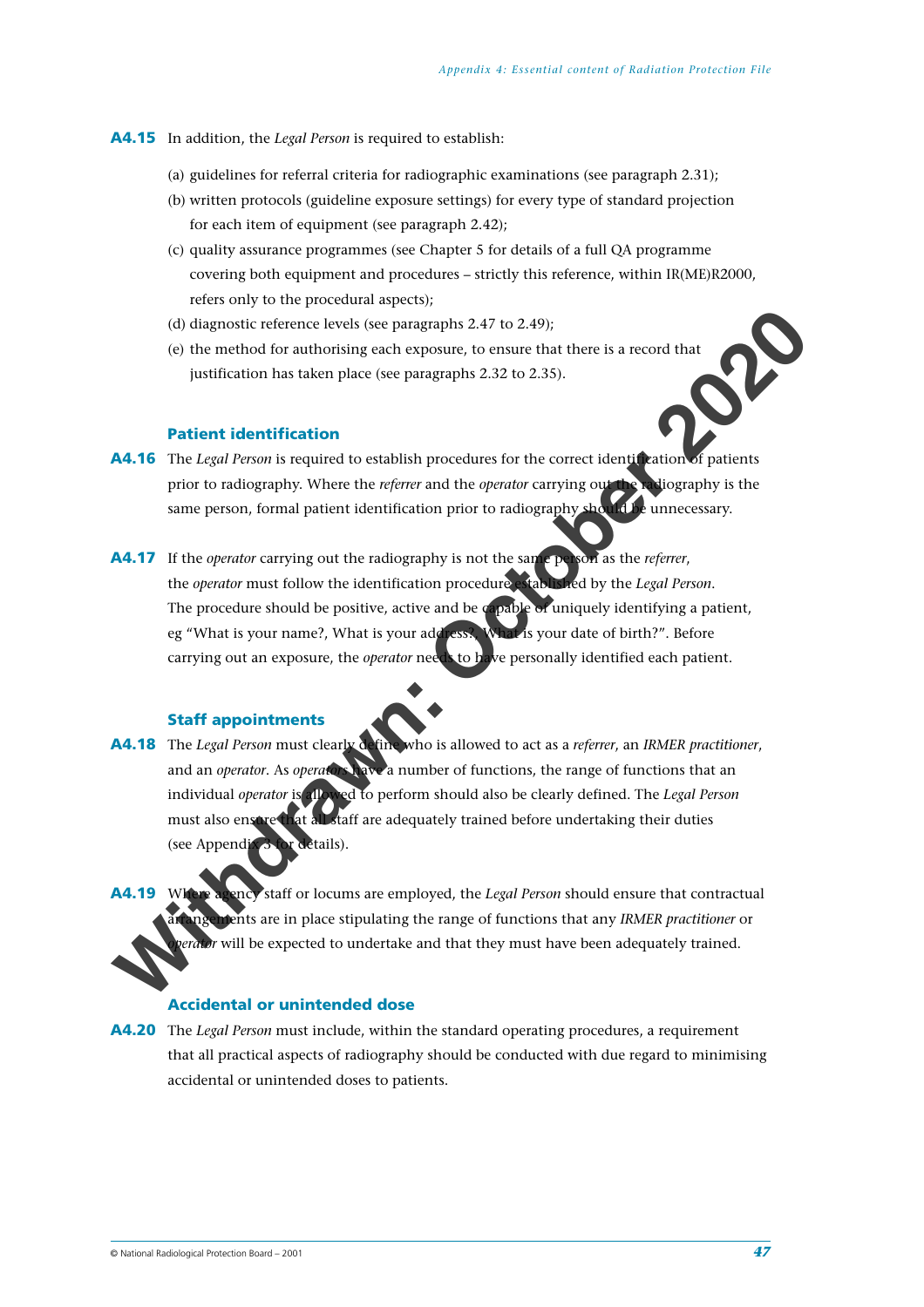**A4.15** In addition, the *Legal Person* is required to establish:

(a) guidelines for referral criteria for radiographic examinations (see paragraph 2.31);

(b) written protocols (guideline exposure settings) for every type of standard projection for each item of equipment (see paragraph 2.42);

(c) quality assurance programmes (see Chapter 5 for details of a full QA programme covering both equipment and procedures – strictly this reference, within IR(ME)R2000, refers only to the procedural aspects);

(d) diagnostic reference levels (see paragraphs 2.47 to 2.49);

(e) the method for authorising each exposure, to ensure that there is a record that justification has taken place (see paragraphs 2.32 to 2.35).

### Patient identification

**A4.16** The *Legal Person* is required to establish procedures for the correct identification of patients prior to radiography. Where the *referrer* and the *operator* carrying out the radiography is the same person, formal patient identification prior to radiography should be unnecessary.

**A4.17** If the *operator* carrying out the radiography is not the same person as the *referrer*, the *operator* must follow the identification procedure established by the *Legal Person*. The procedure should be positive, active and be capable of uniquely identifying a patient, eg "What is your name?, What is your address?, What is your date of birth?". Before carrying out an exposure, the *operator* needs to have personally identified each patient.

### Staff appointments

**A4.18** The *Legal Person* must clearly define who is allowed to act as a *referrer*, an *IRMER practitioner*, and an *operator*. As *operators* have a number of functions, the range of functions that an individual *operator* is allowed to perform should also be clearly defined. The *Legal Person* must also ensure that all staff are adequately trained before undertaking their duties (see Appendix 3 for details).

**A4.19** Where agency staff or locums are employed, the *Legal Person* should ensure that contractual arrangements are in place stipulating the range of functions that any *IRMER practitioner* or *operator* will be expected to undertake and that they must have been adequately trained.

### Accidental or unintended dose

**A4.20** The *Legal Person* must include, within the standard operating procedures, a requirement that all practical aspects of radiography should be conducted with due regard to minimising accidental or unintended doses to patients.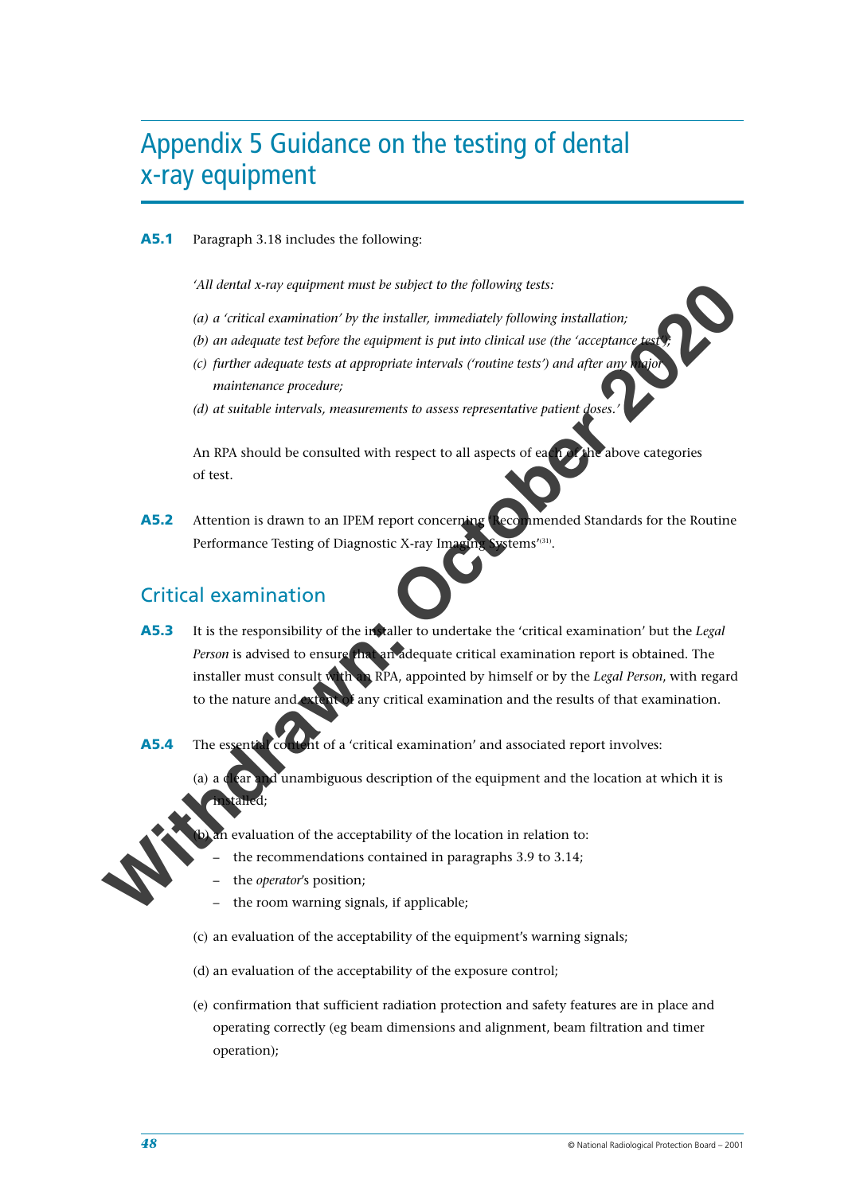# Appendix 5 Guidance on the testing of dental x-ray equipment

**A5.1** Paragraph 3.18 includes the following:

*'All dental x-ray equipment must be subject to the following tests:*

*(a) a 'critical examination' by the installer, immediately following installation;*

*(b) an adequate test before the equipment is put into clinical use (the 'acceptance test');*

*(c) further adequate tests at appropriate intervals ('routine tests') and after any major maintenance procedure;*

*(d) at suitable intervals, measurements to assess representative patient doses.'*

An RPA should be consulted with respect to all aspects of each of the above categories of test.

**A5.2** Attention is drawn to an IPEM report concerning 'Recommended Standards for the Routine Performance Testing of Diagnostic X-ray Imaging Systems'[31].

## Critical examination

**A5.3** It is the responsibility of the installer to undertake the 'critical examination' but the *Legal Person* is advised to ensure that an adequate critical examination report is obtained. The installer must consult with an RPA, appointed by himself or by the *Legal Person*, with regard to the nature and extent of any critical examination and the results of that examination.

**A5.4** The essential content of a 'critical examination' and associated report involves:

(a) a clear and unambiguous description of the equipment and the location at which it is installed;

(b) an evaluation of the acceptability of the location in relation to:
- the recommendations contained in paragraphs 3.9 to 3.14;
- the *operator*'s position;
- the room warning signals, if applicable;

(c) an evaluation of the acceptability of the equipment's warning signals;

(d) an evaluation of the acceptability of the exposure control;

(e) confirmation that sufficient radiation protection and safety features are in place and operating correctly (eg beam dimensions and alignment, beam filtration and timer operation);

Withdrawn: October 2020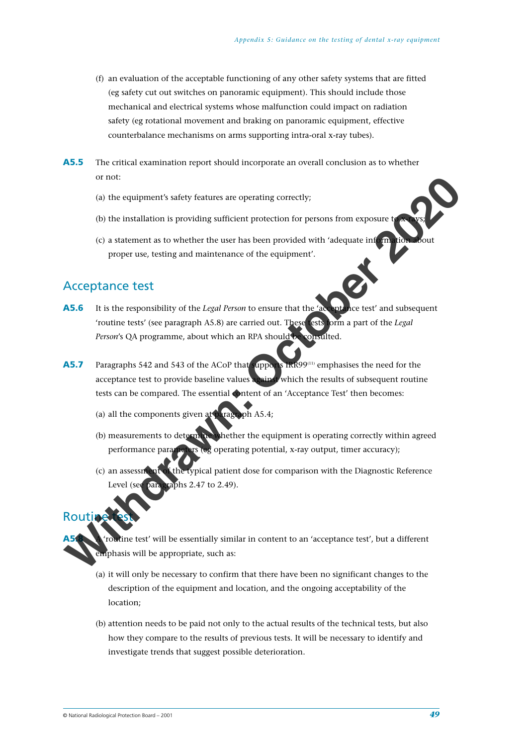(f) an evaluation of the acceptable functioning of any other safety systems that are fitted (eg safety cut out switches on panoramic equipment). This should include those mechanical and electrical systems whose malfunction could impact on radiation safety (eg rotational movement and braking on panoramic equipment, effective counterbalance mechanisms on arms supporting intra-oral x-ray tubes).

**A5.5** The critical examination report should incorporate an overall conclusion as to whether or not:

(a) the equipment's safety features are operating correctly;

(b) the installation is providing sufficient protection for persons from exposure to x-rays;

(c) a statement as to whether the user has been provided with 'adequate information about proper use, testing and maintenance of the equipment'.

## Acceptance test

**A5.6** It is the responsibility of the *Legal Person* to ensure that the 'acceptance test' and subsequent 'routine tests' (see paragraph A5.8) are carried out. These tests form a part of the *Legal Person*'s QA programme, about which an RPA should be consulted.

**A5.7** Paragraphs 542 and 543 of the ACoP that supports IRR99[11] emphasises the need for the acceptance test to provide baseline values against which the results of subsequent routine tests can be compared. The essential content of an 'Acceptance Test' then becomes:

(a) all the components given at paragraph A5.4;

(b) measurements to determine whether the equipment is operating correctly within agreed performance parameters (eg operating potential, x-ray output, timer accuracy);

(c) an assessment of the typical patient dose for comparison with the Diagnostic Reference Level (see paragraphs 2.47 to 2.49).

## Routine test

**A5.8** A 'routine test' will be essentially similar in content to an 'acceptance test', but a different emphasis will be appropriate, such as:

(a) it will only be necessary to confirm that there have been no significant changes to the description of the equipment and location, and the ongoing acceptability of the location;

(b) attention needs to be paid not only to the actual results of the technical tests, but also how they compare to the results of previous tests. It will be necessary to identify and investigate trends that suggest possible deterioration.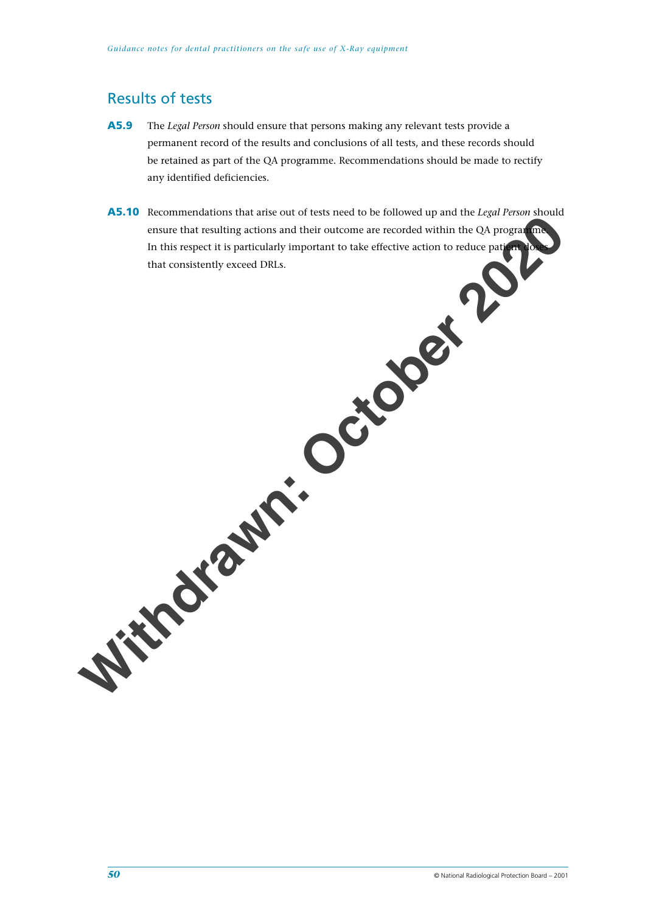## Results of tests

**A5.9** The *Legal Person* should ensure that persons making any relevant tests provide a permanent record of the results and conclusions of all tests, and these records should be retained as part of the QA programme. Recommendations should be made to rectify any identified deficiencies.

**A5.10** Recommendations that arise out of tests need to be followed up and the *Legal Person* should ensure that resulting actions and their outcome are recorded within the QA programme. In this respect it is particularly important to take effective action to reduce patient doses that consistently exceed DRLs.

**Withdrawn: October 2020**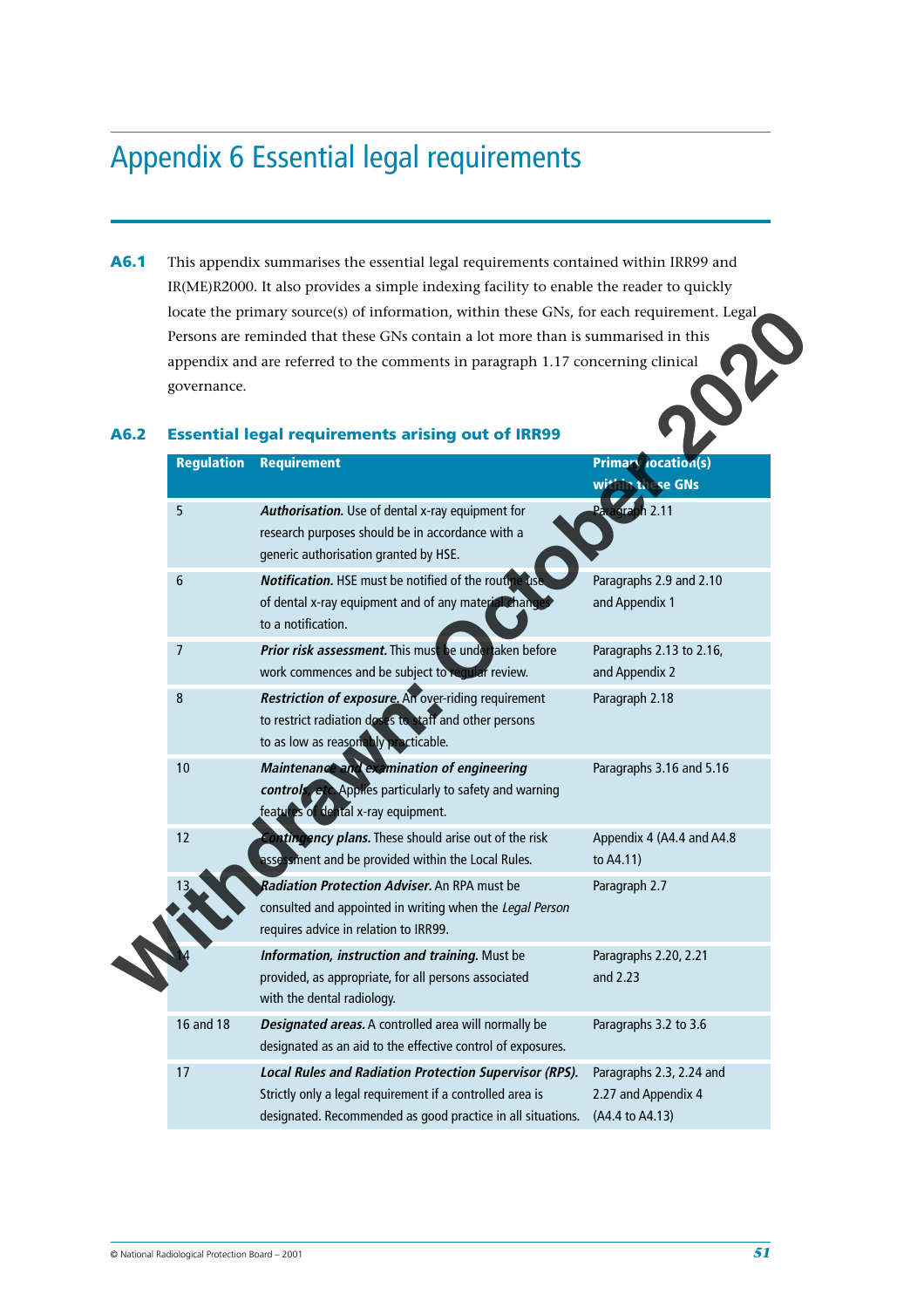# Appendix 6 Essential legal requirements

**A6.1** This appendix summarises the essential legal requirements contained within IRR99 and IR(ME)R2000. It also provides a simple indexing facility to enable the reader to quickly locate the primary source(s) of information, within these GNs, for each requirement. Legal Persons are reminded that these GNs contain a lot more than is summarised in this appendix and are referred to the comments in paragraph 1.17 concerning clinical governance.

## A6.2 Essential legal requirements arising out of IRR99

| Regulation | Requirement | Primary location(s) within these GNs |
|---|---|---|
| 5 | ***Authorisation.*** Use of dental x-ray equipment for research purposes should be in accordance with a generic authorisation granted by HSE. | Paragraph 2.11 |
| 6 | ***Notification.*** HSE must be notified of the routine use of dental x-ray equipment and of any material changes to a notification. | Paragraphs 2.9 and 2.10 and Appendix 1 |
| 7 | ***Prior risk assessment.*** This must be undertaken before work commences and be subject to regular review. | Paragraphs 2.13 to 2.16, and Appendix 2 |
| 8 | ***Restriction of exposure.*** An over-riding requirement to restrict radiation doses to staff and other persons to as low as reasonably practicable. | Paragraph 2.18 |
| 10 | ***Maintenance and examination of engineering controls, etc.*** Applies particularly to safety and warning features of dental x-ray equipment. | Paragraphs 3.16 and 5.16 |
| 12 | ***Contingency plans.*** These should arise out of the risk assessment and be provided within the Local Rules. | Appendix 4 (A4.4 and A4.8 to A4.11) |
| 13 | ***Radiation Protection Adviser.*** An RPA must be consulted and appointed in writing when the *Legal Person* requires advice in relation to IRR99. | Paragraph 2.7 |
| 14 | ***Information, instruction and training.*** Must be provided, as appropriate, for all persons associated with the dental radiology. | Paragraphs 2.20, 2.21 and 2.23 |
| 16 and 18 | ***Designated areas.*** A controlled area will normally be designated as an aid to the effective control of exposures. | Paragraphs 3.2 to 3.6 |
| 17 | ***Local Rules and Radiation Protection Supervisor (RPS).*** Strictly only a legal requirement if a controlled area is designated. Recommended as good practice in all situations. | Paragraphs 2.3, 2.24 and 2.27 and Appendix 4 (A4.4 to A4.13) |

© National Radiological Protection Board – 2001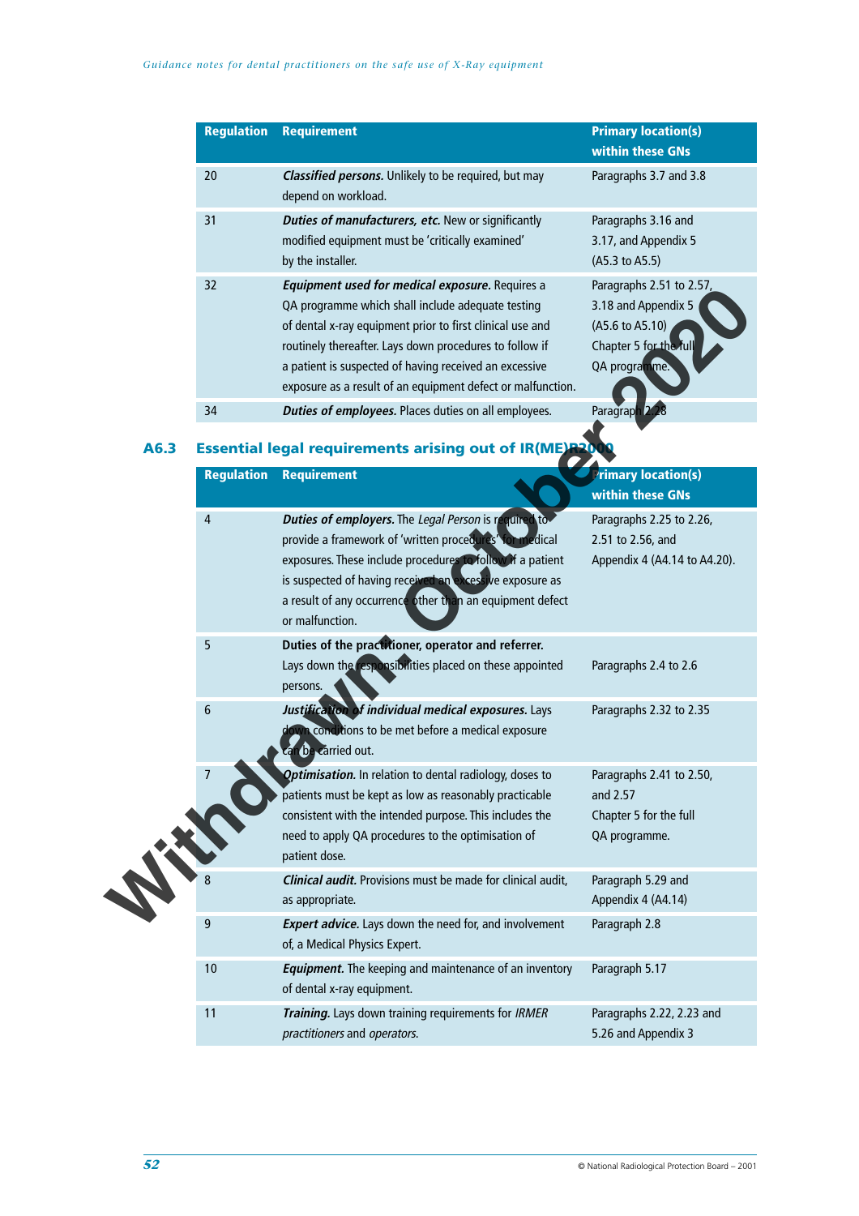| Regulation | Requirement | Primary location(s) within these GNs |
|---|---|---|
| 20 | ***Classified persons.*** Unlikely to be required, but may depend on workload. | Paragraphs 3.7 and 3.8 |
| 31 | ***Duties of manufacturers, etc.*** New or significantly modified equipment must be 'critically examined' by the installer. | Paragraphs 3.16 and 3.17, and Appendix 5 (A5.3 to A5.5) |
| 32 | ***Equipment used for medical exposure.*** Requires a QA programme which shall include adequate testing of dental x-ray equipment prior to first clinical use and routinely thereafter. Lays down procedures to follow if a patient is suspected of having received an excessive exposure as a result of an equipment defect or malfunction. | Paragraphs 2.51 to 2.57, 3.18 and Appendix 5 (A5.6 to A5.10) Chapter 5 for the full QA programme. |
| 34 | ***Duties of employees.*** Places duties on all employees. | Paragraph 2.28 |

## A6.3 Essential legal requirements arising out of IR(ME)R2000

| Regulation | Requirement | Primary location(s) within these GNs |
|---|---|---|
| 4 | ***Duties of employers.*** The *Legal Person* is required to provide a framework of 'written procedures' for medical exposures. These include procedures to follow if a patient is suspected of having received an excessive exposure as a result of any occurrence other than an equipment defect or malfunction. | Paragraphs 2.25 to 2.26, 2.51 to 2.56, and Appendix 4 (A4.14 to A4.20). |
| 5 | **Duties of the practitioner, operator and referrer.** Lays down the responsibilities placed on these appointed persons. | Paragraphs 2.4 to 2.6 |
| 6 | ***Justification of individual medical exposures.*** Lays down conditions to be met before a medical exposure can be carried out. | Paragraphs 2.32 to 2.35 |
| 7 | ***Optimisation.*** In relation to dental radiology, doses to patients must be kept as low as reasonably practicable consistent with the intended purpose. This includes the need to apply QA procedures to the optimisation of patient dose. | Paragraphs 2.41 to 2.50, and 2.57 Chapter 5 for the full QA programme. |
| 8 | ***Clinical audit.*** Provisions must be made for clinical audit, as appropriate. | Paragraph 5.29 and Appendix 4 (A4.14) |
| 9 | ***Expert advice.*** Lays down the need for, and involvement of, a Medical Physics Expert. | Paragraph 2.8 |
| 10 | ***Equipment.*** The keeping and maintenance of an inventory of dental x-ray equipment. | Paragraph 5.17 |
| 11 | ***Training.*** Lays down training requirements for *IRMER practitioners* and *operators.* | Paragraphs 2.22, 2.23 and 5.26 and Appendix 3 |

Withdrawn: October 2020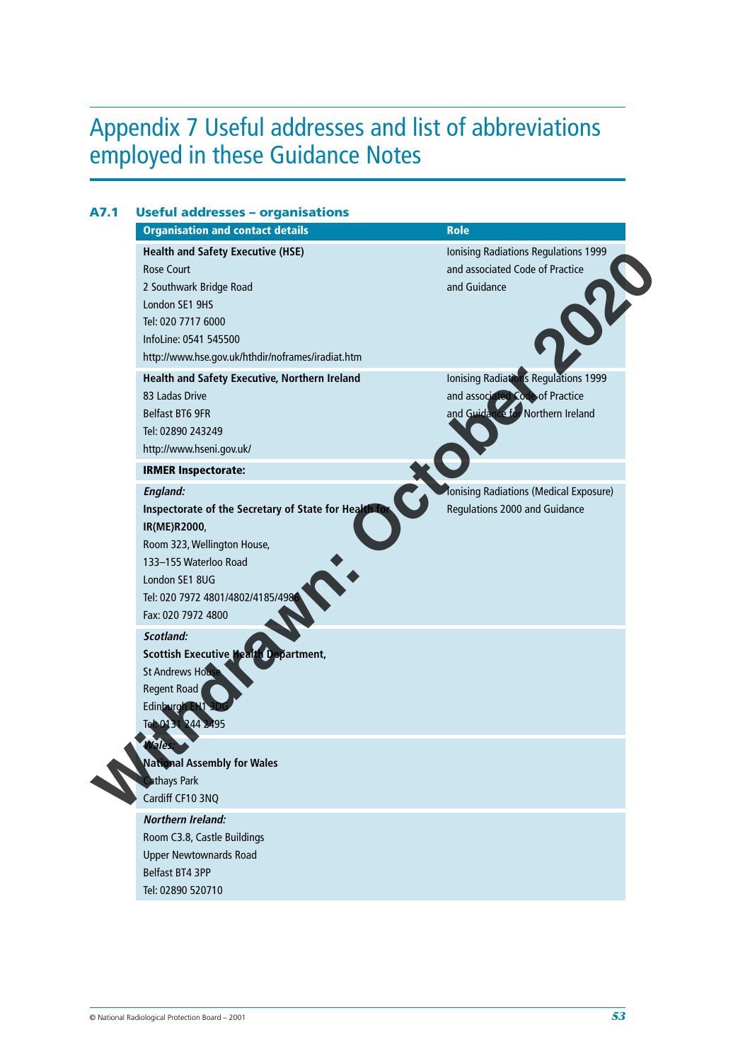# Appendix 7 Useful addresses and list of abbreviations employed in these Guidance Notes

## A7.1 Useful addresses – organisations

| Organisation and contact details | Role |
|---|---|
| **Health and Safety Executive (HSE)**<br>Rose Court<br>2 Southwark Bridge Road<br>London SE1 9HS<br>Tel: 020 7717 6000<br>InfoLine: 0541 545500<br>http://www.hse.gov.uk/hthdir/noframes/iradiat.htm | Ionising Radiations Regulations 1999 and associated Code of Practice and Guidance |
| **Health and Safety Executive, Northern Ireland**<br>83 Ladas Drive<br>Belfast BT6 9FR<br>Tel: 02890 243249<br>http://www.hseni.gov.uk/ | Ionising Radiations Regulations 1999 and associated Code of Practice and Guidance for Northern Ireland |
| **IRMER Inspectorate:** | |
| ***England:***<br>**Inspectorate of the Secretary of State for Health for IR(ME)R2000**,<br>Room 323, Wellington House,<br>133–155 Waterloo Road<br>London SE1 8UG<br>Tel: 020 7972 4801/4802/4185/4986<br>Fax: 020 7972 4800 | Ionising Radiations (Medical Exposure) Regulations 2000 and Guidance |
| ***Scotland:***<br>**Scottish Executive Health Department**,<br>St Andrews House<br>Regent Road<br>Edinburgh EH1 3DG<br>Tel: 0131 244 2495 | |
| ***Wales:***<br>**National Assembly for Wales**<br>Cathays Park<br>Cardiff CF10 3NQ | |
| ***Northern Ireland:***<br>Room C3.8, Castle Buildings<br>Upper Newtownards Road<br>Belfast BT4 3PP<br>Tel: 02890 520710 | |

Withdrawn: October 2020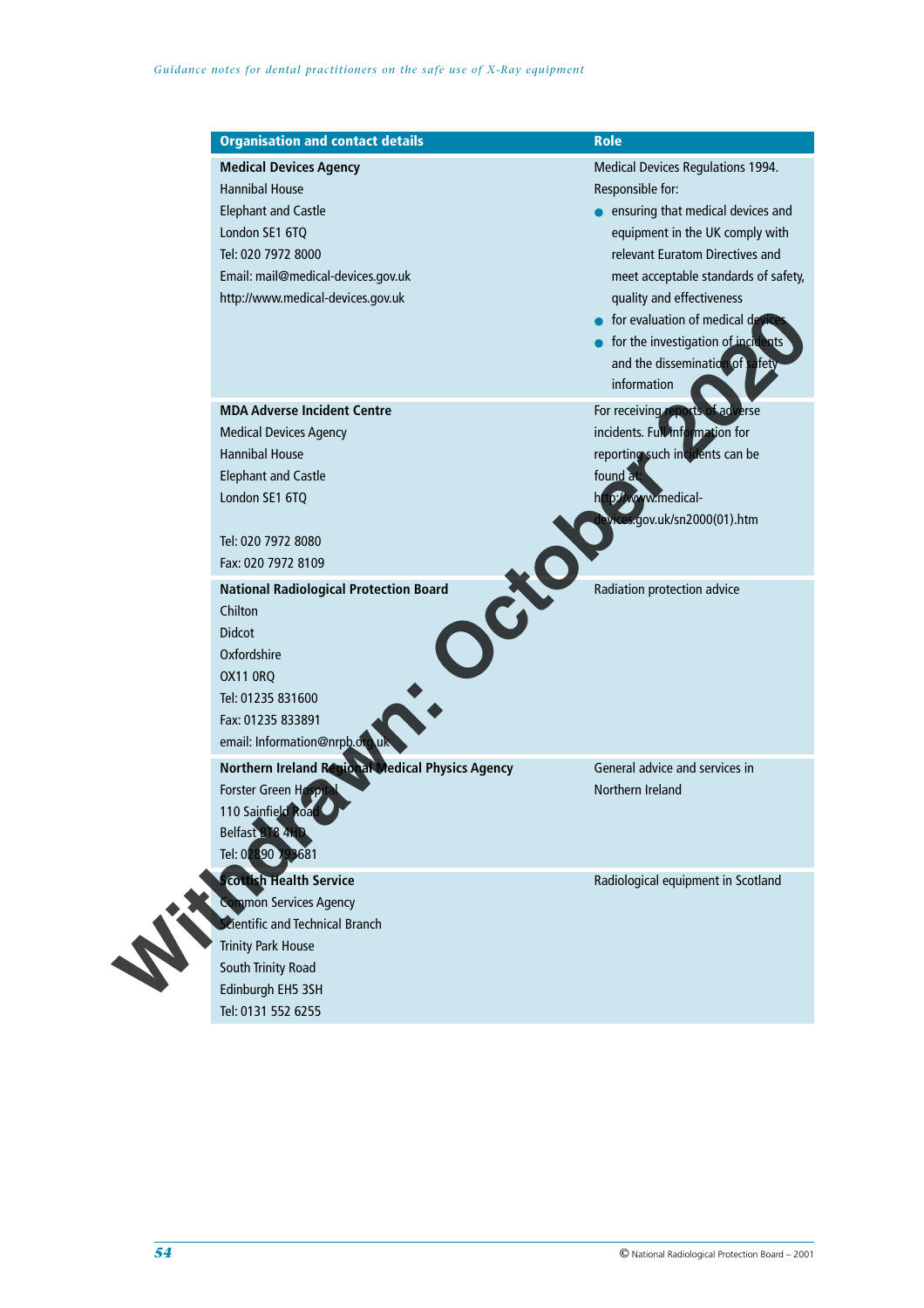| Organisation and contact details | Role |
|---|---|
| **Medical Devices Agency**<br>Hannibal House<br>Elephant and Castle<br>London SE1 6TQ<br>Tel: 020 7972 8000<br>Email: mail@medical-devices.gov.uk<br>http://www.medical-devices.gov.uk | Medical Devices Regulations 1994.<br>Responsible for:<br>• ensuring that medical devices and equipment in the UK comply with relevant Euratom Directives and meet acceptable standards of safety, quality and effectiveness<br>• for evaluation of medical devices<br>• for the investigation of incidents and the dissemination of safety information |
| **MDA Adverse Incident Centre**<br>Medical Devices Agency<br>Hannibal House<br>Elephant and Castle<br>London SE1 6TQ<br><br>Tel: 020 7972 8080<br>Fax: 020 7972 8109 | For receiving reports of adverse incidents. Full information for reporting such incidents can be found at:<br>http://www.medical-devices.gov.uk/sn2000(01).htm |
| **National Radiological Protection Board**<br>Chilton<br>Didcot<br>Oxfordshire<br>OX11 0RQ<br>Tel: 01235 831600<br>Fax: 01235 833891<br>email: Information@nrpb.org.uk | Radiation protection advice |
| **Northern Ireland Regional Medical Physics Agency**<br>Forster Green Hospital<br>110 Sainfield Road<br>Belfast BT8 4HD<br>Tel: 02890 793681 | General advice and services in Northern Ireland |
| **Scottish Health Service**<br>Common Services Agency<br>Scientific and Technical Branch<br>Trinity Park House<br>South Trinity Road<br>Edinburgh EH5 3SH<br>Tel: 0131 552 6255 | Radiological equipment in Scotland |

Withdrawn: October 2020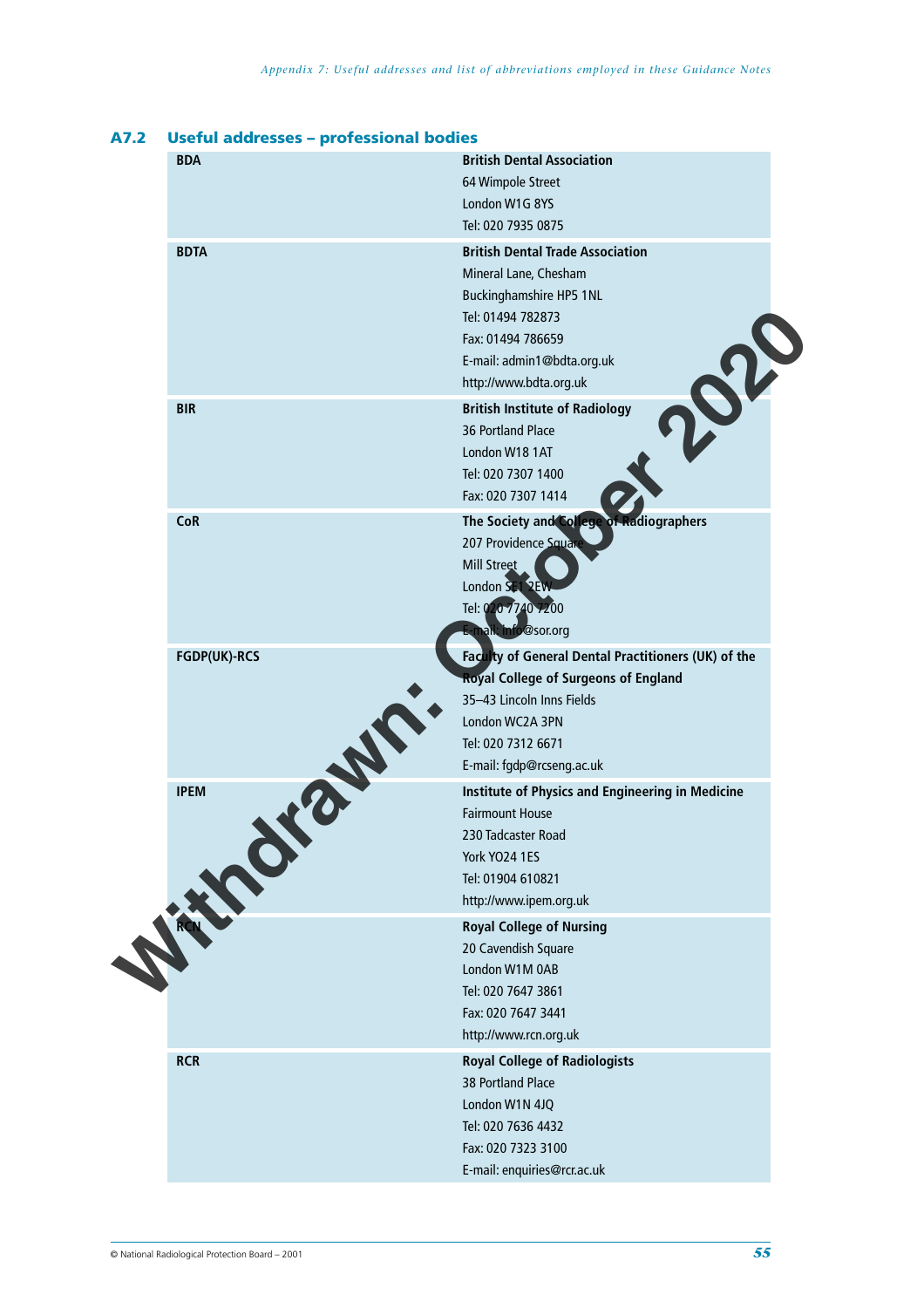## A7.2 Useful addresses – professional bodies

| | |
|---|---|
| **BDA** | **British Dental Association**<br>64 Wimpole Street<br>London W1G 8YS<br>Tel: 020 7935 0875 |
| **BDTA** | **British Dental Trade Association**<br>Mineral Lane, Chesham<br>Buckinghamshire HP5 1NL<br>Tel: 01494 782873<br>Fax: 01494 786659<br>E-mail: admin1@bdta.org.uk<br>http://www.bdta.org.uk |
| **BIR** | **British Institute of Radiology**<br>36 Portland Place<br>London W18 1AT<br>Tel: 020 7307 1400<br>Fax: 020 7307 1414 |
| **CoR** | **The Society and College of Radiographers**<br>207 Providence Square<br>Mill Street<br>London SE1 2EW<br>Tel: 020 7740 7200<br>E-mail: info@sor.org |
| **FGDP(UK)-RCS** | **Faculty of General Dental Practitioners (UK) of the Royal College of Surgeons of England**<br>35–43 Lincoln Inns Fields<br>London WC2A 3PN<br>Tel: 020 7312 6671<br>E-mail: fgdp@rcseng.ac.uk |
| **IPEM** | **Institute of Physics and Engineering in Medicine**<br>Fairmount House<br>230 Tadcaster Road<br>York YO24 1ES<br>Tel: 01904 610821<br>http://www.ipem.org.uk |
| **RCN** | **Royal College of Nursing**<br>20 Cavendish Square<br>London W1M 0AB<br>Tel: 020 7647 3861<br>Fax: 020 7647 3441<br>http://www.rcn.org.uk |
| **RCR** | **Royal College of Radiologists**<br>38 Portland Place<br>London W1N 4JQ<br>Tel: 020 7636 4432<br>Fax: 020 7323 3100<br>E-mail: enquiries@rcr.ac.uk |

Withdrawn: October 2020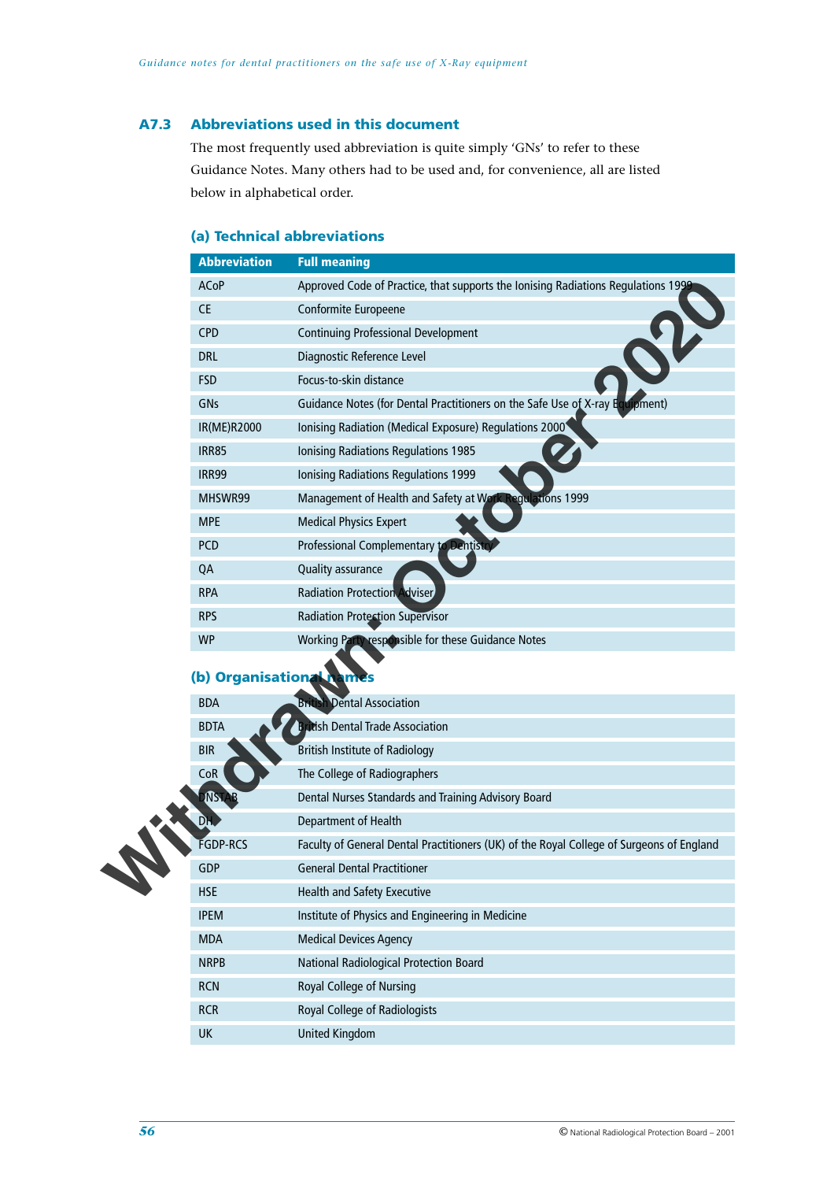## A7.3 Abbreviations used in this document

The most frequently used abbreviation is quite simply 'GNs' to refer to these Guidance Notes. Many others had to be used and, for convenience, all are listed below in alphabetical order.

### (a) Technical abbreviations

| Abbreviation | Full meaning |
|---|---|
| ACoP | Approved Code of Practice, that supports the Ionising Radiations Regulations 1999 |
| CE | Conformite Europeene |
| CPD | Continuing Professional Development |
| DRL | Diagnostic Reference Level |
| FSD | Focus-to-skin distance |
| GNs | Guidance Notes (for Dental Practitioners on the Safe Use of X-ray Equipment) |
| IR(ME)R2000 | Ionising Radiation (Medical Exposure) Regulations 2000 |
| IRR85 | Ionising Radiations Regulations 1985 |
| IRR99 | Ionising Radiations Regulations 1999 |
| MHSWR99 | Management of Health and Safety at Work Regulations 1999 |
| MPE | Medical Physics Expert |
| PCD | Professional Complementary to Dentistry |
| QA | Quality assurance |
| RPA | Radiation Protection Adviser |
| RPS | Radiation Protection Supervisor |
| WP | Working Party responsible for these Guidance Notes |

### (b) Organisational names

| Abbreviation | Full meaning |
|---|---|
| BDA | British Dental Association |
| BDTA | British Dental Trade Association |
| BIR | British Institute of Radiology |
| CoR | The College of Radiographers |
| DNSTAB | Dental Nurses Standards and Training Advisory Board |
| DH | Department of Health |
| FGDP-RCS | Faculty of General Dental Practitioners (UK) of the Royal College of Surgeons of England |
| GDP | General Dental Practitioner |
| HSE | Health and Safety Executive |
| IPEM | Institute of Physics and Engineering in Medicine |
| MDA | Medical Devices Agency |
| NRPB | National Radiological Protection Board |
| RCN | Royal College of Nursing |
| RCR | Royal College of Radiologists |
| UK | United Kingdom |

Withdrawn: October 2020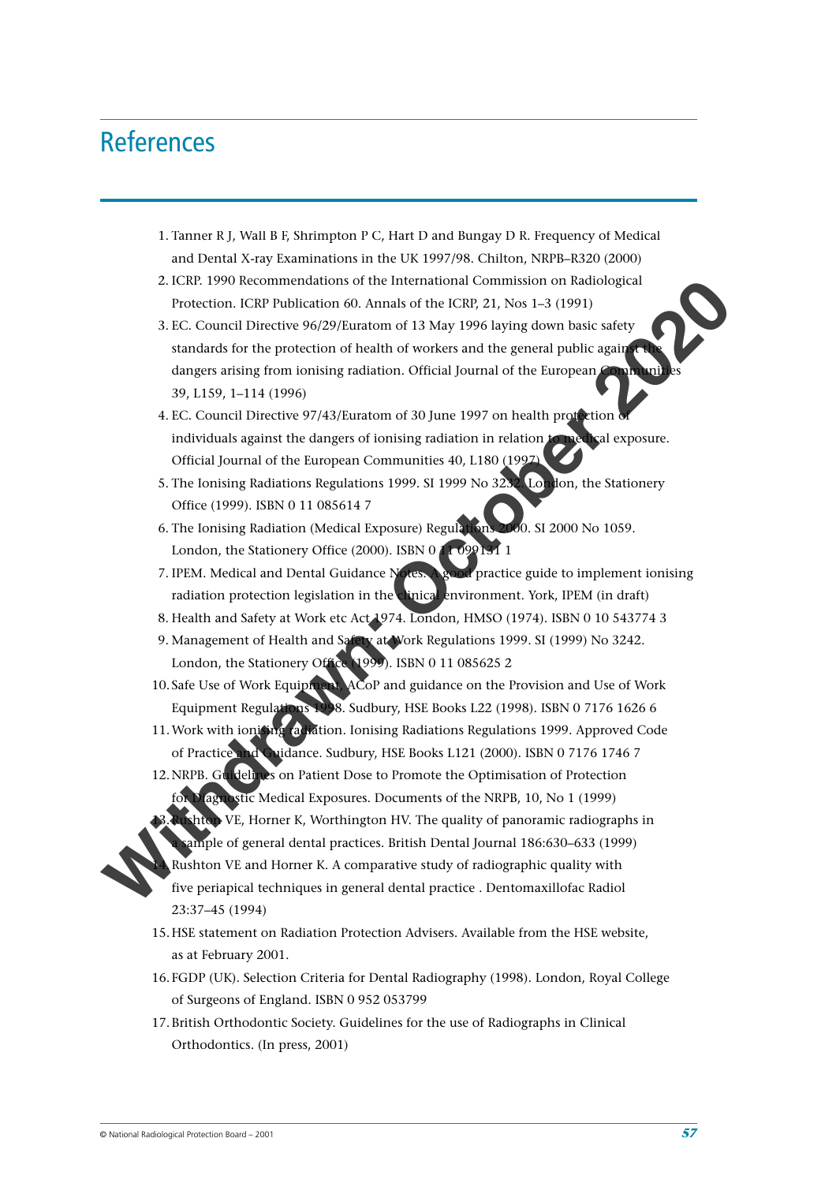# References

1. Tanner R J, Wall B F, Shrimpton P C, Hart D and Bungay D R. Frequency of Medical and Dental X-ray Examinations in the UK 1997/98. Chilton, NRPB–R320 (2000)
2. ICRP. 1990 Recommendations of the International Commission on Radiological Protection. ICRP Publication 60. Annals of the ICRP, 21, Nos 1–3 (1991)
3. EC. Council Directive 96/29/Euratom of 13 May 1996 laying down basic safety standards for the protection of health of workers and the general public against the dangers arising from ionising radiation. Official Journal of the European Communities 39, L159, 1–114 (1996)
4. EC. Council Directive 97/43/Euratom of 30 June 1997 on health protection of individuals against the dangers of ionising radiation in relation to medical exposure. Official Journal of the European Communities 40, L180 (1997)
5. The Ionising Radiations Regulations 1999. SI 1999 No 3232. London, the Stationery Office (1999). ISBN 0 11 085614 7
6. The Ionising Radiation (Medical Exposure) Regulations 2000. SI 2000 No 1059. London, the Stationery Office (2000). ISBN 0 11 099131 1
7. IPEM. Medical and Dental Guidance Notes. A good practice guide to implement ionising radiation protection legislation in the clinical environment. York, IPEM (in draft)
8. Health and Safety at Work etc Act 1974. London, HMSO (1974). ISBN 0 10 543774 3
9. Management of Health and Safety at Work Regulations 1999. SI (1999) No 3242. London, the Stationery Office (1999). ISBN 0 11 085625 2
10. Safe Use of Work Equipment. ACoP and guidance on the Provision and Use of Work Equipment Regulations 1998. Sudbury, HSE Books L22 (1998). ISBN 0 7176 1626 6
11. Work with ionising radiation. Ionising Radiations Regulations 1999. Approved Code of Practice and Guidance. Sudbury, HSE Books L121 (2000). ISBN 0 7176 1746 7
12. NRPB. Guidelines on Patient Dose to Promote the Optimisation of Protection for Diagnostic Medical Exposures. Documents of the NRPB, 10, No 1 (1999)
13. Rushton VE, Horner K, Worthington HV. The quality of panoramic radiographs in a sample of general dental practices. British Dental Journal 186:630–633 (1999)
14. Rushton VE and Horner K. A comparative study of radiographic quality with five periapical techniques in general dental practice . Dentomaxillofac Radiol 23:37–45 (1994)
15. HSE statement on Radiation Protection Advisers. Available from the HSE website, as at February 2001.
16. FGDP (UK). Selection Criteria for Dental Radiography (1998). London, Royal College of Surgeons of England. ISBN 0 952 053799
17. British Orthodontic Society. Guidelines for the use of Radiographs in Clinical Orthodontics. (In press, 2001)

Withdrawn: October 2020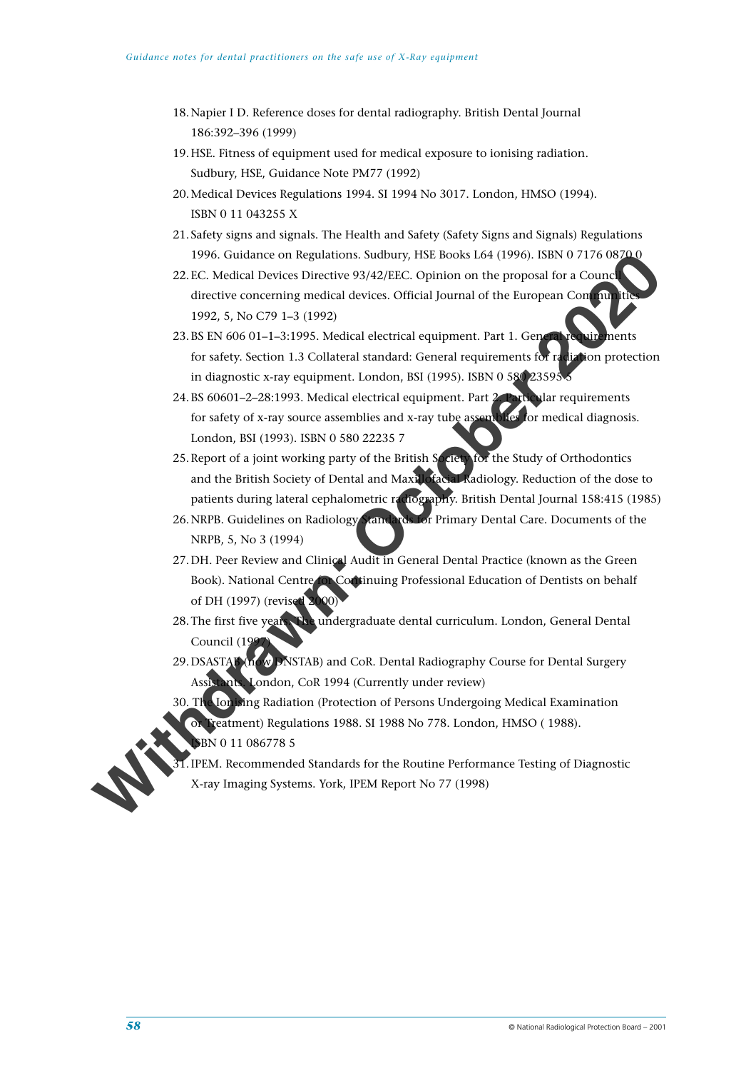18. Napier I D. Reference doses for dental radiography. British Dental Journal 186:392–396 (1999)
19. HSE. Fitness of equipment used for medical exposure to ionising radiation. Sudbury, HSE, Guidance Note PM77 (1992)
20. Medical Devices Regulations 1994. SI 1994 No 3017. London, HMSO (1994). ISBN 0 11 043255 X
21. Safety signs and signals. The Health and Safety (Safety Signs and Signals) Regulations 1996. Guidance on Regulations. Sudbury, HSE Books L64 (1996). ISBN 0 7176 0870 0
22. EC. Medical Devices Directive 93/42/EEC. Opinion on the proposal for a Council directive concerning medical devices. Official Journal of the European Communities 1992, 5, No C79 1–3 (1992)
23. BS EN 606 01–1–3:1995. Medical electrical equipment. Part 1. General requirements for safety. Section 1.3 Collateral standard: General requirements for radiation protection in diagnostic x-ray equipment. London, BSI (1995). ISBN 0 580 23595 8
24. BS 60601–2–28:1993. Medical electrical equipment. Part 2. Particular requirements for safety of x-ray source assemblies and x-ray tube assemblies for medical diagnosis. London, BSI (1993). ISBN 0 580 22235 7
25. Report of a joint working party of the British Society for the Study of Orthodontics and the British Society of Dental and Maxillofacial Radiology. Reduction of the dose to patients during lateral cephalometric radiography. British Dental Journal 158:415 (1985)
26. NRPB. Guidelines on Radiology Standards for Primary Dental Care. Documents of the NRPB, 5, No 3 (1994)
27. DH. Peer Review and Clinical Audit in General Dental Practice (known as the Green Book). National Centre for Continuing Professional Education of Dentists on behalf of DH (1997) (revised 2000)
28. The first five years. The undergraduate dental curriculum. London, General Dental Council (1997)
29. DSASTAB (now DNSTAB) and CoR. Dental Radiography Course for Dental Surgery Assistants. London, CoR 1994 (Currently under review)
30. The Ionising Radiation (Protection of Persons Undergoing Medical Examination or Treatment) Regulations 1988. SI 1988 No 778. London, HMSO ( 1988). ISBN 0 11 086778 5
31. IPEM. Recommended Standards for the Routine Performance Testing of Diagnostic X-ray Imaging Systems. York, IPEM Report No 77 (1998)

Withdrawn: October 2020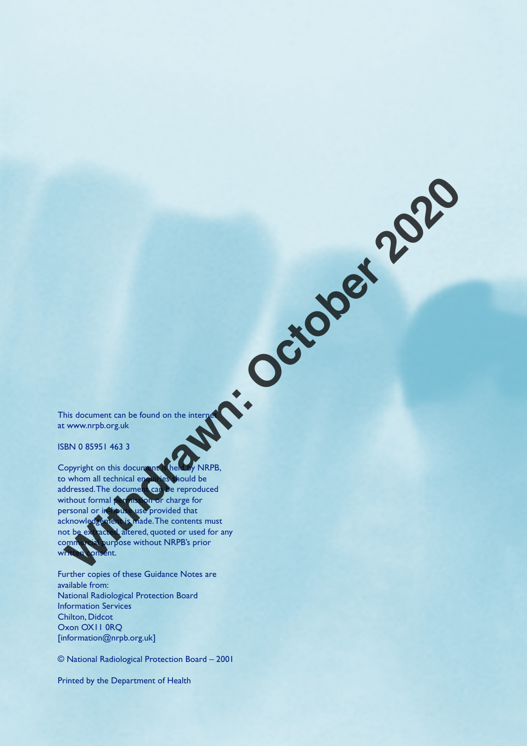Withdrawn: October 2020

This document can be found on the internet at www.nrpb.org.uk

ISBN 0 85951 463 3

Copyright on this document is held by NRPB, to whom all technical enquiries should be addressed. The document can be reproduced without formal permission or charge for personal or in-house use provided that acknowledgement is made. The contents must not be extracted, altered, quoted or used for any commercial purpose without NRPB's prior written consent.

Further copies of these Guidance Notes are available from:
National Radiological Protection Board
Information Services
Chilton, Didcot
Oxon OX11 0RQ
[information@nrpb.org.uk]

© National Radiological Protection Board – 2001

Printed by the Department of Health